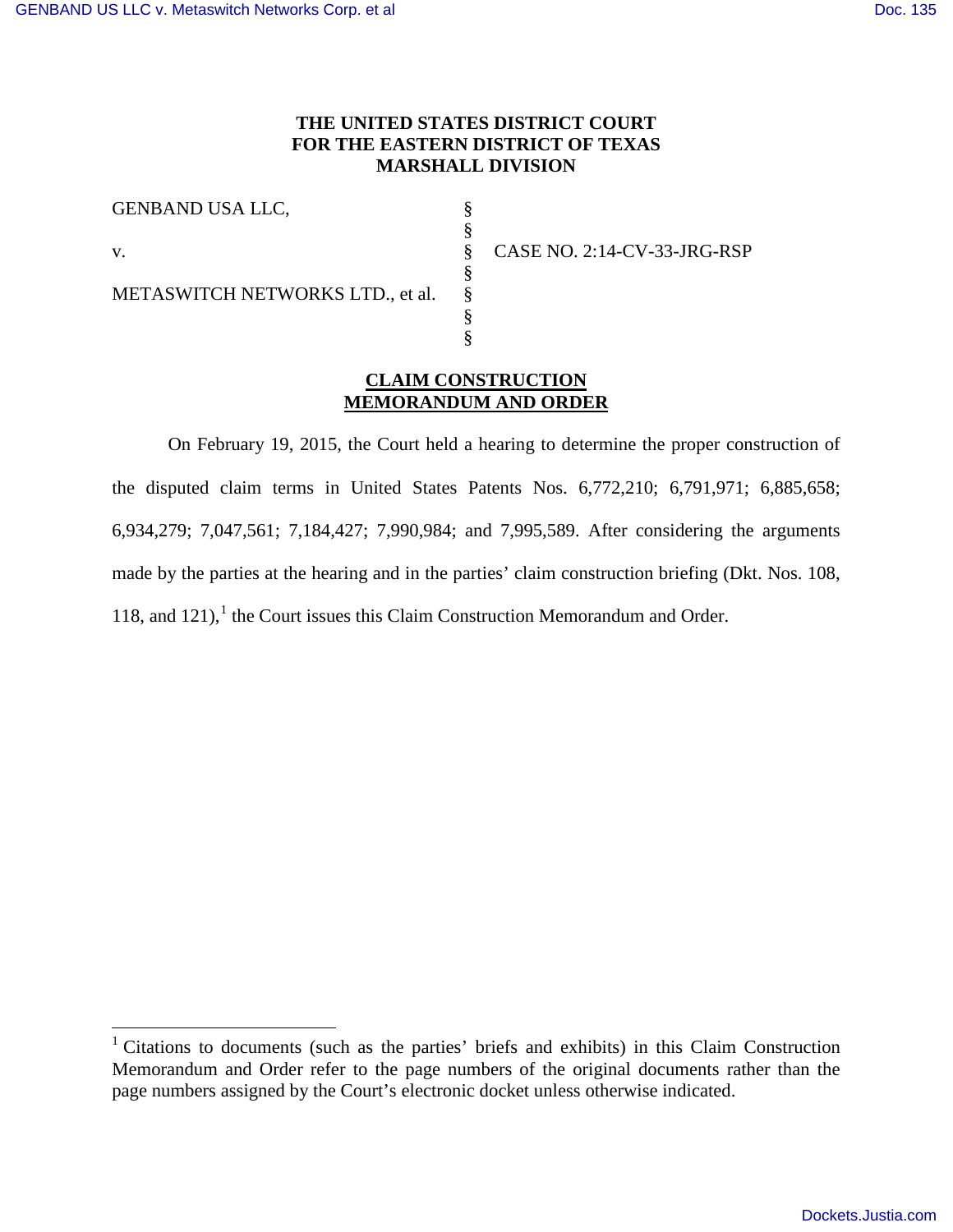# THE UNITED STATES DISTRICT COURT
# FOR THE EASTERN DISTRICT OF TEXAS
# MARSHALL DIVISION

| | | |
|---|---|---|
| GENBAND USA LLC, | § | |
| | § | |
| v. | § | CASE NO. 2:14-CV-33-JRG-RSP |
| | § | |
| METASWITCH NETWORKS LTD., et al. | § | |
| | § | |
| | § | |

## CLAIM CONSTRUCTION MEMORANDUM AND ORDER

On February 19, 2015, the Court held a hearing to determine the proper construction of the disputed claim terms in United States Patents Nos. 6,772,210; 6,791,971; 6,885,658; 6,934,279; 7,047,561; 7,184,427; 7,990,984; and 7,995,589. After considering the arguments made by the parties at the hearing and in the parties' claim construction briefing (Dkt. Nos. 108, 118, and 121),[1] the Court issues this Claim Construction Memorandum and Order.

[1] Citations to documents (such as the parties' briefs and exhibits) in this Claim Construction Memorandum and Order refer to the page numbers of the original documents rather than the page numbers assigned by the Court's electronic docket unless otherwise indicated.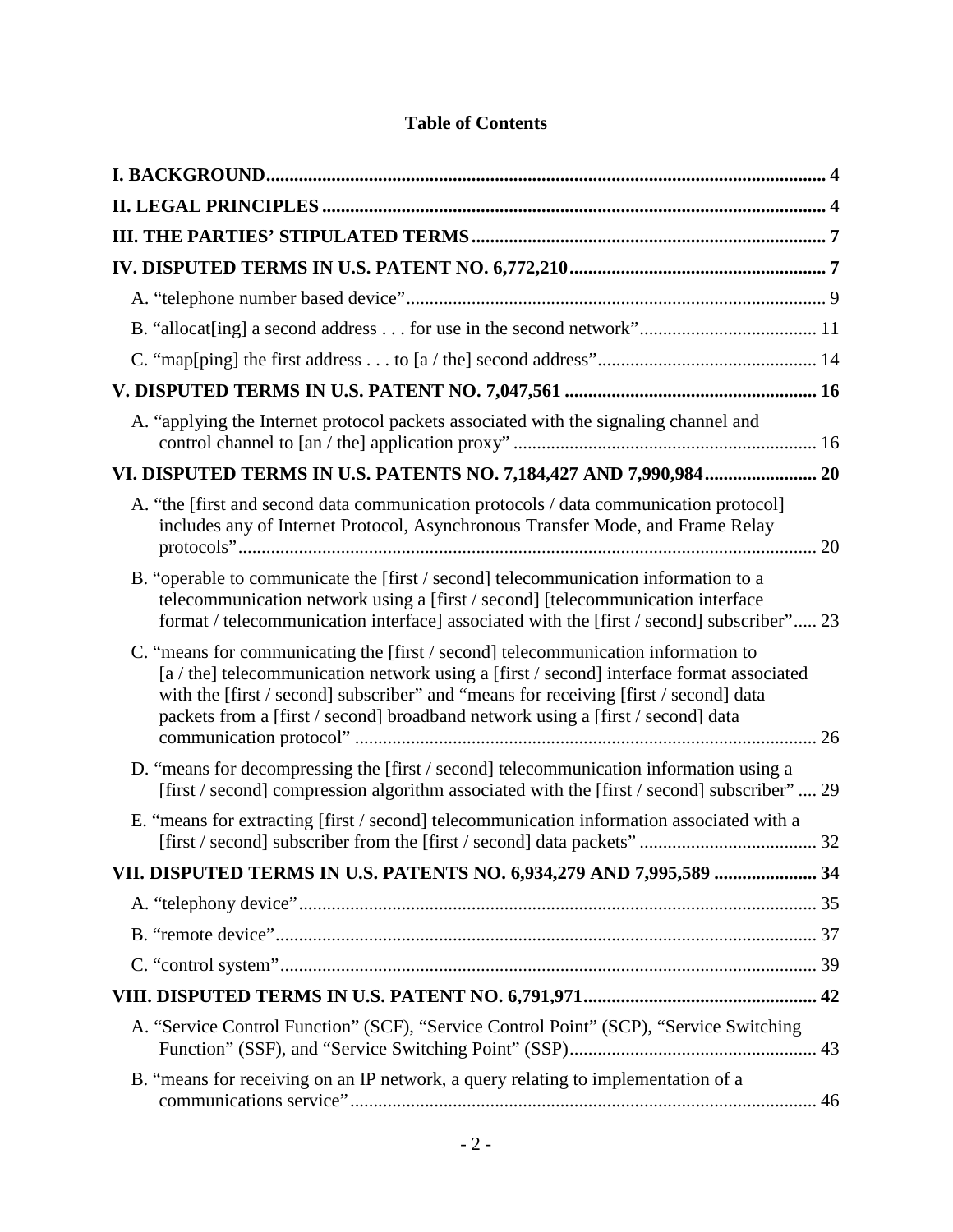**Table of Contents**

**I. BACKGROUND** .......... 4

**II. LEGAL PRINCIPLES** .......... 4

**III. THE PARTIES' STIPULATED TERMS** .......... 7

**IV. DISPUTED TERMS IN U.S. PATENT NO. 6,772,210** .......... 7

- A. "telephone number based device" .......... 9
- B. "allocat[ing] a second address . . . for use in the second network" .......... 11
- C. "map[ping] the first address . . . to [a / the] second address" .......... 14

**V. DISPUTED TERMS IN U.S. PATENT NO. 7,047,561** .......... 16

- A. "applying the Internet protocol packets associated with the signaling channel and control channel to [an / the] application proxy" .......... 16

**VI. DISPUTED TERMS IN U.S. PATENTS NO. 7,184,427 AND 7,990,984** .......... 20

- A. "the [first and second data communication protocols / data communication protocol] includes any of Internet Protocol, Asynchronous Transfer Mode, and Frame Relay protocols" .......... 20
- B. "operable to communicate the [first / second] telecommunication information to a telecommunication network using a [first / second] [telecommunication interface format / telecommunication interface] associated with the [first / second] subscriber" .......... 23
- C. "means for communicating the [first / second] telecommunication information to [a / the] telecommunication network using a [first / second] interface format associated with the [first / second] subscriber" and "means for receiving [first / second] data packets from a [first / second] broadband network using a [first / second] data communication protocol" .......... 26
- D. "means for decompressing the [first / second] telecommunication information using a [first / second] compression algorithm associated with the [first / second] subscriber" .......... 29
- E. "means for extracting [first / second] telecommunication information associated with a [first / second] subscriber from the [first / second] data packets" .......... 32

**VII. DISPUTED TERMS IN U.S. PATENTS NO. 6,934,279 AND 7,995,589** .......... 34

- A. "telephony device" .......... 35
- B. "remote device" .......... 37
- C. "control system" .......... 39

**VIII. DISPUTED TERMS IN U.S. PATENT NO. 6,791,971** .......... 42

- A. "Service Control Function" (SCF), "Service Control Point" (SCP), "Service Switching Function" (SSF), and "Service Switching Point" (SSP) .......... 43
- B. "means for receiving on an IP network, a query relating to implementation of a communications service" .......... 46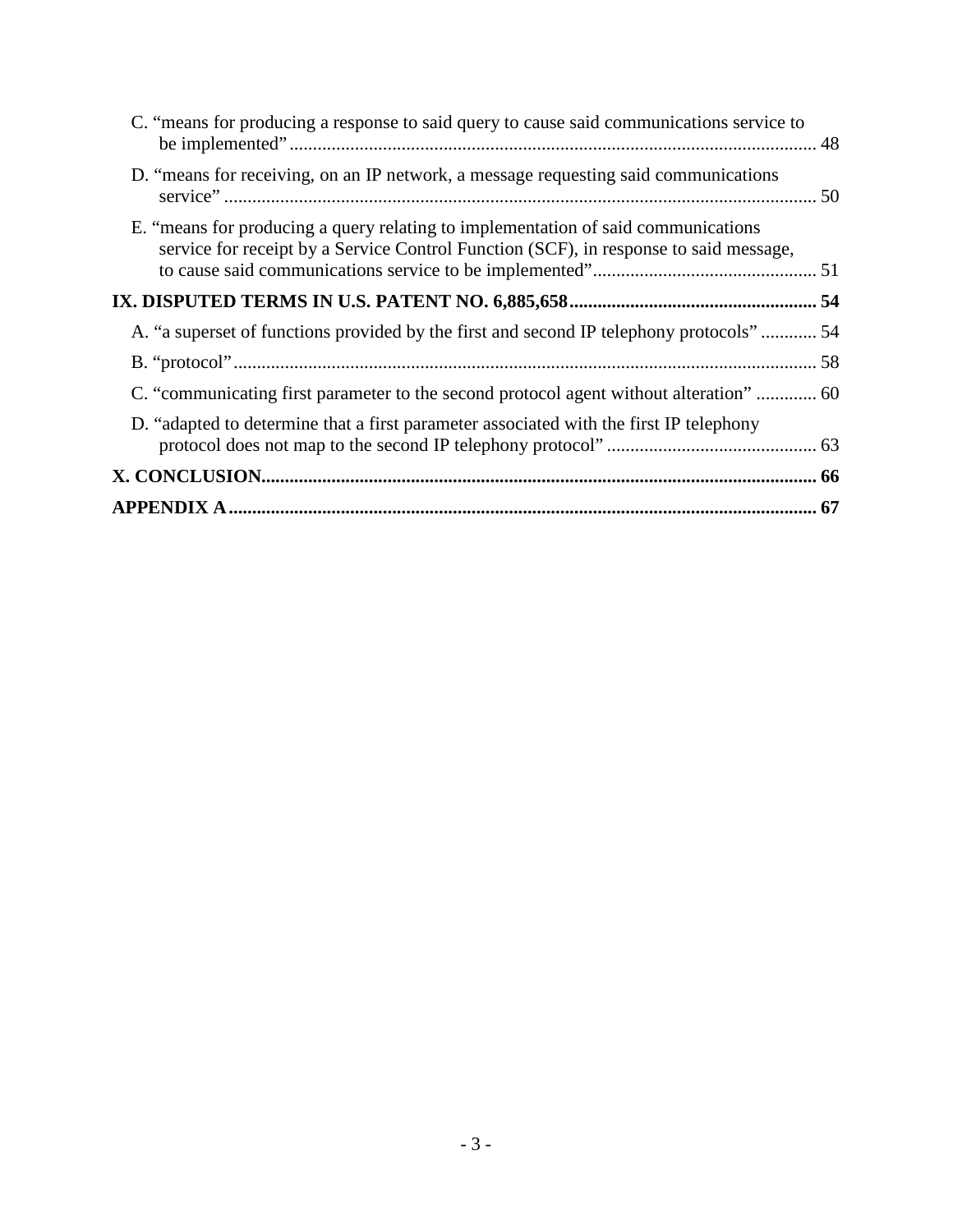C. "means for producing a response to said query to cause said communications service to be implemented" ........ 48

D. "means for receiving, on an IP network, a message requesting said communications service" ........ 50

E. "means for producing a query relating to implementation of said communications service for receipt by a Service Control Function (SCF), in response to said message, to cause said communications service to be implemented" ........ 51

**IX. DISPUTED TERMS IN U.S. PATENT NO. 6,885,658 ........ 54**

A. "a superset of functions provided by the first and second IP telephony protocols" ........ 54

B. "protocol" ........ 58

C. "communicating first parameter to the second protocol agent without alteration" ........ 60

D. "adapted to determine that a first parameter associated with the first IP telephony protocol does not map to the second IP telephony protocol" ........ 63

**X. CONCLUSION ........ 66**

**APPENDIX A ........ 67**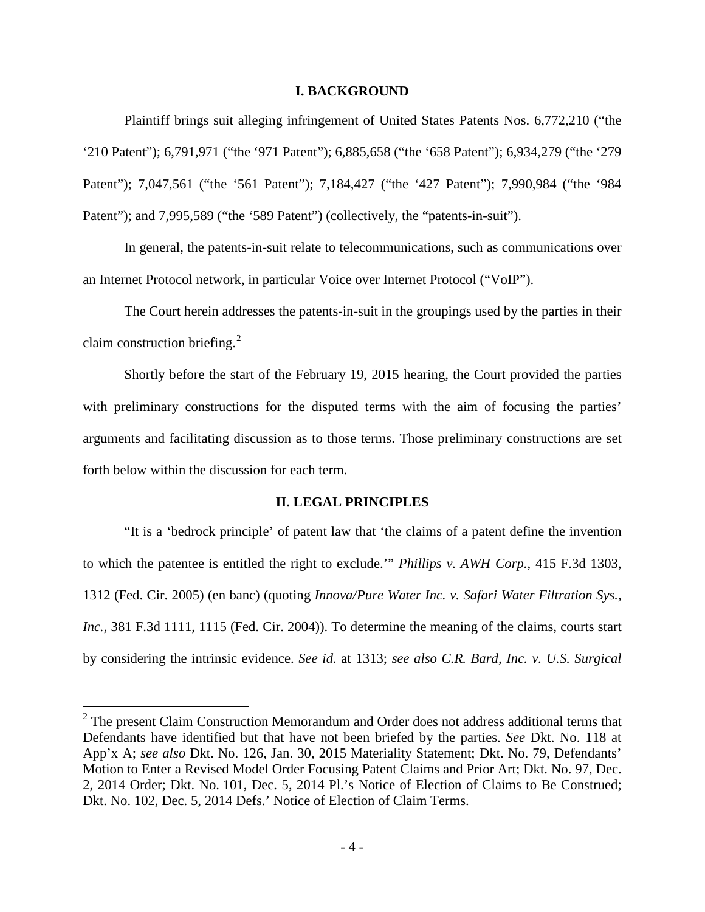## I. BACKGROUND

Plaintiff brings suit alleging infringement of United States Patents Nos. 6,772,210 ("the '210 Patent"); 6,791,971 ("the '971 Patent"); 6,885,658 ("the '658 Patent"); 6,934,279 ("the '279 Patent"); 7,047,561 ("the '561 Patent"); 7,184,427 ("the '427 Patent"); 7,990,984 ("the '984 Patent"); and 7,995,589 ("the '589 Patent") (collectively, the "patents-in-suit").

In general, the patents-in-suit relate to telecommunications, such as communications over an Internet Protocol network, in particular Voice over Internet Protocol ("VoIP").

The Court herein addresses the patents-in-suit in the groupings used by the parties in their claim construction briefing.[2]

Shortly before the start of the February 19, 2015 hearing, the Court provided the parties with preliminary constructions for the disputed terms with the aim of focusing the parties' arguments and facilitating discussion as to those terms. Those preliminary constructions are set forth below within the discussion for each term.

## II. LEGAL PRINCIPLES

"It is a 'bedrock principle' of patent law that 'the claims of a patent define the invention to which the patentee is entitled the right to exclude.'" *Phillips v. AWH Corp.*, 415 F.3d 1303, 1312 (Fed. Cir. 2005) (en banc) (quoting *Innova/Pure Water Inc. v. Safari Water Filtration Sys., Inc.*, 381 F.3d 1111, 1115 (Fed. Cir. 2004)). To determine the meaning of the claims, courts start by considering the intrinsic evidence. *See id.* at 1313; *see also C.R. Bard, Inc. v. U.S. Surgical*

---

[2] The present Claim Construction Memorandum and Order does not address additional terms that Defendants have identified but that have not been briefed by the parties. *See* Dkt. No. 118 at App'x A; *see also* Dkt. No. 126, Jan. 30, 2015 Materiality Statement; Dkt. No. 79, Defendants' Motion to Enter a Revised Model Order Focusing Patent Claims and Prior Art; Dkt. No. 97, Dec. 2, 2014 Order; Dkt. No. 101, Dec. 5, 2014 Pl.'s Notice of Election of Claims to Be Construed; Dkt. No. 102, Dec. 5, 2014 Defs.' Notice of Election of Claim Terms.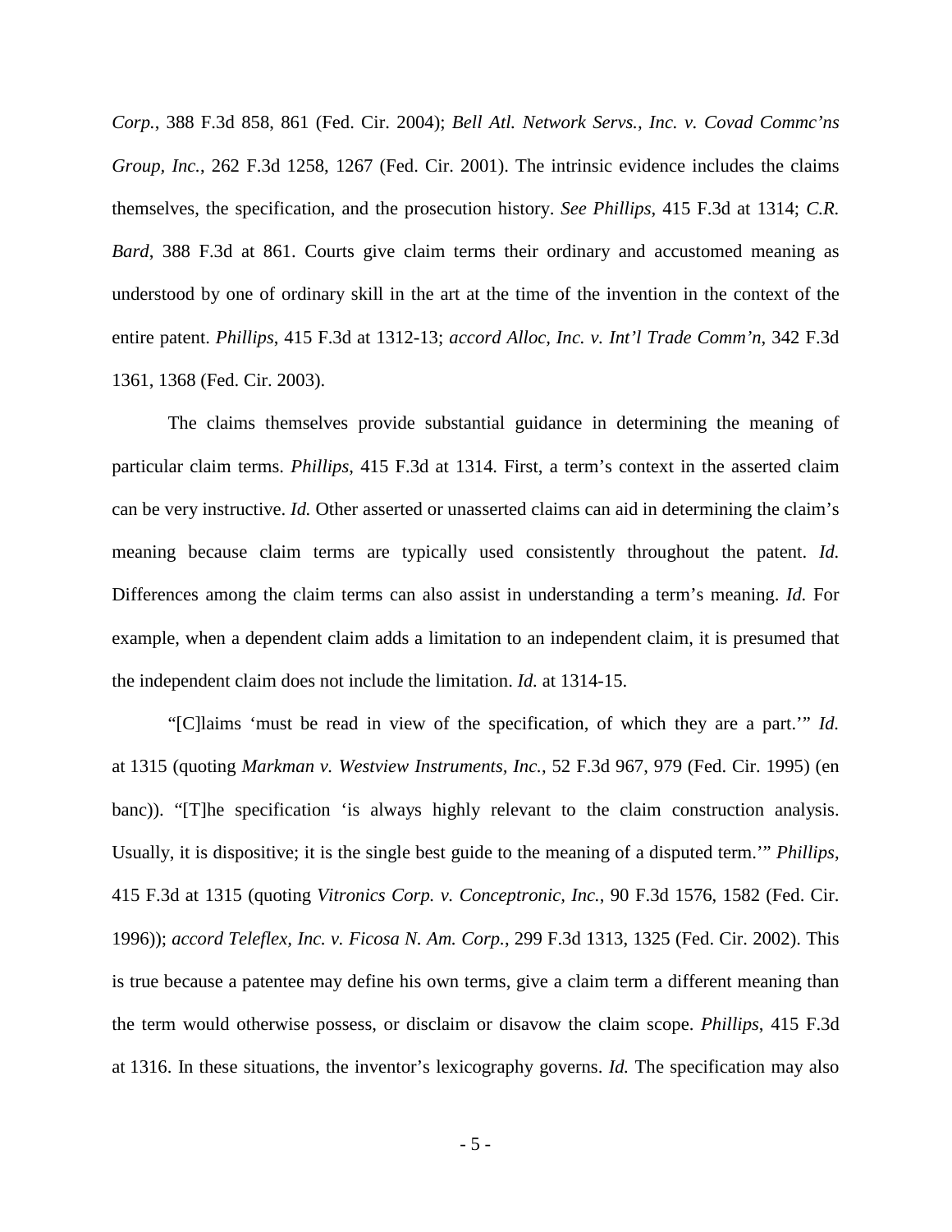*Corp.*, 388 F.3d 858, 861 (Fed. Cir. 2004); *Bell Atl. Network Servs., Inc. v. Covad Commc'ns Group, Inc.*, 262 F.3d 1258, 1267 (Fed. Cir. 2001). The intrinsic evidence includes the claims themselves, the specification, and the prosecution history. *See Phillips*, 415 F.3d at 1314; *C.R. Bard*, 388 F.3d at 861. Courts give claim terms their ordinary and accustomed meaning as understood by one of ordinary skill in the art at the time of the invention in the context of the entire patent. *Phillips*, 415 F.3d at 1312-13; *accord Alloc, Inc. v. Int'l Trade Comm'n*, 342 F.3d 1361, 1368 (Fed. Cir. 2003).

The claims themselves provide substantial guidance in determining the meaning of particular claim terms. *Phillips*, 415 F.3d at 1314. First, a term's context in the asserted claim can be very instructive. *Id.* Other asserted or unasserted claims can aid in determining the claim's meaning because claim terms are typically used consistently throughout the patent. *Id.* Differences among the claim terms can also assist in understanding a term's meaning. *Id.* For example, when a dependent claim adds a limitation to an independent claim, it is presumed that the independent claim does not include the limitation. *Id.* at 1314-15.

"[C]laims 'must be read in view of the specification, of which they are a part.'" *Id.* at 1315 (quoting *Markman v. Westview Instruments, Inc.*, 52 F.3d 967, 979 (Fed. Cir. 1995) (en banc)). "[T]he specification 'is always highly relevant to the claim construction analysis. Usually, it is dispositive; it is the single best guide to the meaning of a disputed term.'" *Phillips*, 415 F.3d at 1315 (quoting *Vitronics Corp. v. Conceptronic, Inc.*, 90 F.3d 1576, 1582 (Fed. Cir. 1996)); *accord Teleflex, Inc. v. Ficosa N. Am. Corp.*, 299 F.3d 1313, 1325 (Fed. Cir. 2002). This is true because a patentee may define his own terms, give a claim term a different meaning than the term would otherwise possess, or disclaim or disavow the claim scope. *Phillips*, 415 F.3d at 1316. In these situations, the inventor's lexicography governs. *Id.* The specification may also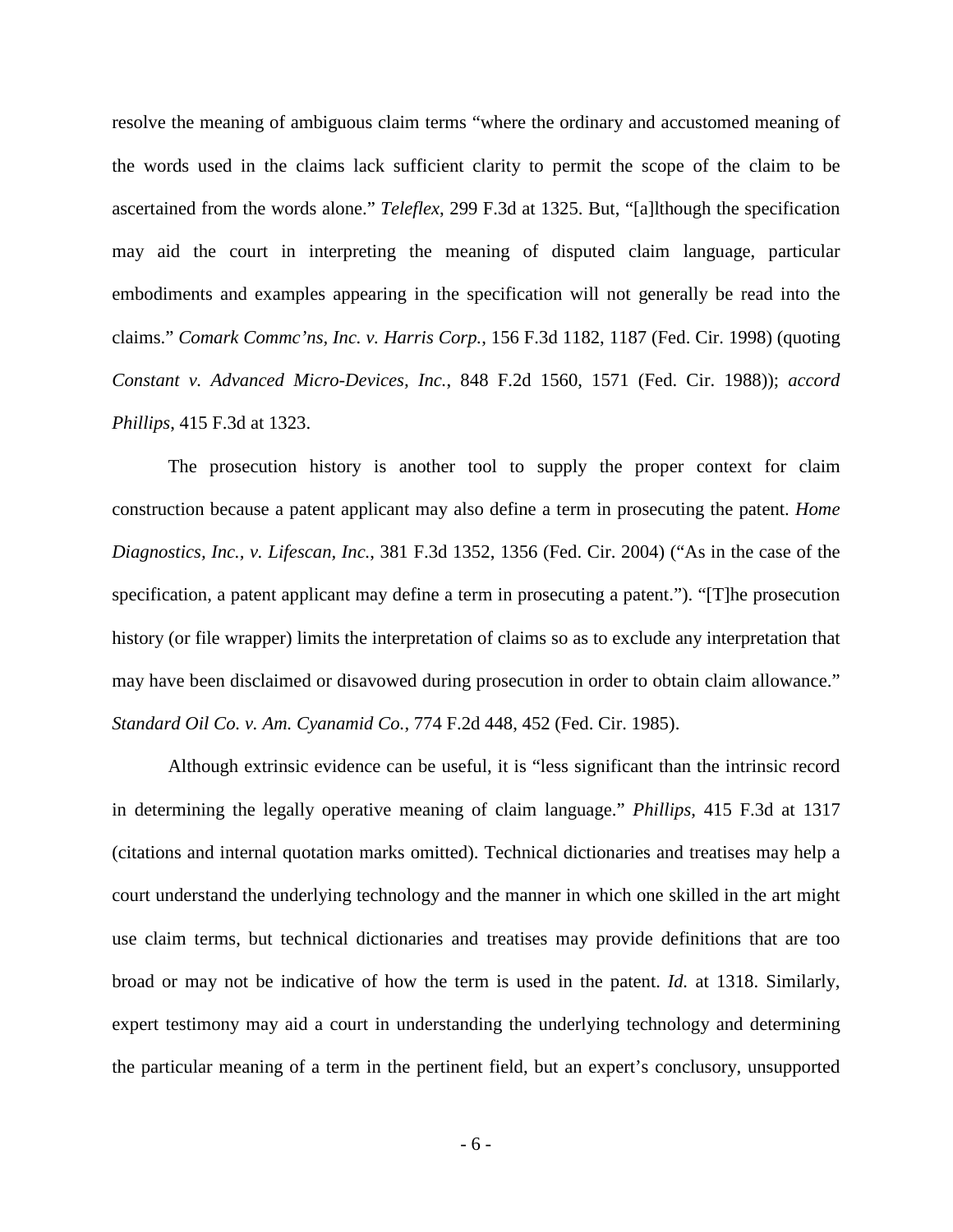resolve the meaning of ambiguous claim terms "where the ordinary and accustomed meaning of the words used in the claims lack sufficient clarity to permit the scope of the claim to be ascertained from the words alone." *Teleflex*, 299 F.3d at 1325. But, "[a]lthough the specification may aid the court in interpreting the meaning of disputed claim language, particular embodiments and examples appearing in the specification will not generally be read into the claims." *Comark Commc'ns, Inc. v. Harris Corp.*, 156 F.3d 1182, 1187 (Fed. Cir. 1998) (quoting *Constant v. Advanced Micro-Devices, Inc.*, 848 F.2d 1560, 1571 (Fed. Cir. 1988)); *accord Phillips*, 415 F.3d at 1323.

The prosecution history is another tool to supply the proper context for claim construction because a patent applicant may also define a term in prosecuting the patent. *Home Diagnostics, Inc., v. Lifescan, Inc.*, 381 F.3d 1352, 1356 (Fed. Cir. 2004) ("As in the case of the specification, a patent applicant may define a term in prosecuting a patent."). "[T]he prosecution history (or file wrapper) limits the interpretation of claims so as to exclude any interpretation that may have been disclaimed or disavowed during prosecution in order to obtain claim allowance." *Standard Oil Co. v. Am. Cyanamid Co.*, 774 F.2d 448, 452 (Fed. Cir. 1985).

Although extrinsic evidence can be useful, it is "less significant than the intrinsic record in determining the legally operative meaning of claim language." *Phillips*, 415 F.3d at 1317 (citations and internal quotation marks omitted). Technical dictionaries and treatises may help a court understand the underlying technology and the manner in which one skilled in the art might use claim terms, but technical dictionaries and treatises may provide definitions that are too broad or may not be indicative of how the term is used in the patent. *Id.* at 1318. Similarly, expert testimony may aid a court in understanding the underlying technology and determining the particular meaning of a term in the pertinent field, but an expert's conclusory, unsupported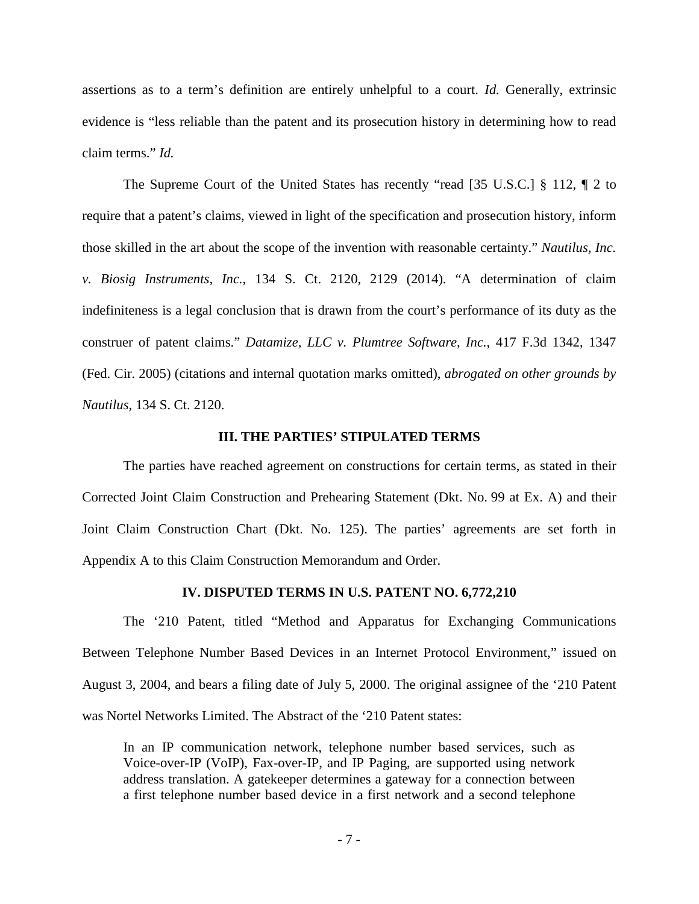assertions as to a term's definition are entirely unhelpful to a court. *Id.* Generally, extrinsic evidence is "less reliable than the patent and its prosecution history in determining how to read claim terms." *Id.*

The Supreme Court of the United States has recently "read [35 U.S.C.] § 112, ¶ 2 to require that a patent's claims, viewed in light of the specification and prosecution history, inform those skilled in the art about the scope of the invention with reasonable certainty." *Nautilus, Inc. v. Biosig Instruments, Inc.*, 134 S. Ct. 2120, 2129 (2014). "A determination of claim indefiniteness is a legal conclusion that is drawn from the court's performance of its duty as the construer of patent claims." *Datamize, LLC v. Plumtree Software, Inc.*, 417 F.3d 1342, 1347 (Fed. Cir. 2005) (citations and internal quotation marks omitted), *abrogated on other grounds by Nautilus*, 134 S. Ct. 2120.

## III. THE PARTIES' STIPULATED TERMS

The parties have reached agreement on constructions for certain terms, as stated in their Corrected Joint Claim Construction and Prehearing Statement (Dkt. No. 99 at Ex. A) and their Joint Claim Construction Chart (Dkt. No. 125). The parties' agreements are set forth in Appendix A to this Claim Construction Memorandum and Order.

## IV. DISPUTED TERMS IN U.S. PATENT NO. 6,772,210

The '210 Patent, titled "Method and Apparatus for Exchanging Communications Between Telephone Number Based Devices in an Internet Protocol Environment," issued on August 3, 2004, and bears a filing date of July 5, 2000. The original assignee of the '210 Patent was Nortel Networks Limited. The Abstract of the '210 Patent states:

> In an IP communication network, telephone number based services, such as Voice-over-IP (VoIP), Fax-over-IP, and IP Paging, are supported using network address translation. A gatekeeper determines a gateway for a connection between a first telephone number based device in a first network and a second telephone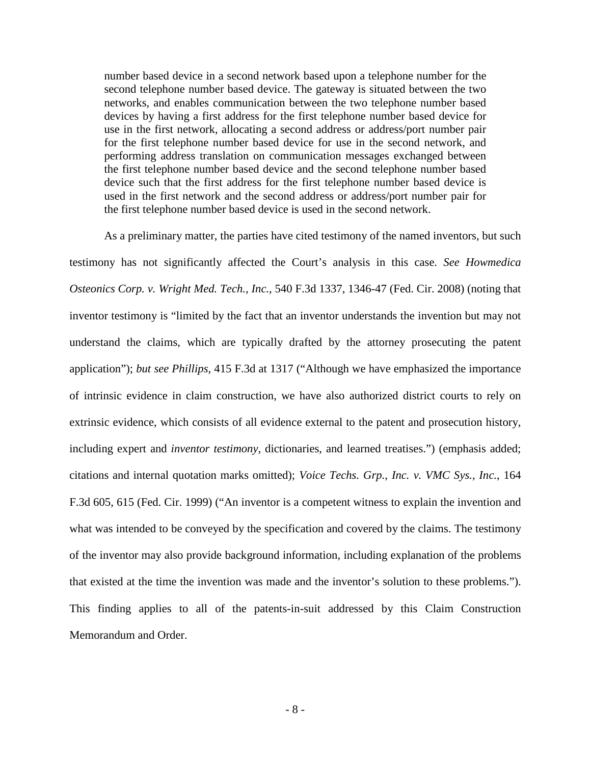> number based device in a second network based upon a telephone number for the second telephone number based device. The gateway is situated between the two networks, and enables communication between the two telephone number based devices by having a first address for the first telephone number based device for use in the first network, allocating a second address or address/port number pair for the first telephone number based device for use in the second network, and performing address translation on communication messages exchanged between the first telephone number based device and the second telephone number based device such that the first address for the first telephone number based device is used in the first network and the second address or address/port number pair for the first telephone number based device is used in the second network.

As a preliminary matter, the parties have cited testimony of the named inventors, but such testimony has not significantly affected the Court's analysis in this case. *See Howmedica Osteonics Corp. v. Wright Med. Tech., Inc.*, 540 F.3d 1337, 1346-47 (Fed. Cir. 2008) (noting that inventor testimony is "limited by the fact that an inventor understands the invention but may not understand the claims, which are typically drafted by the attorney prosecuting the patent application"); *but see Phillips*, 415 F.3d at 1317 ("Although we have emphasized the importance of intrinsic evidence in claim construction, we have also authorized district courts to rely on extrinsic evidence, which consists of all evidence external to the patent and prosecution history, including expert and *inventor testimony*, dictionaries, and learned treatises.") (emphasis added; citations and internal quotation marks omitted); *Voice Techs. Grp., Inc. v. VMC Sys., Inc.*, 164 F.3d 605, 615 (Fed. Cir. 1999) ("An inventor is a competent witness to explain the invention and what was intended to be conveyed by the specification and covered by the claims. The testimony of the inventor may also provide background information, including explanation of the problems that existed at the time the invention was made and the inventor's solution to these problems."). This finding applies to all of the patents-in-suit addressed by this Claim Construction Memorandum and Order.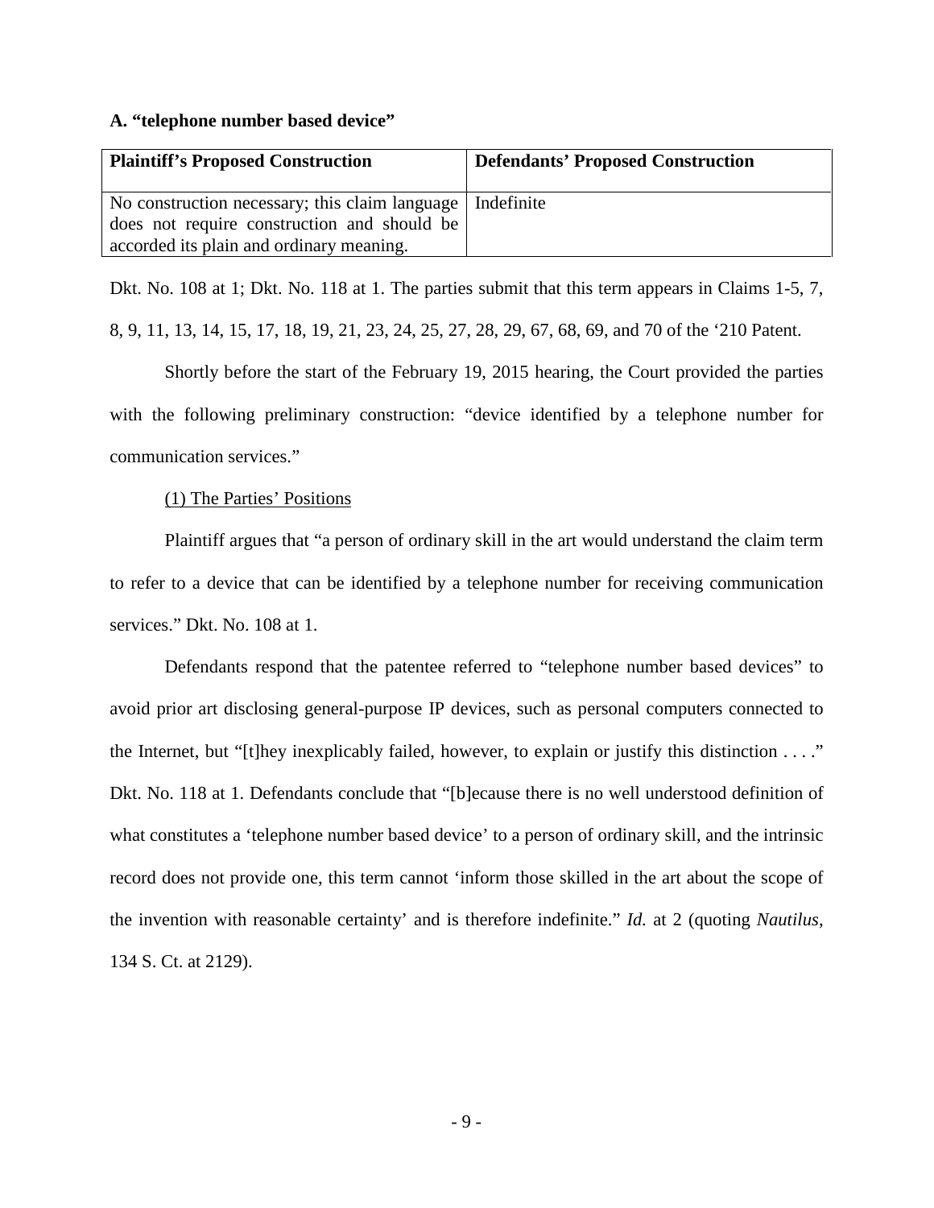**A. "telephone number based device"**

| Plaintiff's Proposed Construction | Defendants' Proposed Construction |
|---|---|
| No construction necessary; this claim language does not require construction and should be accorded its plain and ordinary meaning. | Indefinite |

Dkt. No. 108 at 1; Dkt. No. 118 at 1. The parties submit that this term appears in Claims 1-5, 7, 8, 9, 11, 13, 14, 15, 17, 18, 19, 21, 23, 24, 25, 27, 28, 29, 67, 68, 69, and 70 of the '210 Patent.

Shortly before the start of the February 19, 2015 hearing, the Court provided the parties with the following preliminary construction: "device identified by a telephone number for communication services."

(1) The Parties' Positions

Plaintiff argues that "a person of ordinary skill in the art would understand the claim term to refer to a device that can be identified by a telephone number for receiving communication services." Dkt. No. 108 at 1.

Defendants respond that the patentee referred to "telephone number based devices" to avoid prior art disclosing general-purpose IP devices, such as personal computers connected to the Internet, but "[t]hey inexplicably failed, however, to explain or justify this distinction . . . ." Dkt. No. 118 at 1. Defendants conclude that "[b]ecause there is no well understood definition of what constitutes a 'telephone number based device' to a person of ordinary skill, and the intrinsic record does not provide one, this term cannot 'inform those skilled in the art about the scope of the invention with reasonable certainty' and is therefore indefinite." *Id.* at 2 (quoting *Nautilus*, 134 S. Ct. at 2129).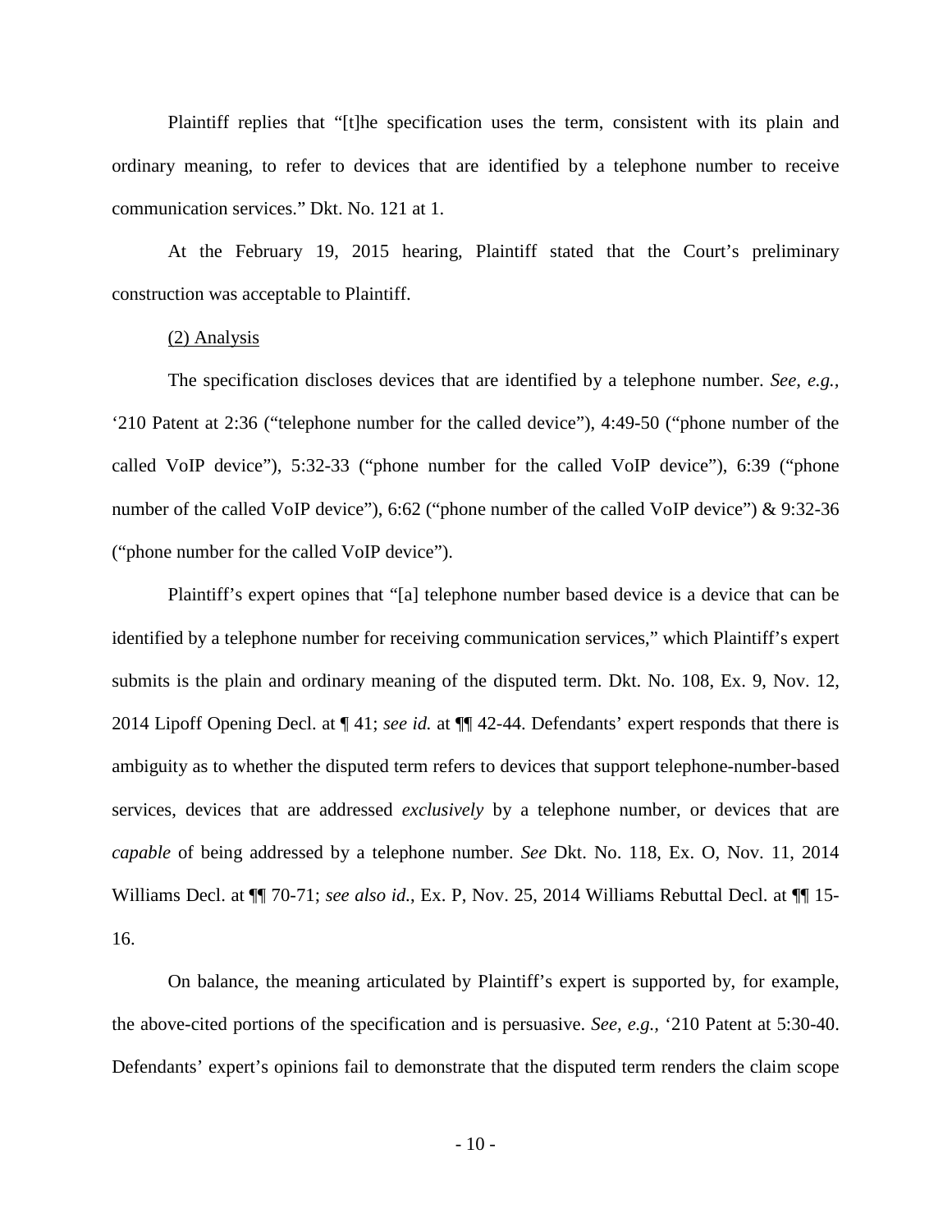Plaintiff replies that "[t]he specification uses the term, consistent with its plain and ordinary meaning, to refer to devices that are identified by a telephone number to receive communication services." Dkt. No. 121 at 1.

At the February 19, 2015 hearing, Plaintiff stated that the Court's preliminary construction was acceptable to Plaintiff.

(2) Analysis

The specification discloses devices that are identified by a telephone number. *See, e.g.*, '210 Patent at 2:36 ("telephone number for the called device"), 4:49-50 ("phone number of the called VoIP device"), 5:32-33 ("phone number for the called VoIP device"), 6:39 ("phone number of the called VoIP device"), 6:62 ("phone number of the called VoIP device") & 9:32-36 ("phone number for the called VoIP device").

Plaintiff's expert opines that "[a] telephone number based device is a device that can be identified by a telephone number for receiving communication services," which Plaintiff's expert submits is the plain and ordinary meaning of the disputed term. Dkt. No. 108, Ex. 9, Nov. 12, 2014 Lipoff Opening Decl. at ¶ 41; *see id.* at ¶¶ 42-44. Defendants' expert responds that there is ambiguity as to whether the disputed term refers to devices that support telephone-number-based services, devices that are addressed *exclusively* by a telephone number, or devices that are *capable* of being addressed by a telephone number. *See* Dkt. No. 118, Ex. O, Nov. 11, 2014 Williams Decl. at ¶¶ 70-71; *see also id.*, Ex. P, Nov. 25, 2014 Williams Rebuttal Decl. at ¶¶ 15-16.

On balance, the meaning articulated by Plaintiff's expert is supported by, for example, the above-cited portions of the specification and is persuasive. *See, e.g.*, '210 Patent at 5:30-40. Defendants' expert's opinions fail to demonstrate that the disputed term renders the claim scope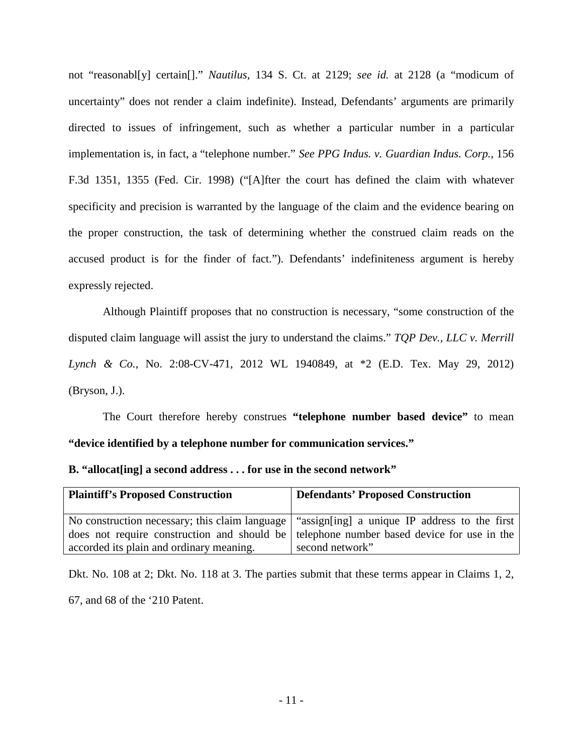not "reasonabl[y] certain[]." *Nautilus*, 134 S. Ct. at 2129; *see id.* at 2128 (a "modicum of uncertainty" does not render a claim indefinite). Instead, Defendants' arguments are primarily directed to issues of infringement, such as whether a particular number in a particular implementation is, in fact, a "telephone number." *See PPG Indus. v. Guardian Indus. Corp.*, 156 F.3d 1351, 1355 (Fed. Cir. 1998) ("[A]fter the court has defined the claim with whatever specificity and precision is warranted by the language of the claim and the evidence bearing on the proper construction, the task of determining whether the construed claim reads on the accused product is for the finder of fact."). Defendants' indefiniteness argument is hereby expressly rejected.

Although Plaintiff proposes that no construction is necessary, "some construction of the disputed claim language will assist the jury to understand the claims." *TQP Dev., LLC v. Merrill Lynch & Co.*, No. 2:08-CV-471, 2012 WL 1940849, at *2 (E.D. Tex. May 29, 2012) (Bryson, J.).

The Court therefore hereby construes **"telephone number based device"** to mean **"device identified by a telephone number for communication services."**

**B. "allocat[ing] a second address . . . for use in the second network"**

| Plaintiff's Proposed Construction | Defendants' Proposed Construction |
| --- | --- |
| No construction necessary; this claim language does not require construction and should be accorded its plain and ordinary meaning. | "assign[ing] a unique IP address to the first telephone number based device for use in the second network" |

Dkt. No. 108 at 2; Dkt. No. 118 at 3. The parties submit that these terms appear in Claims 1, 2, 67, and 68 of the '210 Patent.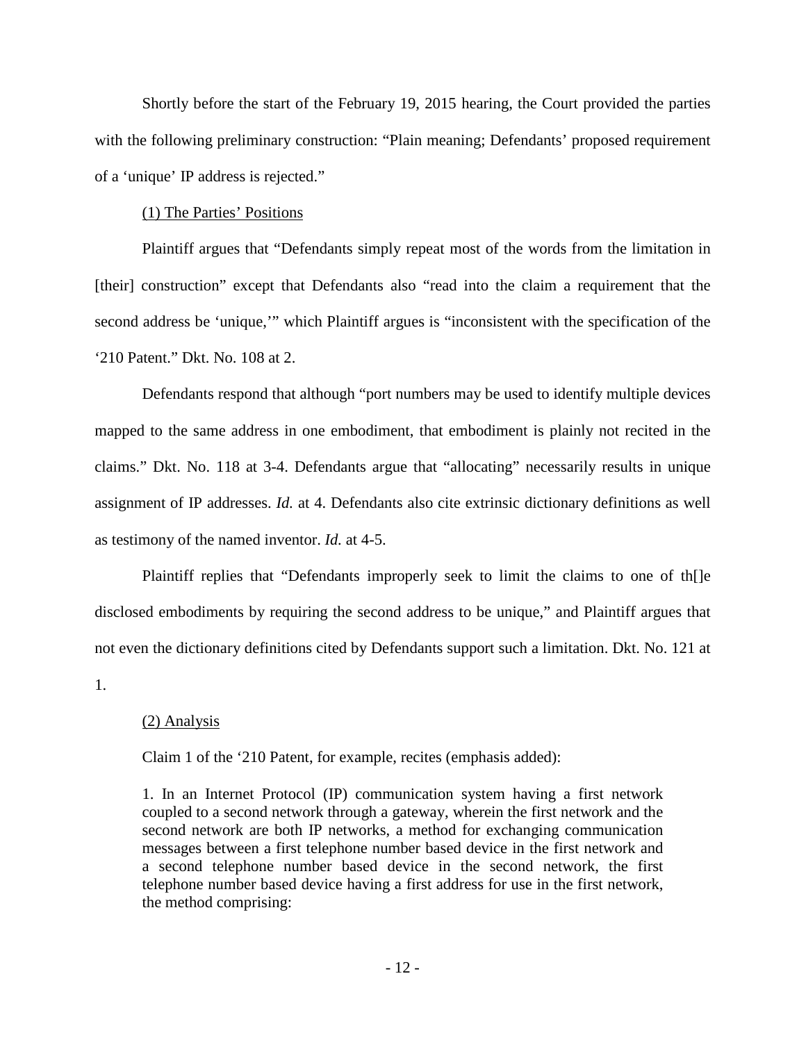Shortly before the start of the February 19, 2015 hearing, the Court provided the parties with the following preliminary construction: "Plain meaning; Defendants' proposed requirement of a 'unique' IP address is rejected."

(1) The Parties' Positions

Plaintiff argues that "Defendants simply repeat most of the words from the limitation in [their] construction" except that Defendants also "read into the claim a requirement that the second address be 'unique,'" which Plaintiff argues is "inconsistent with the specification of the '210 Patent." Dkt. No. 108 at 2.

Defendants respond that although "port numbers may be used to identify multiple devices mapped to the same address in one embodiment, that embodiment is plainly not recited in the claims." Dkt. No. 118 at 3-4. Defendants argue that "allocating" necessarily results in unique assignment of IP addresses. *Id.* at 4. Defendants also cite extrinsic dictionary definitions as well as testimony of the named inventor. *Id.* at 4-5.

Plaintiff replies that "Defendants improperly seek to limit the claims to one of th[]e disclosed embodiments by requiring the second address to be unique," and Plaintiff argues that not even the dictionary definitions cited by Defendants support such a limitation. Dkt. No. 121 at 1.

(2) Analysis

Claim 1 of the '210 Patent, for example, recites (emphasis added):

> 1. In an Internet Protocol (IP) communication system having a first network coupled to a second network through a gateway, wherein the first network and the second network are both IP networks, a method for exchanging communication messages between a first telephone number based device in the first network and a second telephone number based device in the second network, the first telephone number based device having a first address for use in the first network, the method comprising: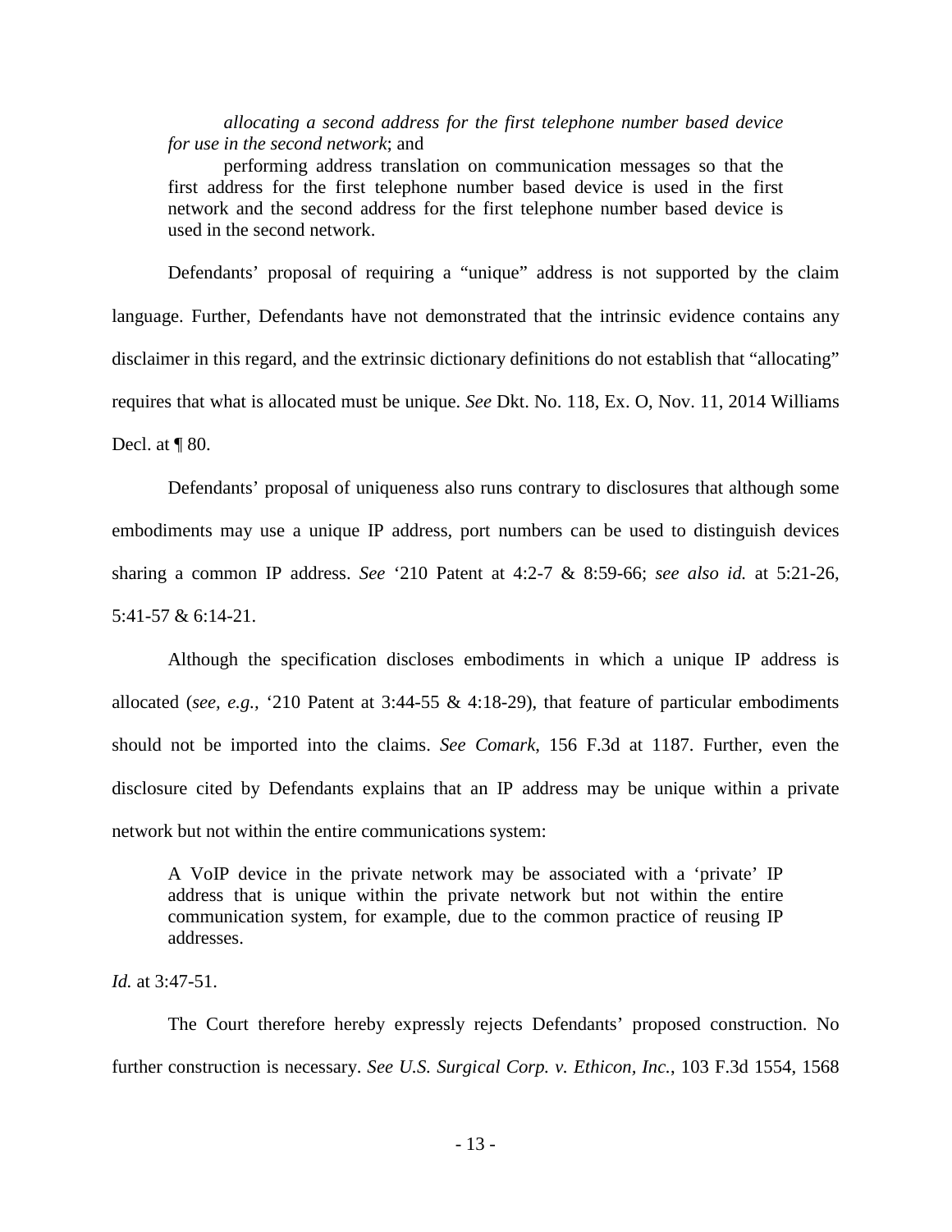> *allocating a second address for the first telephone number based device for use in the second network*; and
>
> performing address translation on communication messages so that the first address for the first telephone number based device is used in the first network and the second address for the first telephone number based device is used in the second network.

Defendants' proposal of requiring a "unique" address is not supported by the claim language. Further, Defendants have not demonstrated that the intrinsic evidence contains any disclaimer in this regard, and the extrinsic dictionary definitions do not establish that "allocating" requires that what is allocated must be unique. *See* Dkt. No. 118, Ex. O, Nov. 11, 2014 Williams Decl. at ¶ 80.

Defendants' proposal of uniqueness also runs contrary to disclosures that although some embodiments may use a unique IP address, port numbers can be used to distinguish devices sharing a common IP address. *See* '210 Patent at 4:2-7 & 8:59-66; *see also id.* at 5:21-26, 5:41-57 & 6:14-21.

Although the specification discloses embodiments in which a unique IP address is allocated (*see, e.g.,* '210 Patent at 3:44-55 & 4:18-29), that feature of particular embodiments should not be imported into the claims. *See Comark*, 156 F.3d at 1187. Further, even the disclosure cited by Defendants explains that an IP address may be unique within a private network but not within the entire communications system:

> A VoIP device in the private network may be associated with a 'private' IP address that is unique within the private network but not within the entire communication system, for example, due to the common practice of reusing IP addresses.

*Id.* at 3:47-51.

The Court therefore hereby expressly rejects Defendants' proposed construction. No further construction is necessary. *See U.S. Surgical Corp. v. Ethicon, Inc.*, 103 F.3d 1554, 1568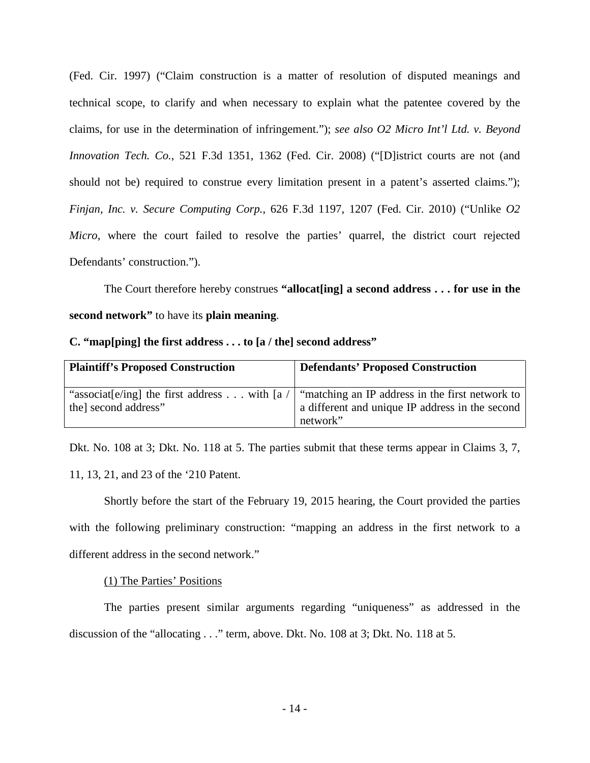(Fed. Cir. 1997) ("Claim construction is a matter of resolution of disputed meanings and technical scope, to clarify and when necessary to explain what the patentee covered by the claims, for use in the determination of infringement."); *see also O2 Micro Int'l Ltd. v. Beyond Innovation Tech. Co.*, 521 F.3d 1351, 1362 (Fed. Cir. 2008) ("[D]istrict courts are not (and should not be) required to construe every limitation present in a patent's asserted claims."); *Finjan, Inc. v. Secure Computing Corp.*, 626 F.3d 1197, 1207 (Fed. Cir. 2010) ("Unlike *O2 Micro*, where the court failed to resolve the parties' quarrel, the district court rejected Defendants' construction.").

The Court therefore hereby construes **"allocat[ing] a second address . . . for use in the second network"** to have its **plain meaning**.

**C. "map[ping] the first address . . . to [a / the] second address"**

| Plaintiff's Proposed Construction | Defendants' Proposed Construction |
|---|---|
| "associat[e/ing] the first address . . . with [a / the] second address" | "matching an IP address in the first network to a different and unique IP address in the second network" |

Dkt. No. 108 at 3; Dkt. No. 118 at 5. The parties submit that these terms appear in Claims 3, 7, 11, 13, 21, and 23 of the '210 Patent.

Shortly before the start of the February 19, 2015 hearing, the Court provided the parties with the following preliminary construction: "mapping an address in the first network to a different address in the second network."

(1) The Parties' Positions

The parties present similar arguments regarding "uniqueness" as addressed in the discussion of the "allocating . . ." term, above. Dkt. No. 108 at 3; Dkt. No. 118 at 5.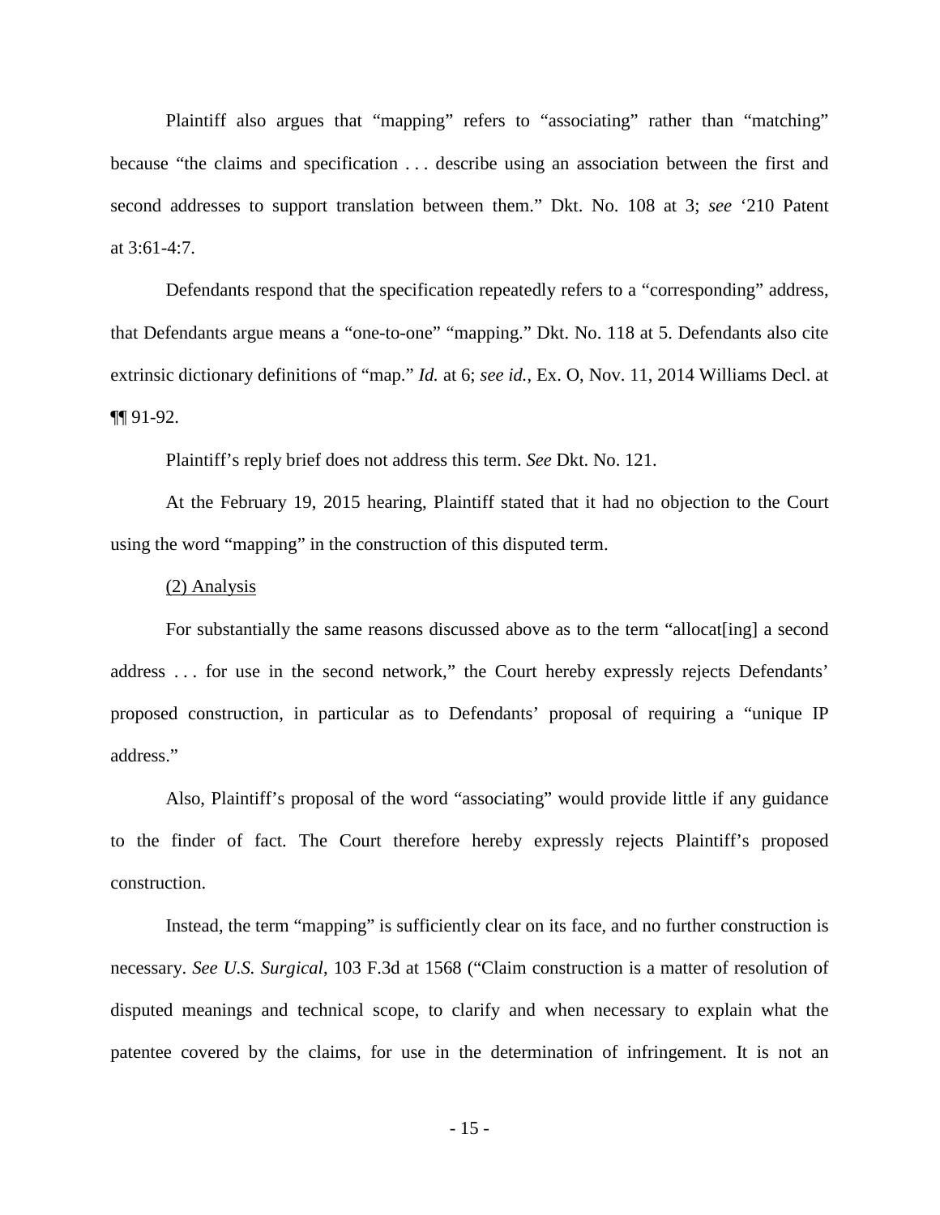Plaintiff also argues that "mapping" refers to "associating" rather than "matching" because "the claims and specification . . . describe using an association between the first and second addresses to support translation between them." Dkt. No. 108 at 3; *see* '210 Patent at 3:61-4:7.

Defendants respond that the specification repeatedly refers to a "corresponding" address, that Defendants argue means a "one-to-one" "mapping." Dkt. No. 118 at 5. Defendants also cite extrinsic dictionary definitions of "map." *Id.* at 6; *see id.*, Ex. O, Nov. 11, 2014 Williams Decl. at ¶¶ 91-92.

Plaintiff's reply brief does not address this term. *See* Dkt. No. 121.

At the February 19, 2015 hearing, Plaintiff stated that it had no objection to the Court using the word "mapping" in the construction of this disputed term.

<u>(2) Analysis</u>

For substantially the same reasons discussed above as to the term "allocat[ing] a second address . . . for use in the second network," the Court hereby expressly rejects Defendants' proposed construction, in particular as to Defendants' proposal of requiring a "unique IP address."

Also, Plaintiff's proposal of the word "associating" would provide little if any guidance to the finder of fact. The Court therefore hereby expressly rejects Plaintiff's proposed construction.

Instead, the term "mapping" is sufficiently clear on its face, and no further construction is necessary. *See U.S. Surgical*, 103 F.3d at 1568 ("Claim construction is a matter of resolution of disputed meanings and technical scope, to clarify and when necessary to explain what the patentee covered by the claims, for use in the determination of infringement. It is not an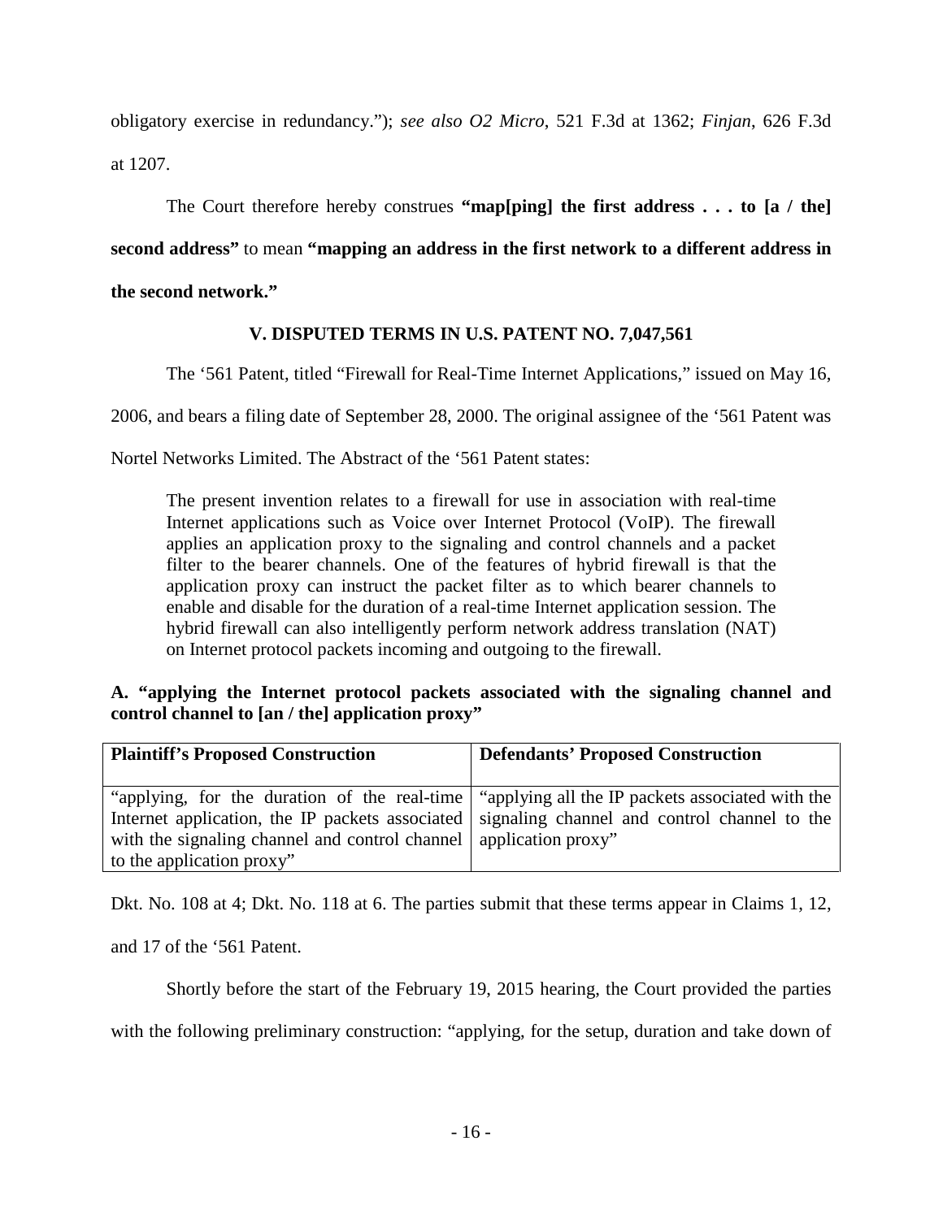obligatory exercise in redundancy."); *see also O2 Micro*, 521 F.3d at 1362; *Finjan*, 626 F.3d at 1207.

The Court therefore hereby construes **"map[ping] the first address . . . to [a / the] second address"** to mean **"mapping an address in the first network to a different address in the second network."**

## V. DISPUTED TERMS IN U.S. PATENT NO. 7,047,561

The '561 Patent, titled "Firewall for Real-Time Internet Applications," issued on May 16, 2006, and bears a filing date of September 28, 2000. The original assignee of the '561 Patent was Nortel Networks Limited. The Abstract of the '561 Patent states:

> The present invention relates to a firewall for use in association with real-time Internet applications such as Voice over Internet Protocol (VoIP). The firewall applies an application proxy to the signaling and control channels and a packet filter to the bearer channels. One of the features of hybrid firewall is that the application proxy can instruct the packet filter as to which bearer channels to enable and disable for the duration of a real-time Internet application session. The hybrid firewall can also intelligently perform network address translation (NAT) on Internet protocol packets incoming and outgoing to the firewall.

### A. "applying the Internet protocol packets associated with the signaling channel and control channel to [an / the] application proxy"

| Plaintiff's Proposed Construction | Defendants' Proposed Construction |
|---|---|
| "applying, for the duration of the real-time Internet application, the IP packets associated with the signaling channel and control channel to the application proxy" | "applying all the IP packets associated with the signaling channel and control channel to the application proxy" |

Dkt. No. 108 at 4; Dkt. No. 118 at 6. The parties submit that these terms appear in Claims 1, 12, and 17 of the '561 Patent.

Shortly before the start of the February 19, 2015 hearing, the Court provided the parties with the following preliminary construction: "applying, for the setup, duration and take down of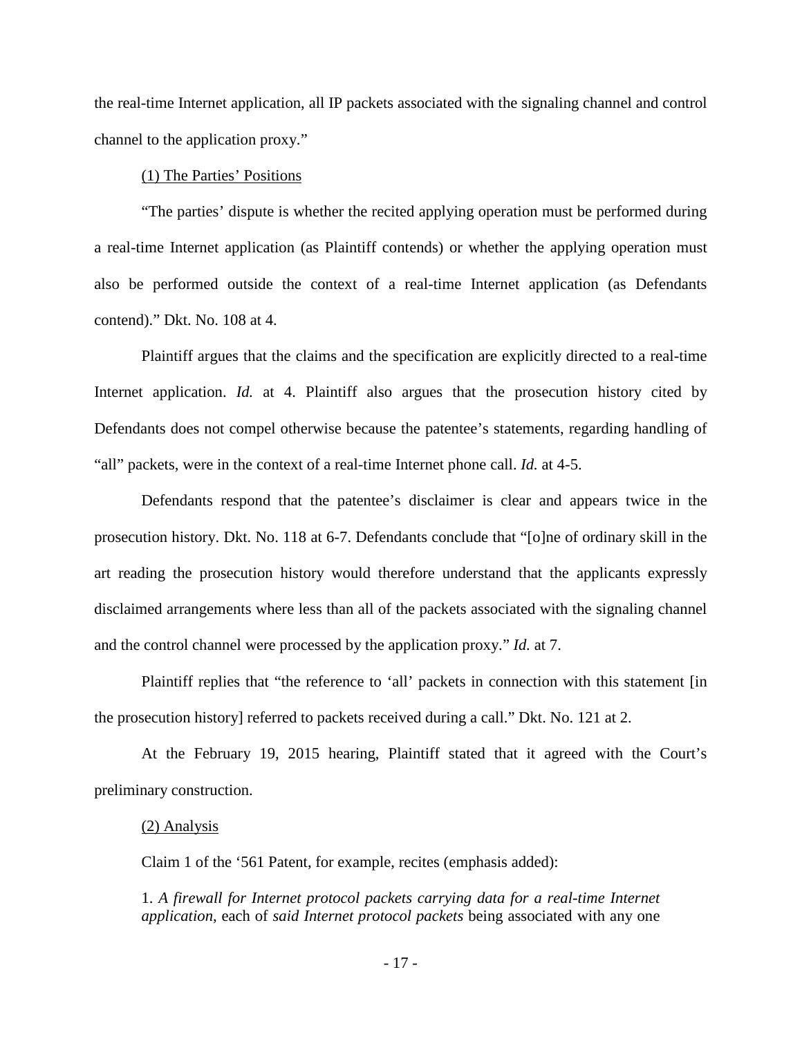the real-time Internet application, all IP packets associated with the signaling channel and control channel to the application proxy."

<u>(1) The Parties' Positions</u>

"The parties' dispute is whether the recited applying operation must be performed during a real-time Internet application (as Plaintiff contends) or whether the applying operation must also be performed outside the context of a real-time Internet application (as Defendants contend)." Dkt. No. 108 at 4.

Plaintiff argues that the claims and the specification are explicitly directed to a real-time Internet application. *Id.* at 4. Plaintiff also argues that the prosecution history cited by Defendants does not compel otherwise because the patentee's statements, regarding handling of "all" packets, were in the context of a real-time Internet phone call. *Id.* at 4-5.

Defendants respond that the patentee's disclaimer is clear and appears twice in the prosecution history. Dkt. No. 118 at 6-7. Defendants conclude that "[o]ne of ordinary skill in the art reading the prosecution history would therefore understand that the applicants expressly disclaimed arrangements where less than all of the packets associated with the signaling channel and the control channel were processed by the application proxy." *Id.* at 7.

Plaintiff replies that "the reference to 'all' packets in connection with this statement [in the prosecution history] referred to packets received during a call." Dkt. No. 121 at 2.

At the February 19, 2015 hearing, Plaintiff stated that it agreed with the Court's preliminary construction.

<u>(2) Analysis</u>

Claim 1 of the '561 Patent, for example, recites (emphasis added):

> 1. *A firewall for Internet protocol packets carrying data for a real-time Internet application*, each of *said Internet protocol packets* being associated with any one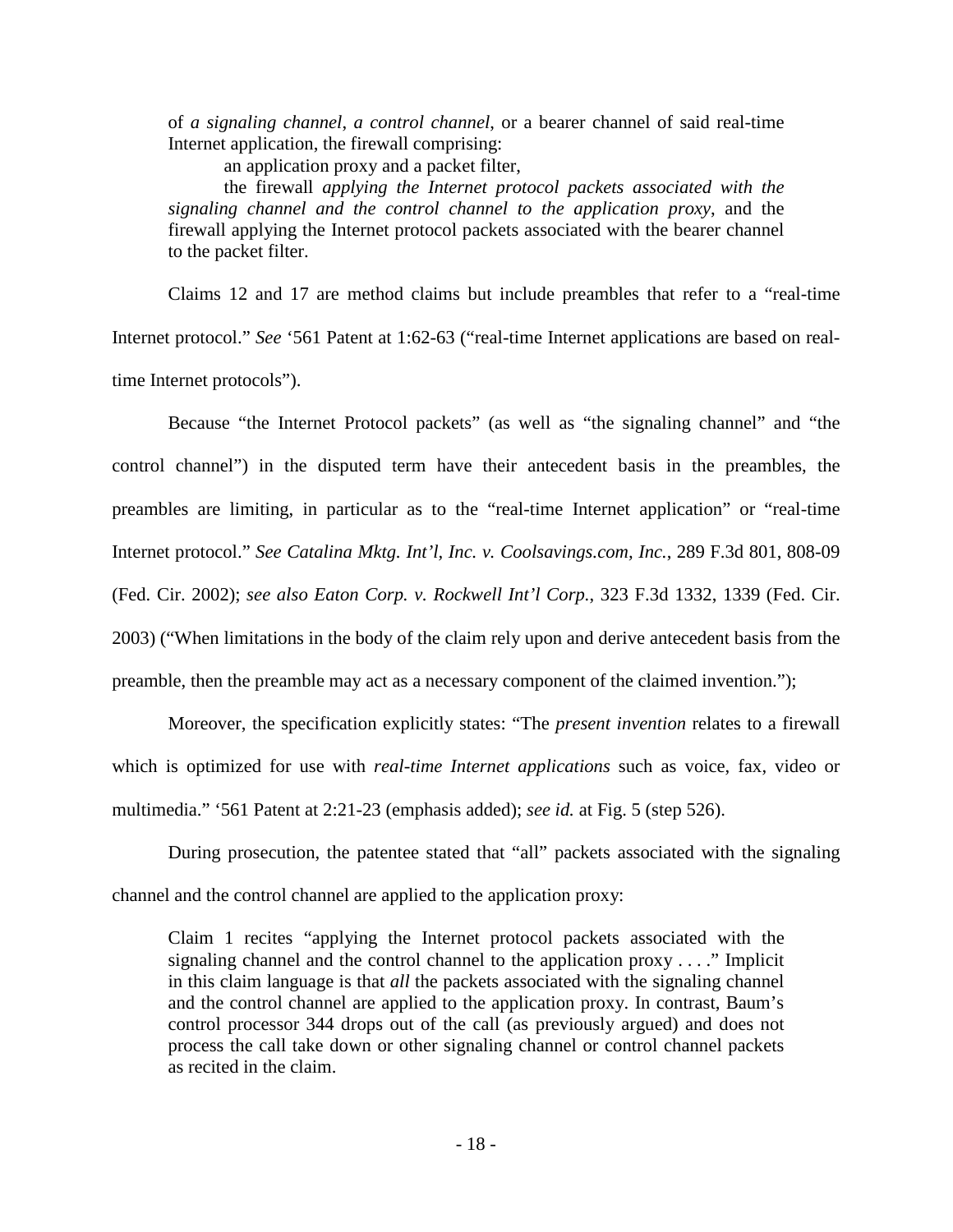> of *a signaling channel*, *a control channel*, or a bearer channel of said real-time Internet application, the firewall comprising:
>
> an application proxy and a packet filter,
>
> the firewall *applying the Internet protocol packets associated with the signaling channel and the control channel to the application proxy*, and the firewall applying the Internet protocol packets associated with the bearer channel to the packet filter.

Claims 12 and 17 are method claims but include preambles that refer to a "real-time Internet protocol." *See* '561 Patent at 1:62-63 ("real-time Internet applications are based on real-time Internet protocols").

Because "the Internet Protocol packets" (as well as "the signaling channel" and "the control channel") in the disputed term have their antecedent basis in the preambles, the preambles are limiting, in particular as to the "real-time Internet application" or "real-time Internet protocol." *See Catalina Mktg. Int'l, Inc. v. Coolsavings.com, Inc.*, 289 F.3d 801, 808-09 (Fed. Cir. 2002); *see also Eaton Corp. v. Rockwell Int'l Corp.*, 323 F.3d 1332, 1339 (Fed. Cir. 2003) ("When limitations in the body of the claim rely upon and derive antecedent basis from the preamble, then the preamble may act as a necessary component of the claimed invention.");

Moreover, the specification explicitly states: "The *present invention* relates to a firewall which is optimized for use with *real-time Internet applications* such as voice, fax, video or multimedia." '561 Patent at 2:21-23 (emphasis added); *see id.* at Fig. 5 (step 526).

During prosecution, the patentee stated that "all" packets associated with the signaling channel and the control channel are applied to the application proxy:

> Claim 1 recites "applying the Internet protocol packets associated with the signaling channel and the control channel to the application proxy . . . ." Implicit in this claim language is that *all* the packets associated with the signaling channel and the control channel are applied to the application proxy. In contrast, Baum's control processor 344 drops out of the call (as previously argued) and does not process the call take down or other signaling channel or control channel packets as recited in the claim.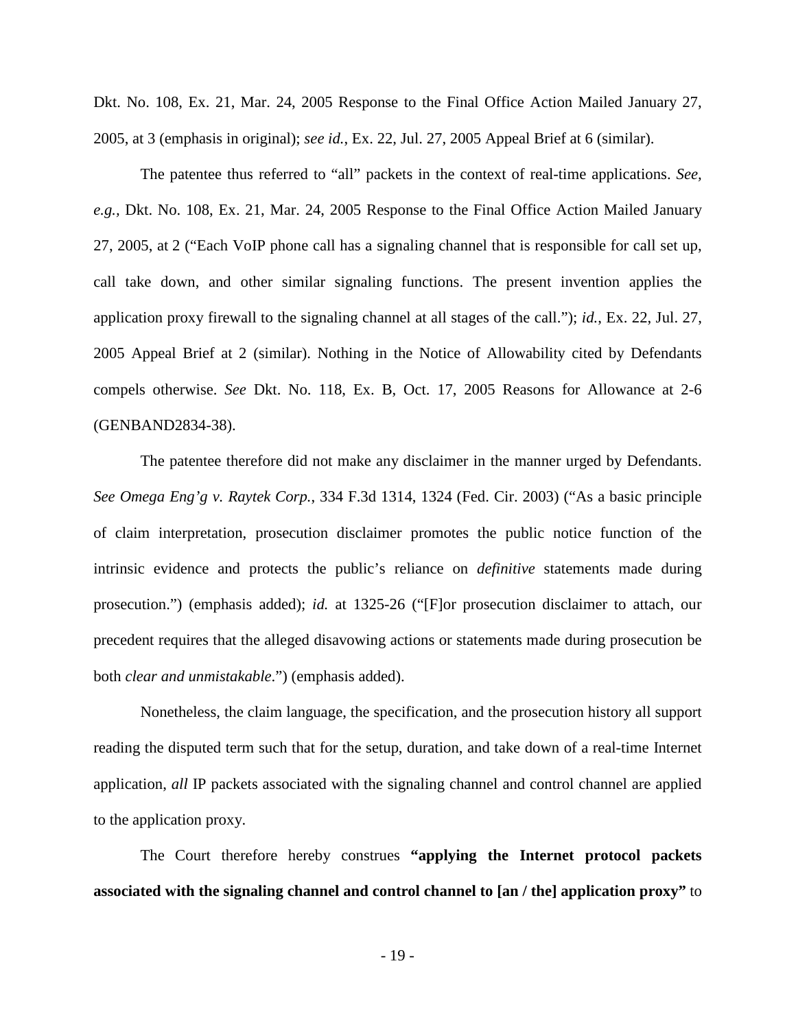Dkt. No. 108, Ex. 21, Mar. 24, 2005 Response to the Final Office Action Mailed January 27, 2005, at 3 (emphasis in original); *see id.*, Ex. 22, Jul. 27, 2005 Appeal Brief at 6 (similar).

The patentee thus referred to "all" packets in the context of real-time applications. *See, e.g.,* Dkt. No. 108, Ex. 21, Mar. 24, 2005 Response to the Final Office Action Mailed January 27, 2005, at 2 ("Each VoIP phone call has a signaling channel that is responsible for call set up, call take down, and other similar signaling functions. The present invention applies the application proxy firewall to the signaling channel at all stages of the call."); *id.*, Ex. 22, Jul. 27, 2005 Appeal Brief at 2 (similar). Nothing in the Notice of Allowability cited by Defendants compels otherwise. *See* Dkt. No. 118, Ex. B, Oct. 17, 2005 Reasons for Allowance at 2-6 (GENBAND2834-38).

The patentee therefore did not make any disclaimer in the manner urged by Defendants. *See Omega Eng'g v. Raytek Corp.*, 334 F.3d 1314, 1324 (Fed. Cir. 2003) ("As a basic principle of claim interpretation, prosecution disclaimer promotes the public notice function of the intrinsic evidence and protects the public's reliance on *definitive* statements made during prosecution.") (emphasis added); *id.* at 1325-26 ("[F]or prosecution disclaimer to attach, our precedent requires that the alleged disavowing actions or statements made during prosecution be both *clear and unmistakable*.") (emphasis added).

Nonetheless, the claim language, the specification, and the prosecution history all support reading the disputed term such that for the setup, duration, and take down of a real-time Internet application, *all* IP packets associated with the signaling channel and control channel are applied to the application proxy.

The Court therefore hereby construes **"applying the Internet protocol packets associated with the signaling channel and control channel to [an / the] application proxy"** to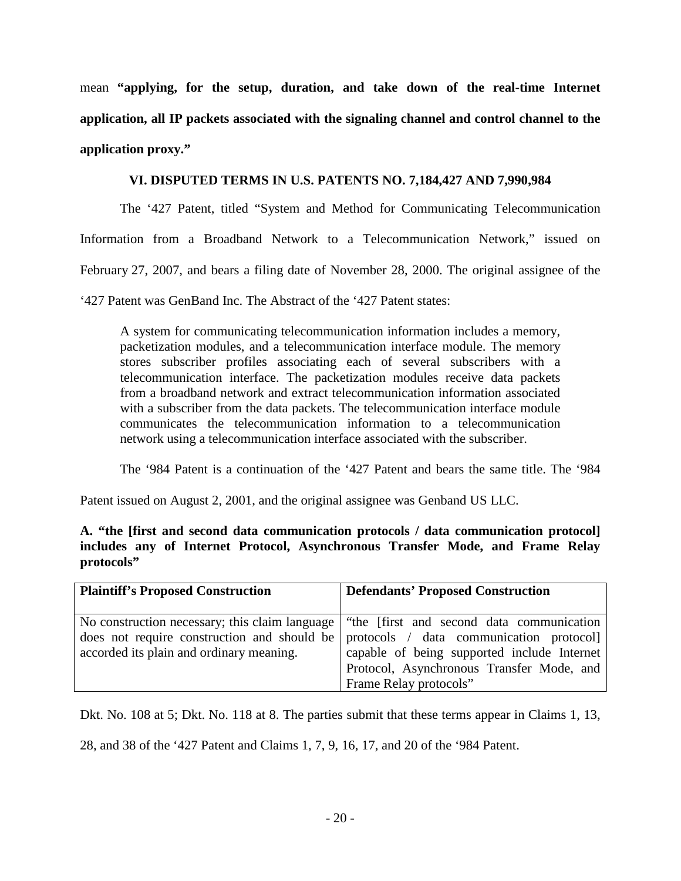mean **"applying, for the setup, duration, and take down of the real-time Internet application, all IP packets associated with the signaling channel and control channel to the application proxy."**

## VI. DISPUTED TERMS IN U.S. PATENTS NO. 7,184,427 AND 7,990,984

The '427 Patent, titled "System and Method for Communicating Telecommunication Information from a Broadband Network to a Telecommunication Network," issued on February 27, 2007, and bears a filing date of November 28, 2000. The original assignee of the '427 Patent was GenBand Inc. The Abstract of the '427 Patent states:

> A system for communicating telecommunication information includes a memory, packetization modules, and a telecommunication interface module. The memory stores subscriber profiles associating each of several subscribers with a telecommunication interface. The packetization modules receive data packets from a broadband network and extract telecommunication information associated with a subscriber from the data packets. The telecommunication interface module communicates the telecommunication information to a telecommunication network using a telecommunication interface associated with the subscriber.

The '984 Patent is a continuation of the '427 Patent and bears the same title. The '984 Patent issued on August 2, 2001, and the original assignee was Genband US LLC.

### A. "the [first and second data communication protocols / data communication protocol] includes any of Internet Protocol, Asynchronous Transfer Mode, and Frame Relay protocols"

| Plaintiff's Proposed Construction | Defendants' Proposed Construction |
|---|---|
| No construction necessary; this claim language does not require construction and should be accorded its plain and ordinary meaning. | "the [first and second data communication protocols / data communication protocol] capable of being supported include Internet Protocol, Asynchronous Transfer Mode, and Frame Relay protocols" |

Dkt. No. 108 at 5; Dkt. No. 118 at 8. The parties submit that these terms appear in Claims 1, 13, 28, and 38 of the '427 Patent and Claims 1, 7, 9, 16, 17, and 20 of the '984 Patent.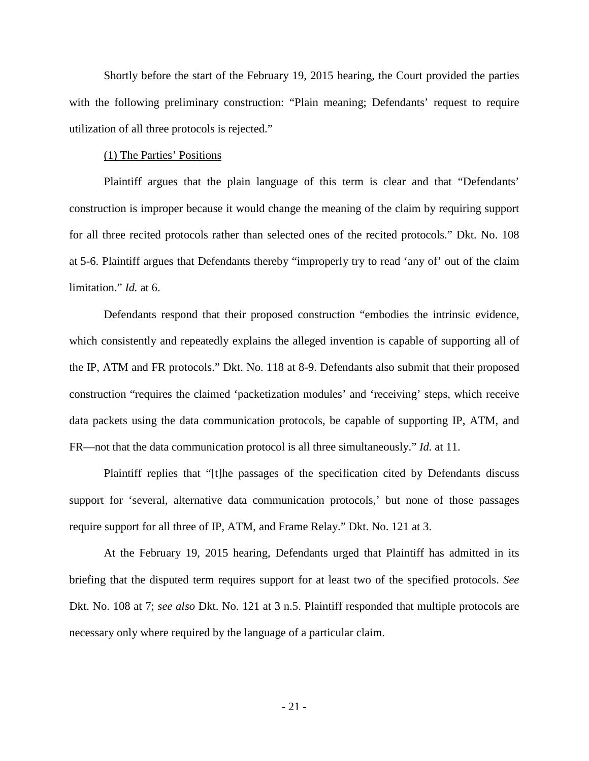Shortly before the start of the February 19, 2015 hearing, the Court provided the parties with the following preliminary construction: "Plain meaning; Defendants' request to require utilization of all three protocols is rejected."

(1) The Parties' Positions

Plaintiff argues that the plain language of this term is clear and that "Defendants' construction is improper because it would change the meaning of the claim by requiring support for all three recited protocols rather than selected ones of the recited protocols." Dkt. No. 108 at 5-6. Plaintiff argues that Defendants thereby "improperly try to read 'any of' out of the claim limitation." *Id.* at 6.

Defendants respond that their proposed construction "embodies the intrinsic evidence, which consistently and repeatedly explains the alleged invention is capable of supporting all of the IP, ATM and FR protocols." Dkt. No. 118 at 8-9. Defendants also submit that their proposed construction "requires the claimed 'packetization modules' and 'receiving' steps, which receive data packets using the data communication protocols, be capable of supporting IP, ATM, and FR—not that the data communication protocol is all three simultaneously." *Id.* at 11.

Plaintiff replies that "[t]he passages of the specification cited by Defendants discuss support for 'several, alternative data communication protocols,' but none of those passages require support for all three of IP, ATM, and Frame Relay." Dkt. No. 121 at 3.

At the February 19, 2015 hearing, Defendants urged that Plaintiff has admitted in its briefing that the disputed term requires support for at least two of the specified protocols. *See* Dkt. No. 108 at 7; *see also* Dkt. No. 121 at 3 n.5. Plaintiff responded that multiple protocols are necessary only where required by the language of a particular claim.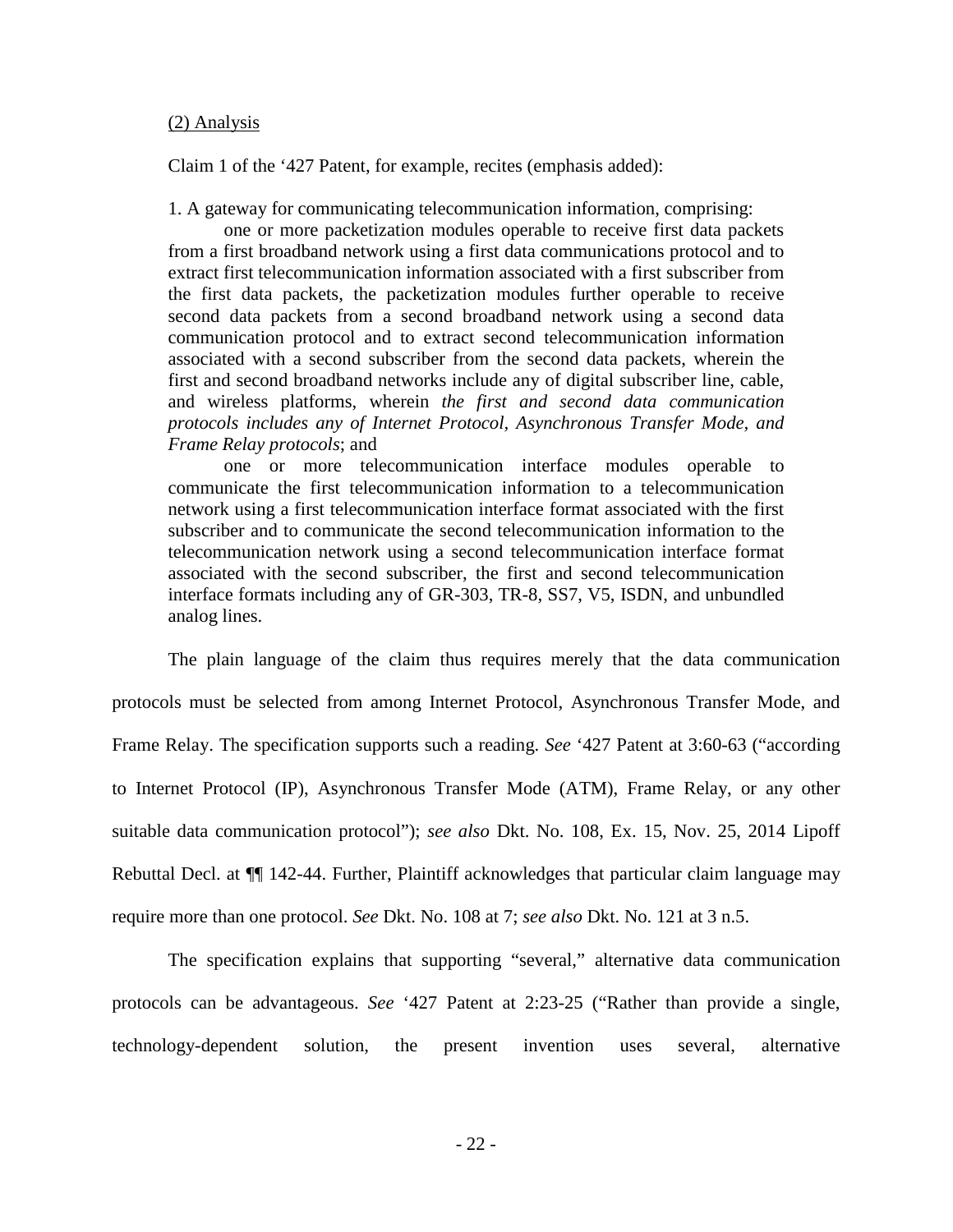(2) Analysis

Claim 1 of the '427 Patent, for example, recites (emphasis added):

> 1. A gateway for communicating telecommunication information, comprising:
>
> one or more packetization modules operable to receive first data packets from a first broadband network using a first data communications protocol and to extract first telecommunication information associated with a first subscriber from the first data packets, the packetization modules further operable to receive second data packets from a second broadband network using a second data communication protocol and to extract second telecommunication information associated with a second subscriber from the second data packets, wherein the first and second broadband networks include any of digital subscriber line, cable, and wireless platforms, wherein *the first and second data communication protocols includes any of Internet Protocol, Asynchronous Transfer Mode, and Frame Relay protocols*; and
>
> one or more telecommunication interface modules operable to communicate the first telecommunication information to a telecommunication network using a first telecommunication interface format associated with the first subscriber and to communicate the second telecommunication information to the telecommunication network using a second telecommunication interface format associated with the second subscriber, the first and second telecommunication interface formats including any of GR-303, TR-8, SS7, V5, ISDN, and unbundled analog lines.

The plain language of the claim thus requires merely that the data communication protocols must be selected from among Internet Protocol, Asynchronous Transfer Mode, and Frame Relay. The specification supports such a reading. *See* '427 Patent at 3:60-63 ("according to Internet Protocol (IP), Asynchronous Transfer Mode (ATM), Frame Relay, or any other suitable data communication protocol"); *see also* Dkt. No. 108, Ex. 15, Nov. 25, 2014 Lipoff Rebuttal Decl. at ¶¶ 142-44. Further, Plaintiff acknowledges that particular claim language may require more than one protocol. *See* Dkt. No. 108 at 7; *see also* Dkt. No. 121 at 3 n.5.

The specification explains that supporting "several," alternative data communication protocols can be advantageous. *See* '427 Patent at 2:23-25 ("Rather than provide a single, technology-dependent solution, the present invention uses several, alternative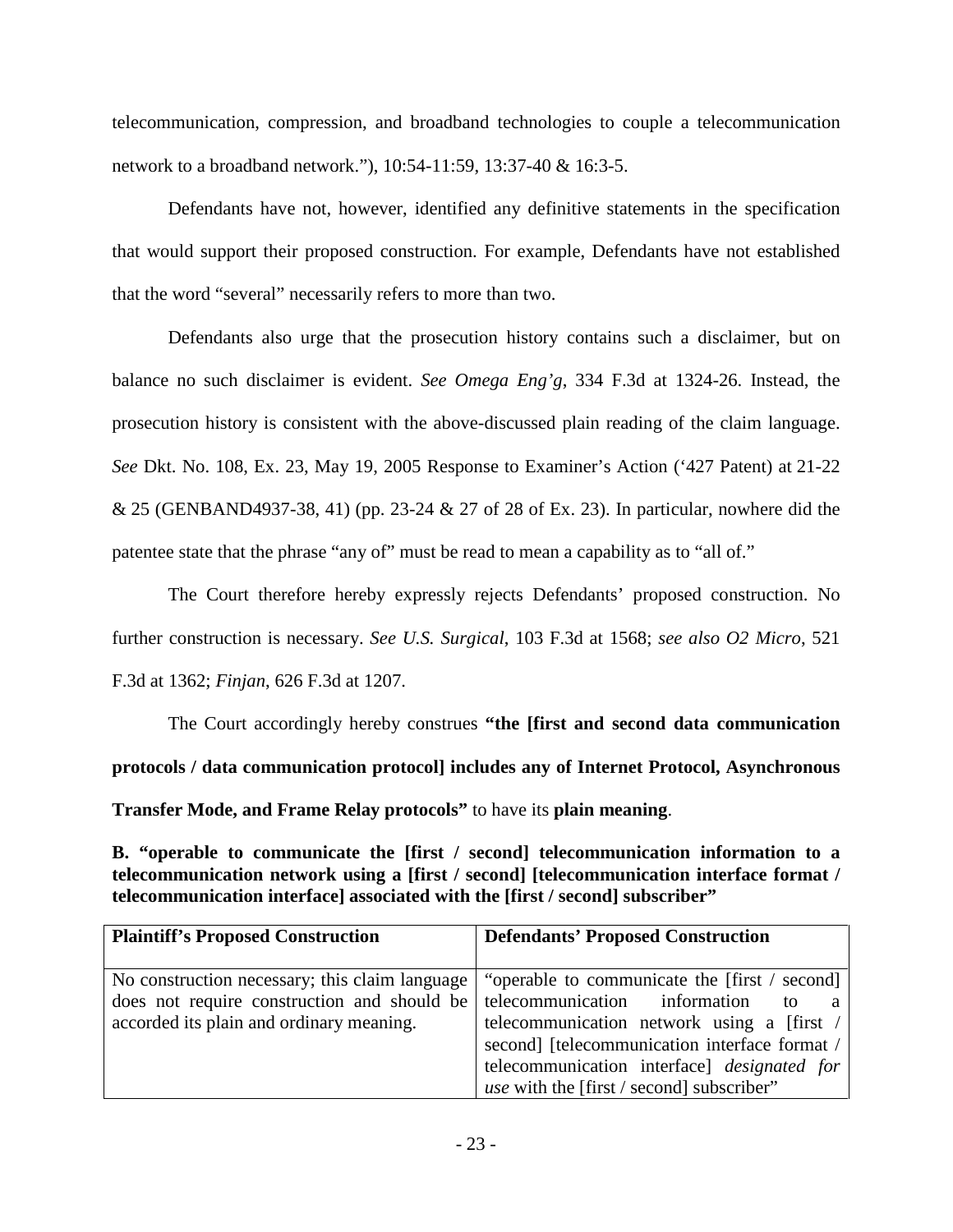telecommunication, compression, and broadband technologies to couple a telecommunication network to a broadband network."), 10:54-11:59, 13:37-40 & 16:3-5.

Defendants have not, however, identified any definitive statements in the specification that would support their proposed construction. For example, Defendants have not established that the word "several" necessarily refers to more than two.

Defendants also urge that the prosecution history contains such a disclaimer, but on balance no such disclaimer is evident. *See Omega Eng'g*, 334 F.3d at 1324-26. Instead, the prosecution history is consistent with the above-discussed plain reading of the claim language. *See* Dkt. No. 108, Ex. 23, May 19, 2005 Response to Examiner's Action ('427 Patent) at 21-22 & 25 (GENBAND4937-38, 41) (pp. 23-24 & 27 of 28 of Ex. 23). In particular, nowhere did the patentee state that the phrase "any of" must be read to mean a capability as to "all of."

The Court therefore hereby expressly rejects Defendants' proposed construction. No further construction is necessary. *See U.S. Surgical*, 103 F.3d at 1568; *see also O2 Micro*, 521 F.3d at 1362; *Finjan*, 626 F.3d at 1207.

The Court accordingly hereby construes **"the [first and second data communication protocols / data communication protocol] includes any of Internet Protocol, Asynchronous Transfer Mode, and Frame Relay protocols"** to have its **plain meaning**.

**B. "operable to communicate the [first / second] telecommunication information to a telecommunication network using a [first / second] [telecommunication interface format / telecommunication interface] associated with the [first / second] subscriber"**

| **Plaintiff's Proposed Construction** | **Defendants' Proposed Construction** |
|---|---|
| No construction necessary; this claim language does not require construction and should be accorded its plain and ordinary meaning. | "operable to communicate the [first / second] telecommunication information to a telecommunication network using a [first / second] [telecommunication interface format / telecommunication interface] *designated for use* with the [first / second] subscriber" |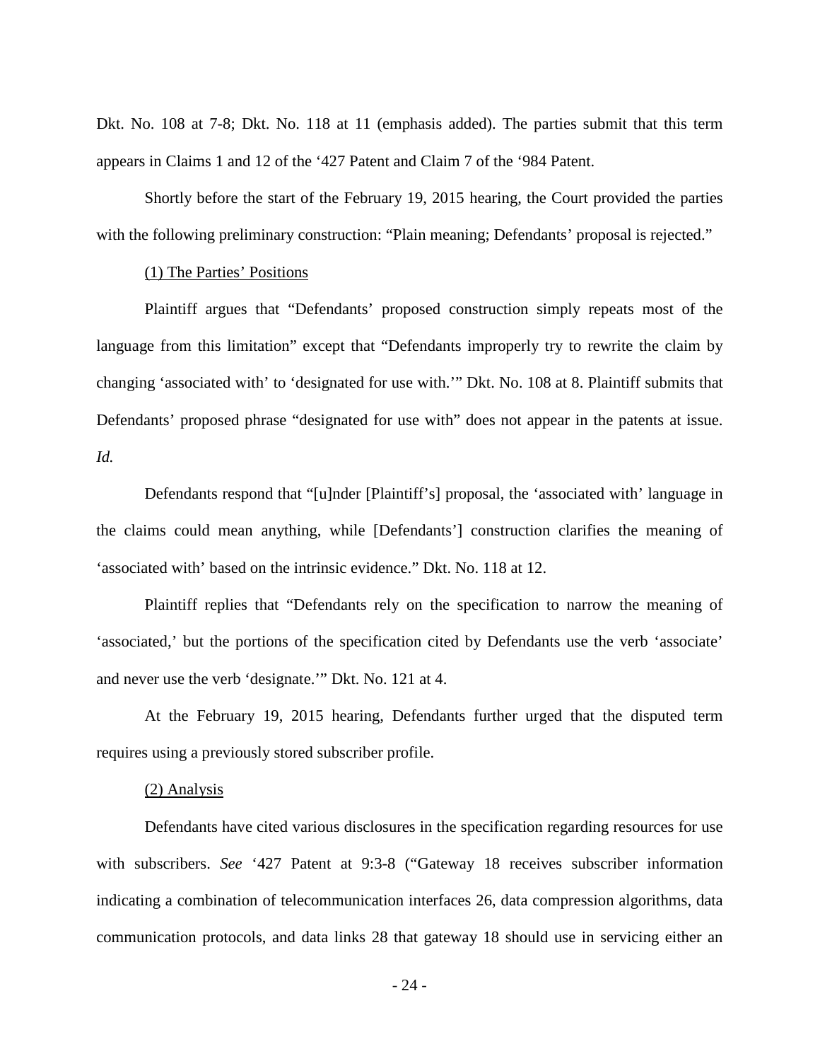Dkt. No. 108 at 7-8; Dkt. No. 118 at 11 (emphasis added). The parties submit that this term appears in Claims 1 and 12 of the '427 Patent and Claim 7 of the '984 Patent.

Shortly before the start of the February 19, 2015 hearing, the Court provided the parties with the following preliminary construction: "Plain meaning; Defendants' proposal is rejected."

(1) The Parties' Positions

Plaintiff argues that "Defendants' proposed construction simply repeats most of the language from this limitation" except that "Defendants improperly try to rewrite the claim by changing 'associated with' to 'designated for use with.'" Dkt. No. 108 at 8. Plaintiff submits that Defendants' proposed phrase "designated for use with" does not appear in the patents at issue. *Id.*

Defendants respond that "[u]nder [Plaintiff's] proposal, the 'associated with' language in the claims could mean anything, while [Defendants'] construction clarifies the meaning of 'associated with' based on the intrinsic evidence." Dkt. No. 118 at 12.

Plaintiff replies that "Defendants rely on the specification to narrow the meaning of 'associated,' but the portions of the specification cited by Defendants use the verb 'associate' and never use the verb 'designate.'" Dkt. No. 121 at 4.

At the February 19, 2015 hearing, Defendants further urged that the disputed term requires using a previously stored subscriber profile.

(2) Analysis

Defendants have cited various disclosures in the specification regarding resources for use with subscribers. *See* '427 Patent at 9:3-8 ("Gateway 18 receives subscriber information indicating a combination of telecommunication interfaces 26, data compression algorithms, data communication protocols, and data links 28 that gateway 18 should use in servicing either an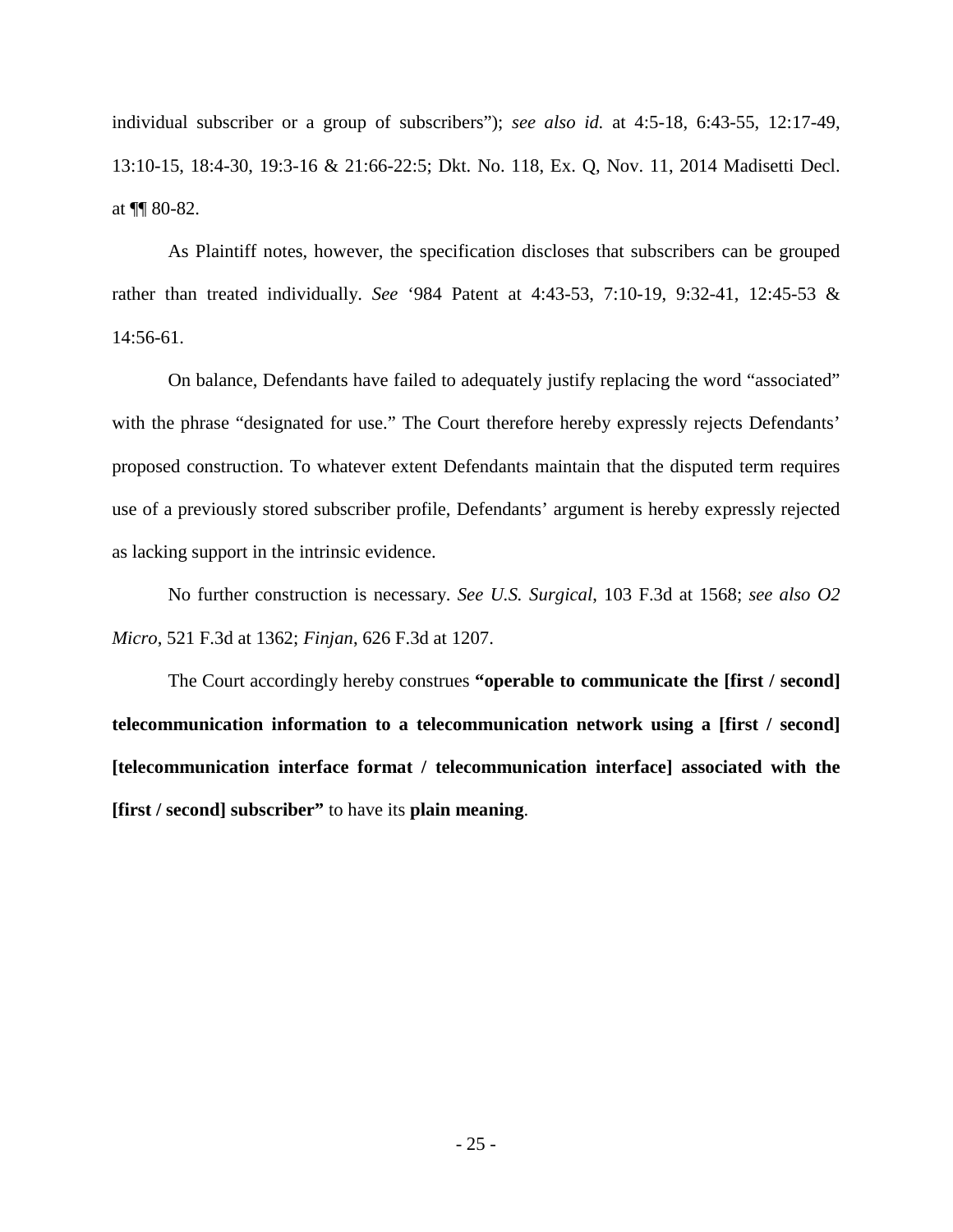individual subscriber or a group of subscribers"); *see also id.* at 4:5-18, 6:43-55, 12:17-49, 13:10-15, 18:4-30, 19:3-16 & 21:66-22:5; Dkt. No. 118, Ex. Q, Nov. 11, 2014 Madisetti Decl. at ¶¶ 80-82.

As Plaintiff notes, however, the specification discloses that subscribers can be grouped rather than treated individually. *See* '984 Patent at 4:43-53, 7:10-19, 9:32-41, 12:45-53 & 14:56-61.

On balance, Defendants have failed to adequately justify replacing the word "associated" with the phrase "designated for use." The Court therefore hereby expressly rejects Defendants' proposed construction. To whatever extent Defendants maintain that the disputed term requires use of a previously stored subscriber profile, Defendants' argument is hereby expressly rejected as lacking support in the intrinsic evidence.

No further construction is necessary. *See U.S. Surgical*, 103 F.3d at 1568; *see also O2 Micro*, 521 F.3d at 1362; *Finjan*, 626 F.3d at 1207.

The Court accordingly hereby construes **"operable to communicate the [first / second] telecommunication information to a telecommunication network using a [first / second] [telecommunication interface format / telecommunication interface] associated with the [first / second] subscriber"** to have its **plain meaning**.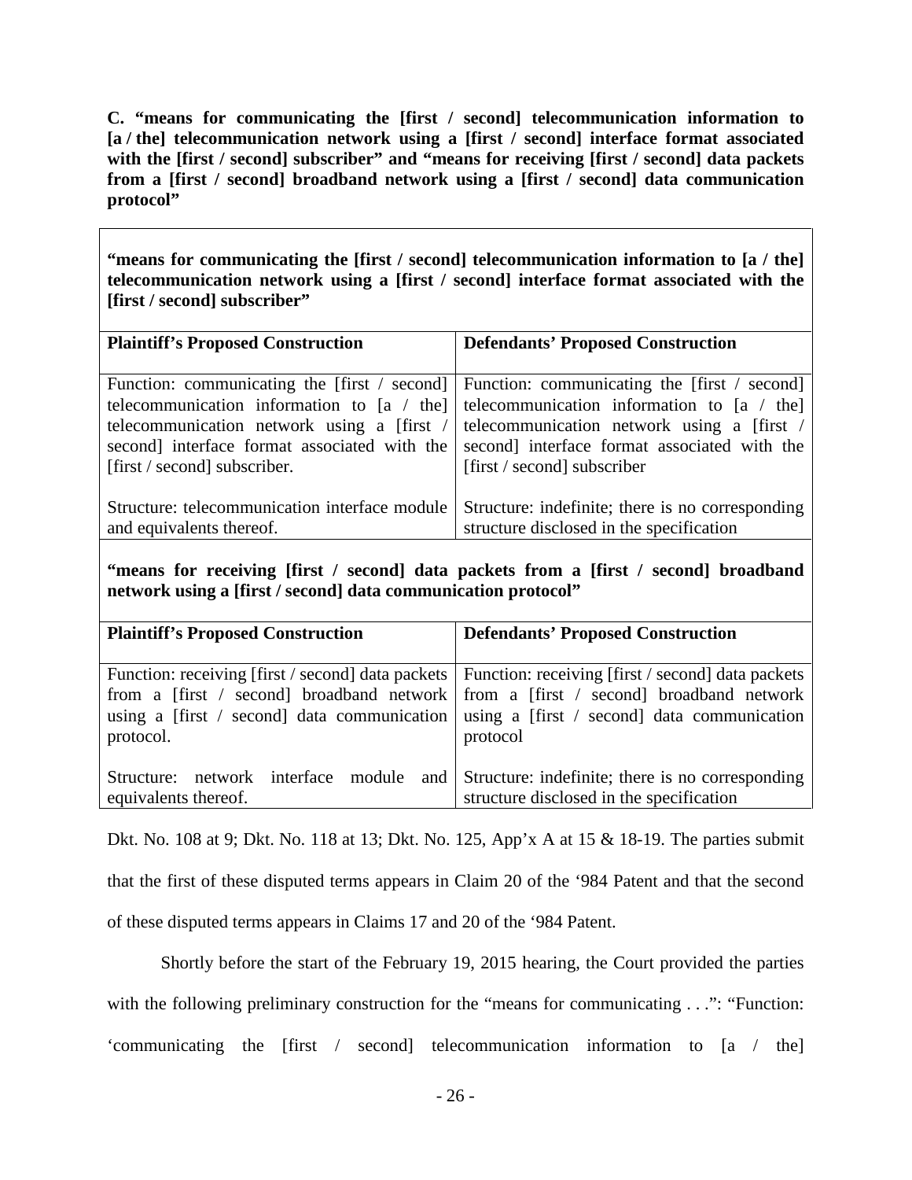**C. "means for communicating the [first / second] telecommunication information to [a / the] telecommunication network using a [first / second] interface format associated with the [first / second] subscriber" and "means for receiving [first / second] data packets from a [first / second] broadband network using a [first / second] data communication protocol"**

**"means for communicating the [first / second] telecommunication information to [a / the] telecommunication network using a [first / second] interface format associated with the [first / second] subscriber"**

| Plaintiff's Proposed Construction | Defendants' Proposed Construction |
|---|---|
| Function: communicating the [first / second] telecommunication information to [a / the] telecommunication network using a [first / second] interface format associated with the [first / second] subscriber.<br><br>Structure: telecommunication interface module and equivalents thereof. | Function: communicating the [first / second] telecommunication information to [a / the] telecommunication network using a [first / second] interface format associated with the [first / second] subscriber<br><br>Structure: indefinite; there is no corresponding structure disclosed in the specification |

**"means for receiving [first / second] data packets from a [first / second] broadband network using a [first / second] data communication protocol"**

| Plaintiff's Proposed Construction | Defendants' Proposed Construction |
|---|---|
| Function: receiving [first / second] data packets from a [first / second] broadband network using a [first / second] data communication protocol.<br><br>Structure: network interface module and equivalents thereof. | Function: receiving [first / second] data packets from a [first / second] broadband network using a [first / second] data communication protocol<br><br>Structure: indefinite; there is no corresponding structure disclosed in the specification |

Dkt. No. 108 at 9; Dkt. No. 118 at 13; Dkt. No. 125, App'x A at 15 & 18-19. The parties submit that the first of these disputed terms appears in Claim 20 of the '984 Patent and that the second of these disputed terms appears in Claims 17 and 20 of the '984 Patent.

Shortly before the start of the February 19, 2015 hearing, the Court provided the parties with the following preliminary construction for the "means for communicating . . .": "Function: 'communicating the [first / second] telecommunication information to [a / the]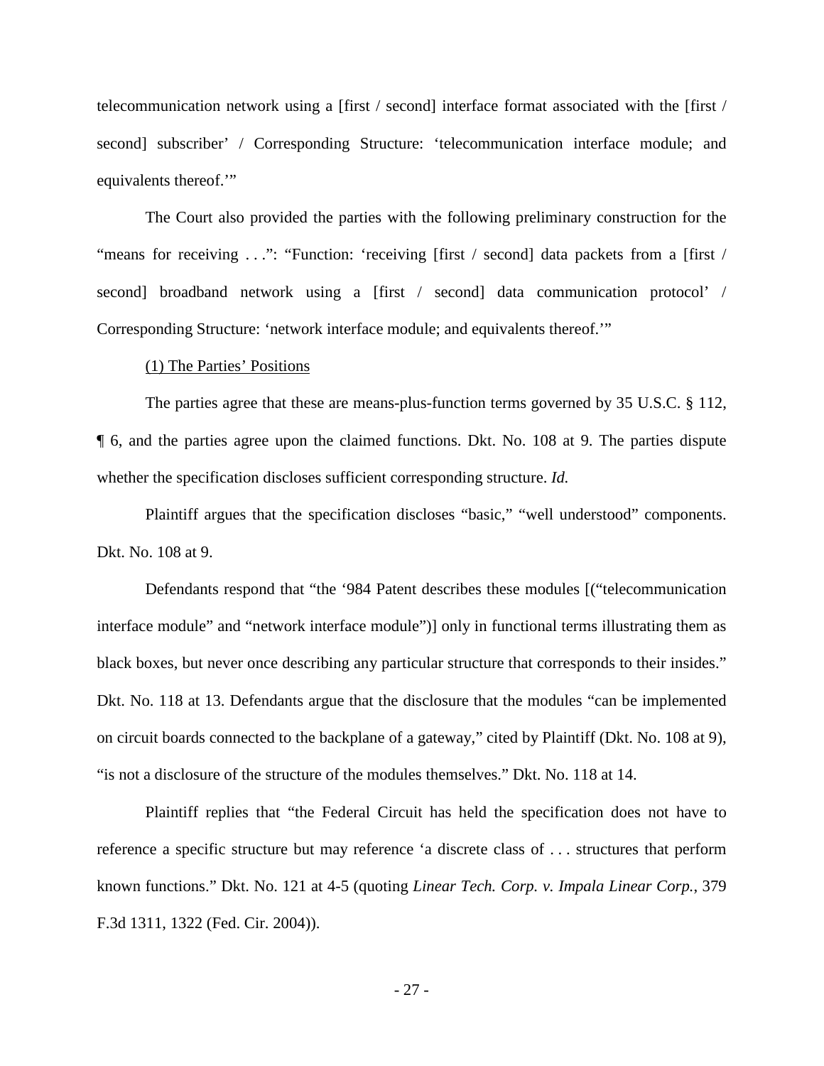telecommunication network using a [first / second] interface format associated with the [first / second] subscriber' / Corresponding Structure: 'telecommunication interface module; and equivalents thereof.'"

The Court also provided the parties with the following preliminary construction for the "means for receiving . . .": "Function: 'receiving [first / second] data packets from a [first / second] broadband network using a [first / second] data communication protocol' / Corresponding Structure: 'network interface module; and equivalents thereof.'"

<u>(1) The Parties' Positions</u>

The parties agree that these are means-plus-function terms governed by 35 U.S.C. § 112, ¶ 6, and the parties agree upon the claimed functions. Dkt. No. 108 at 9. The parties dispute whether the specification discloses sufficient corresponding structure. *Id.*

Plaintiff argues that the specification discloses "basic," "well understood" components. Dkt. No. 108 at 9.

Defendants respond that "the '984 Patent describes these modules [("telecommunication interface module" and "network interface module")] only in functional terms illustrating them as black boxes, but never once describing any particular structure that corresponds to their insides." Dkt. No. 118 at 13. Defendants argue that the disclosure that the modules "can be implemented on circuit boards connected to the backplane of a gateway," cited by Plaintiff (Dkt. No. 108 at 9), "is not a disclosure of the structure of the modules themselves." Dkt. No. 118 at 14.

Plaintiff replies that "the Federal Circuit has held the specification does not have to reference a specific structure but may reference 'a discrete class of . . . structures that perform known functions." Dkt. No. 121 at 4-5 (quoting *Linear Tech. Corp. v. Impala Linear Corp.*, 379 F.3d 1311, 1322 (Fed. Cir. 2004)).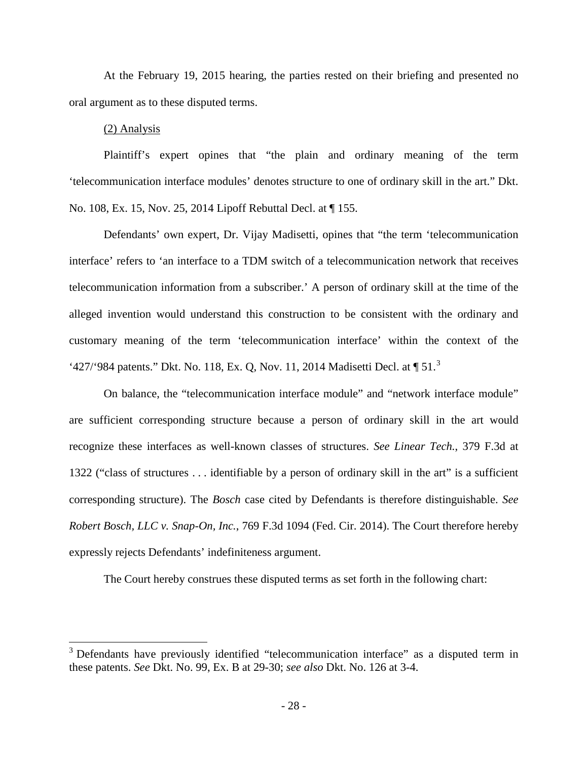At the February 19, 2015 hearing, the parties rested on their briefing and presented no oral argument as to these disputed terms.

(2) Analysis

Plaintiff's expert opines that "the plain and ordinary meaning of the term 'telecommunication interface modules' denotes structure to one of ordinary skill in the art." Dkt. No. 108, Ex. 15, Nov. 25, 2014 Lipoff Rebuttal Decl. at ¶ 155.

Defendants' own expert, Dr. Vijay Madisetti, opines that "the term 'telecommunication interface' refers to 'an interface to a TDM switch of a telecommunication network that receives telecommunication information from a subscriber.' A person of ordinary skill at the time of the alleged invention would understand this construction to be consistent with the ordinary and customary meaning of the term 'telecommunication interface' within the context of the '427/'984 patents." Dkt. No. 118, Ex. Q, Nov. 11, 2014 Madisetti Decl. at ¶ 51.[3]

On balance, the "telecommunication interface module" and "network interface module" are sufficient corresponding structure because a person of ordinary skill in the art would recognize these interfaces as well-known classes of structures. *See Linear Tech.*, 379 F.3d at 1322 ("class of structures . . . identifiable by a person of ordinary skill in the art" is a sufficient corresponding structure). The *Bosch* case cited by Defendants is therefore distinguishable. *See Robert Bosch, LLC v. Snap-On, Inc.*, 769 F.3d 1094 (Fed. Cir. 2014). The Court therefore hereby expressly rejects Defendants' indefiniteness argument.

The Court hereby construes these disputed terms as set forth in the following chart:

---

[3] Defendants have previously identified "telecommunication interface" as a disputed term in these patents. *See* Dkt. No. 99, Ex. B at 29-30; *see also* Dkt. No. 126 at 3-4.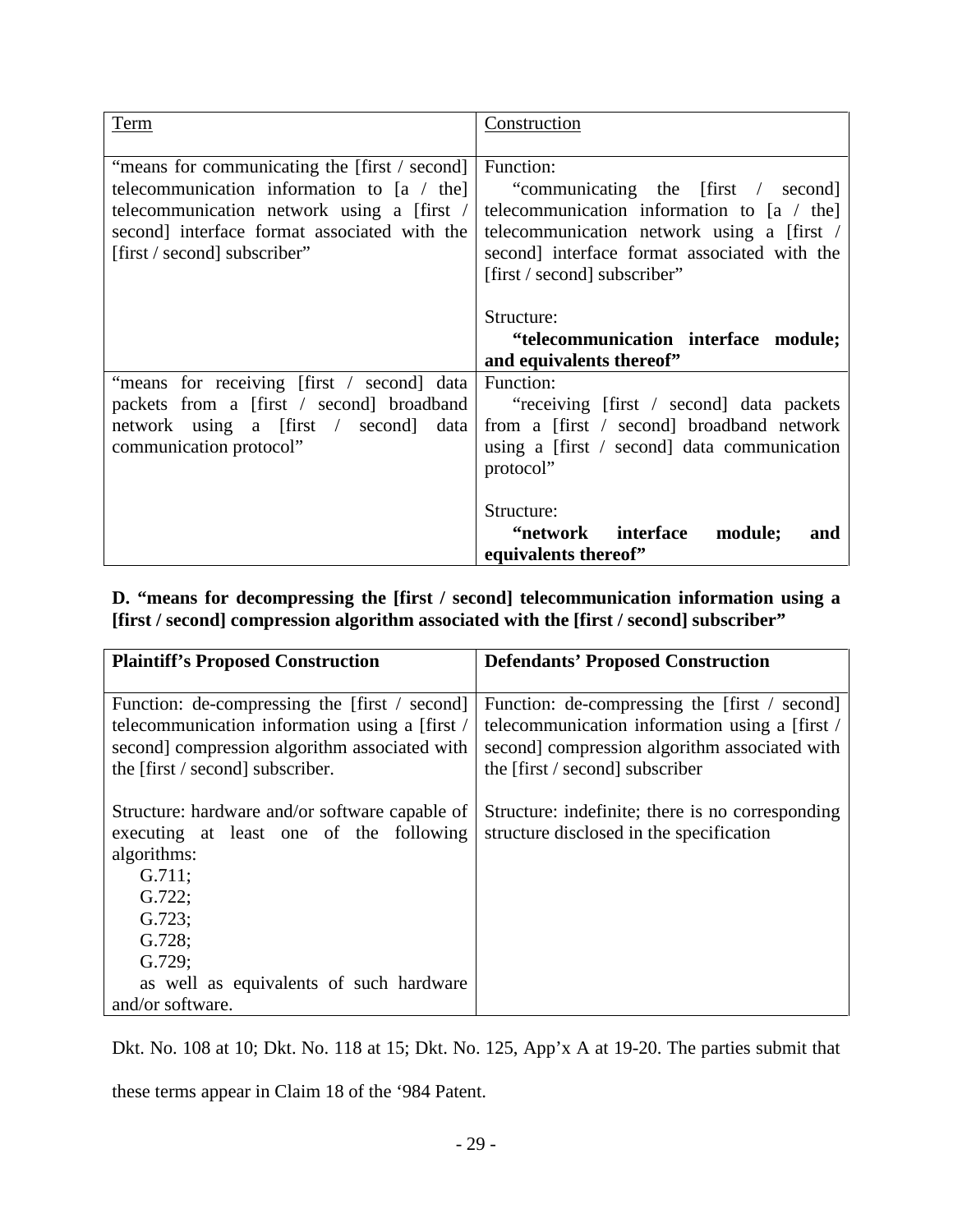| Term | Construction |
|---|---|
| "means for communicating the [first / second] telecommunication information to [a / the] telecommunication network using a [first / second] interface format associated with the [first / second] subscriber" | Function: "communicating the [first / second] telecommunication information to [a / the] telecommunication network using a [first / second] interface format associated with the [first / second] subscriber"<br><br>Structure: **"telecommunication interface module; and equivalents thereof"** |
| "means for receiving [first / second] data packets from a [first / second] broadband network using a [first / second] data communication protocol" | Function: "receiving [first / second] data packets from a [first / second] broadband network using a [first / second] data communication protocol"<br><br>Structure: **"network interface module; and equivalents thereof"** |

**D. "means for decompressing the [first / second] telecommunication information using a [first / second] compression algorithm associated with the [first / second] subscriber"**

| **Plaintiff's Proposed Construction** | **Defendants' Proposed Construction** |
|---|---|
| Function: de-compressing the [first / second] telecommunication information using a [first / second] compression algorithm associated with the [first / second] subscriber.<br><br>Structure: hardware and/or software capable of executing at least one of the following algorithms:<br>G.711;<br>G.722;<br>G.723;<br>G.728;<br>G.729;<br>as well as equivalents of such hardware and/or software. | Function: de-compressing the [first / second] telecommunication information using a [first / second] compression algorithm associated with the [first / second] subscriber<br><br>Structure: indefinite; there is no corresponding structure disclosed in the specification |

Dkt. No. 108 at 10; Dkt. No. 118 at 15; Dkt. No. 125, App'x A at 19-20. The parties submit that these terms appear in Claim 18 of the '984 Patent.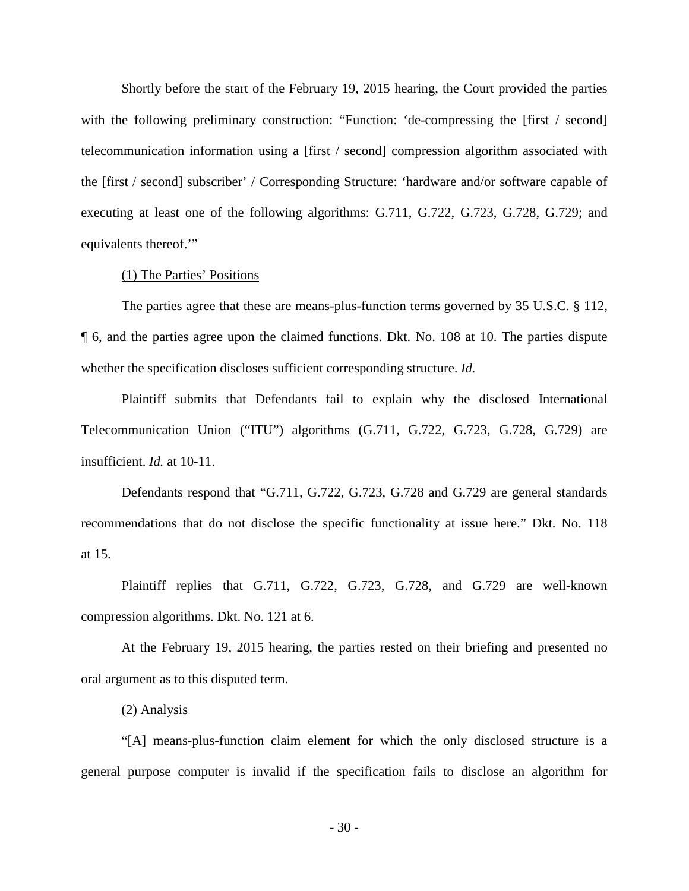Shortly before the start of the February 19, 2015 hearing, the Court provided the parties with the following preliminary construction: "Function: 'de-compressing the [first / second] telecommunication information using a [first / second] compression algorithm associated with the [first / second] subscriber' / Corresponding Structure: 'hardware and/or software capable of executing at least one of the following algorithms: G.711, G.722, G.723, G.728, G.729; and equivalents thereof.'"

(1) The Parties' Positions

The parties agree that these are means-plus-function terms governed by 35 U.S.C. § 112, ¶ 6, and the parties agree upon the claimed functions. Dkt. No. 108 at 10. The parties dispute whether the specification discloses sufficient corresponding structure. *Id.*

Plaintiff submits that Defendants fail to explain why the disclosed International Telecommunication Union ("ITU") algorithms (G.711, G.722, G.723, G.728, G.729) are insufficient. *Id.* at 10-11.

Defendants respond that "G.711, G.722, G.723, G.728 and G.729 are general standards recommendations that do not disclose the specific functionality at issue here." Dkt. No. 118 at 15.

Plaintiff replies that G.711, G.722, G.723, G.728, and G.729 are well-known compression algorithms. Dkt. No. 121 at 6.

At the February 19, 2015 hearing, the parties rested on their briefing and presented no oral argument as to this disputed term.

(2) Analysis

"[A] means-plus-function claim element for which the only disclosed structure is a general purpose computer is invalid if the specification fails to disclose an algorithm for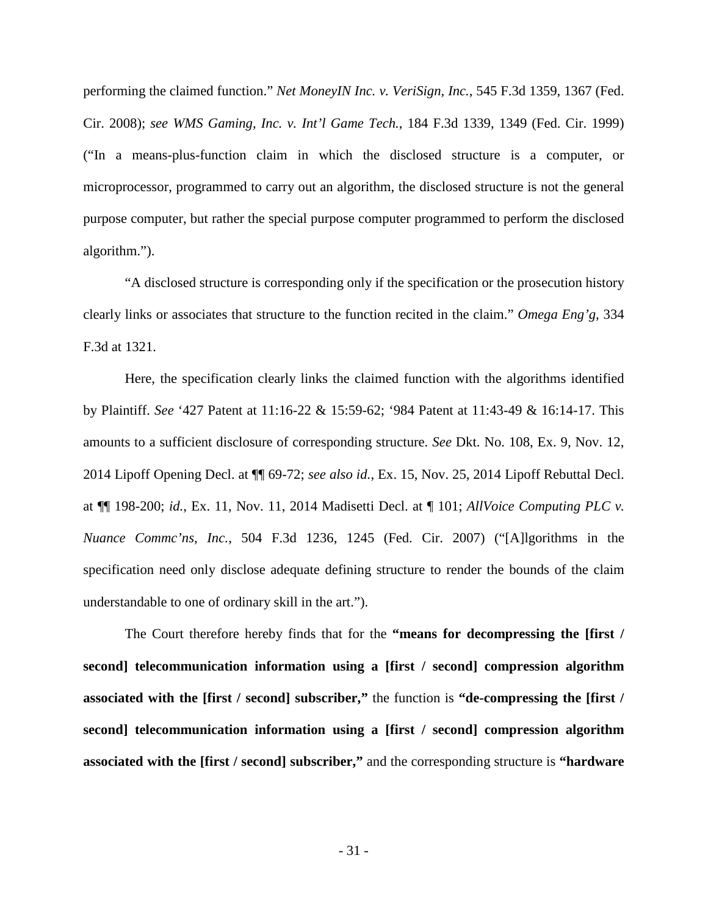performing the claimed function." *Net MoneyIN Inc. v. VeriSign, Inc.*, 545 F.3d 1359, 1367 (Fed. Cir. 2008); *see WMS Gaming, Inc. v. Int'l Game Tech.*, 184 F.3d 1339, 1349 (Fed. Cir. 1999) ("In a means-plus-function claim in which the disclosed structure is a computer, or microprocessor, programmed to carry out an algorithm, the disclosed structure is not the general purpose computer, but rather the special purpose computer programmed to perform the disclosed algorithm.").

"A disclosed structure is corresponding only if the specification or the prosecution history clearly links or associates that structure to the function recited in the claim." *Omega Eng'g*, 334 F.3d at 1321.

Here, the specification clearly links the claimed function with the algorithms identified by Plaintiff. *See* '427 Patent at 11:16-22 & 15:59-62; '984 Patent at 11:43-49 & 16:14-17. This amounts to a sufficient disclosure of corresponding structure. *See* Dkt. No. 108, Ex. 9, Nov. 12, 2014 Lipoff Opening Decl. at ¶¶ 69-72; *see also id.*, Ex. 15, Nov. 25, 2014 Lipoff Rebuttal Decl. at ¶¶ 198-200; *id.*, Ex. 11, Nov. 11, 2014 Madisetti Decl. at ¶ 101; *AllVoice Computing PLC v. Nuance Commc'ns, Inc.*, 504 F.3d 1236, 1245 (Fed. Cir. 2007) ("[A]lgorithms in the specification need only disclose adequate defining structure to render the bounds of the claim understandable to one of ordinary skill in the art.").

The Court therefore hereby finds that for the **"means for decompressing the [first / second] telecommunication information using a [first / second] compression algorithm associated with the [first / second] subscriber,"** the function is **"de-compressing the [first / second] telecommunication information using a [first / second] compression algorithm associated with the [first / second] subscriber,"** and the corresponding structure is **"hardware**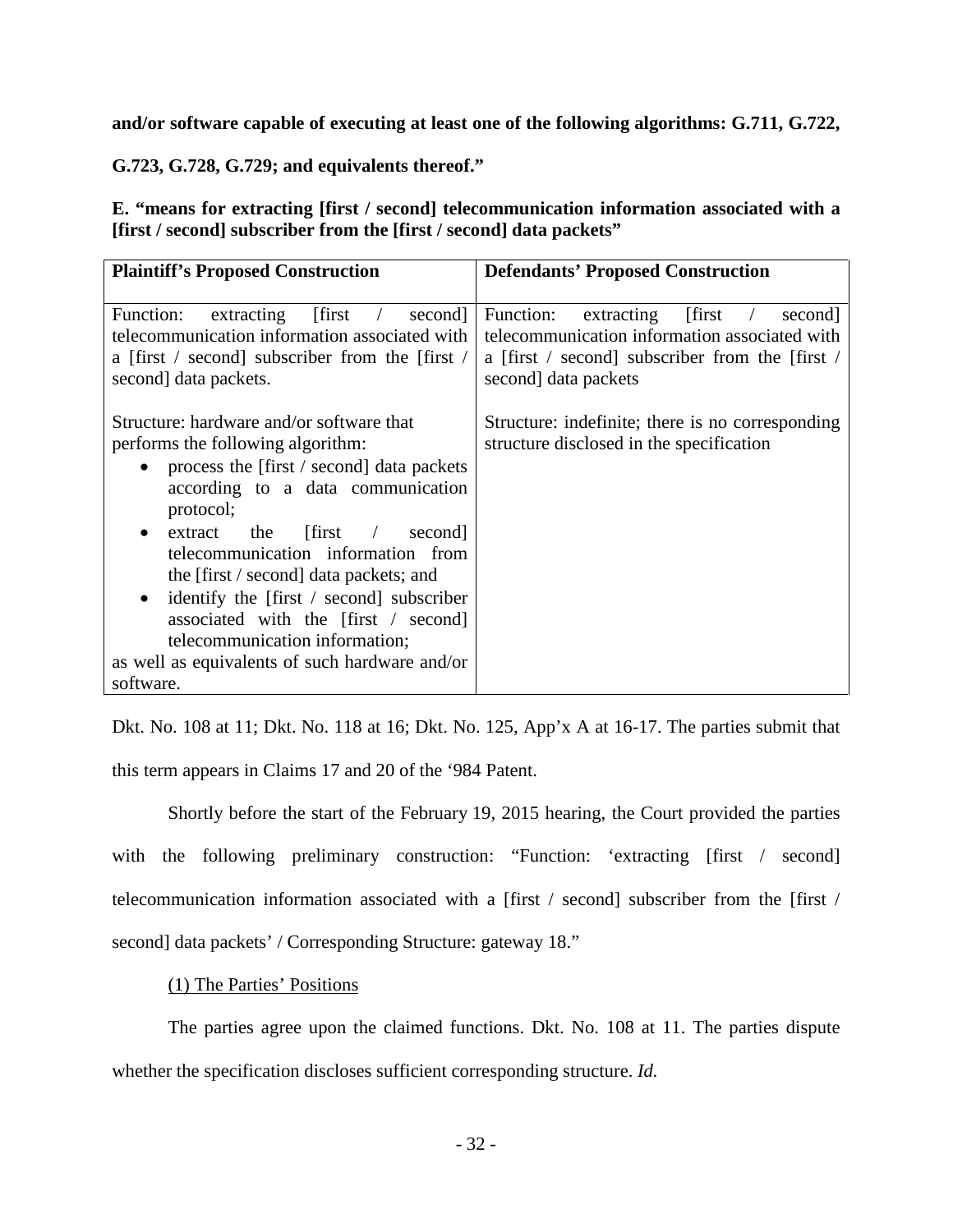**and/or software capable of executing at least one of the following algorithms: G.711, G.722, G.723, G.728, G.729; and equivalents thereof."**

**E. "means for extracting [first / second] telecommunication information associated with a [first / second] subscriber from the [first / second] data packets"**

| Plaintiff's Proposed Construction | Defendants' Proposed Construction |
|---|---|
| Function: extracting [first / second] telecommunication information associated with a [first / second] subscriber from the [first / second] data packets.<br><br>Structure: hardware and/or software that performs the following algorithm:<br>• process the [first / second] data packets according to a data communication protocol;<br>• extract the [first / second] telecommunication information from the [first / second] data packets; and<br>• identify the [first / second] subscriber associated with the [first / second] telecommunication information;<br>as well as equivalents of such hardware and/or software. | Function: extracting [first / second] telecommunication information associated with a [first / second] subscriber from the [first / second] data packets<br><br>Structure: indefinite; there is no corresponding structure disclosed in the specification |

Dkt. No. 108 at 11; Dkt. No. 118 at 16; Dkt. No. 125, App'x A at 16-17. The parties submit that this term appears in Claims 17 and 20 of the '984 Patent.

Shortly before the start of the February 19, 2015 hearing, the Court provided the parties with the following preliminary construction: "Function: 'extracting [first / second] telecommunication information associated with a [first / second] subscriber from the [first / second] data packets' / Corresponding Structure: gateway 18."

(1) The Parties' Positions

The parties agree upon the claimed functions. Dkt. No. 108 at 11. The parties dispute whether the specification discloses sufficient corresponding structure. *Id.*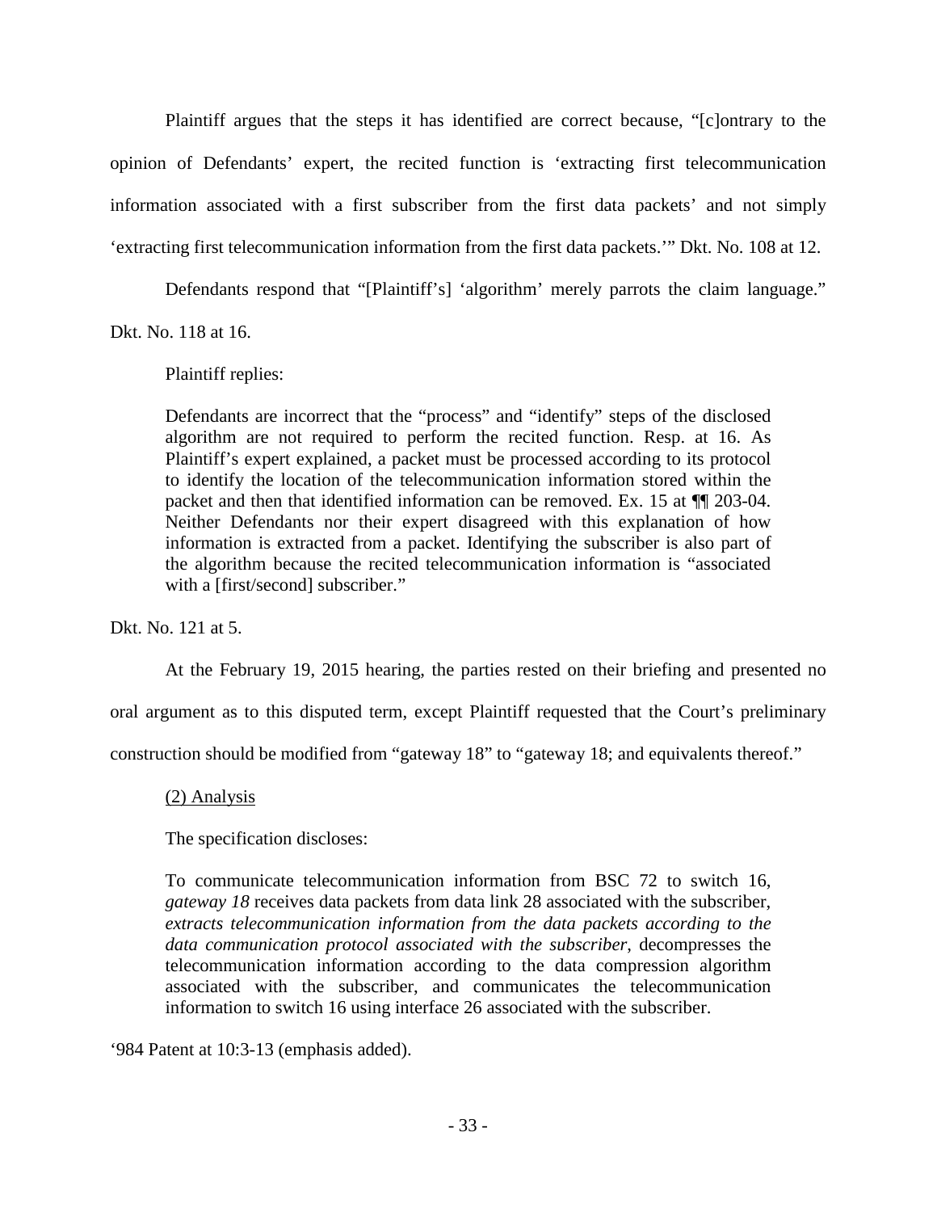Plaintiff argues that the steps it has identified are correct because, "[c]ontrary to the opinion of Defendants' expert, the recited function is 'extracting first telecommunication information associated with a first subscriber from the first data packets' and not simply 'extracting first telecommunication information from the first data packets.'" Dkt. No. 108 at 12.

Defendants respond that "[Plaintiff's] 'algorithm' merely parrots the claim language." Dkt. No. 118 at 16.

Plaintiff replies:

> Defendants are incorrect that the "process" and "identify" steps of the disclosed algorithm are not required to perform the recited function. Resp. at 16. As Plaintiff's expert explained, a packet must be processed according to its protocol to identify the location of the telecommunication information stored within the packet and then that identified information can be removed. Ex. 15 at ¶¶ 203-04. Neither Defendants nor their expert disagreed with this explanation of how information is extracted from a packet. Identifying the subscriber is also part of the algorithm because the recited telecommunication information is "associated with a [first/second] subscriber."

Dkt. No. 121 at 5.

At the February 19, 2015 hearing, the parties rested on their briefing and presented no oral argument as to this disputed term, except Plaintiff requested that the Court's preliminary construction should be modified from "gateway 18" to "gateway 18; and equivalents thereof."

<u>(2) Analysis</u>

The specification discloses:

> To communicate telecommunication information from BSC 72 to switch 16, *gateway 18* receives data packets from data link 28 associated with the subscriber, *extracts telecommunication information from the data packets according to the data communication protocol associated with the subscriber*, decompresses the telecommunication information according to the data compression algorithm associated with the subscriber, and communicates the telecommunication information to switch 16 using interface 26 associated with the subscriber.

'984 Patent at 10:3-13 (emphasis added).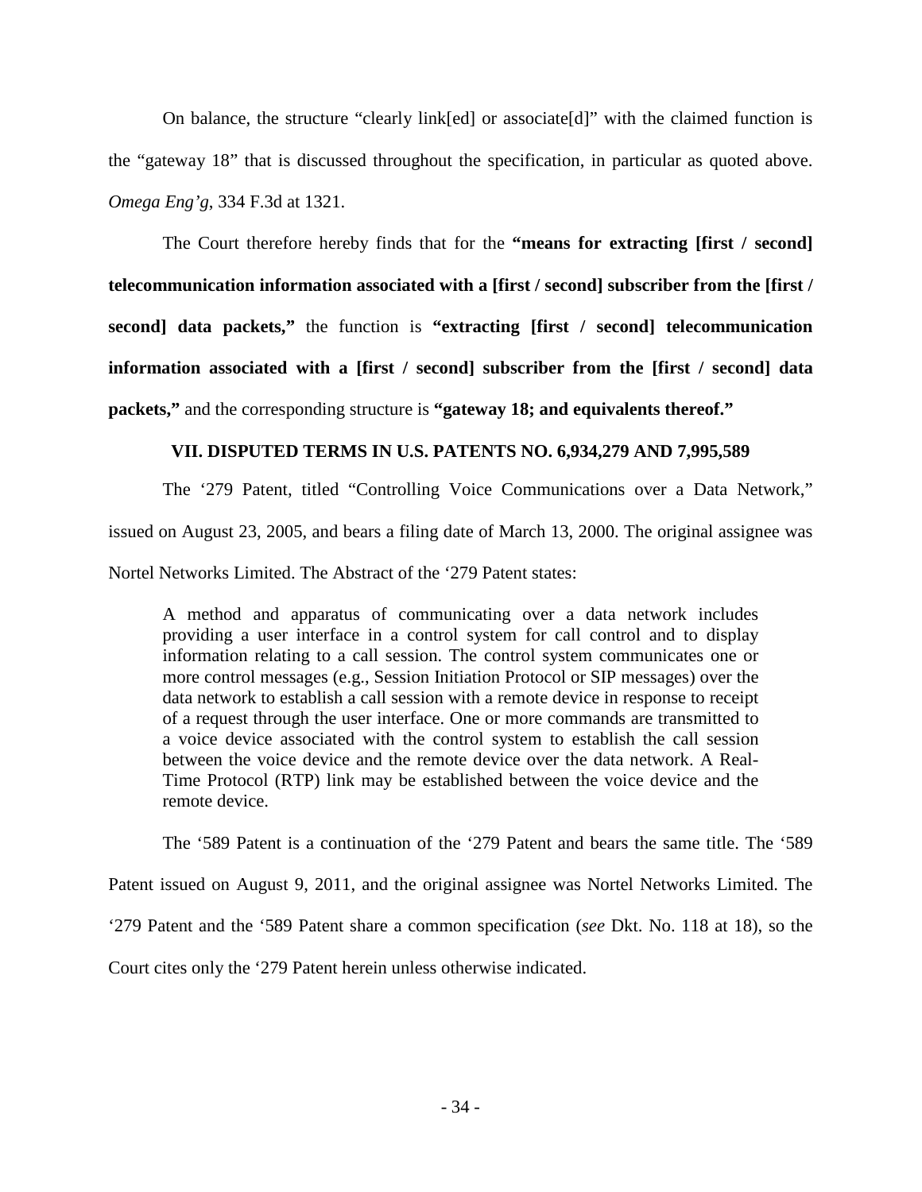On balance, the structure "clearly link[ed] or associate[d]" with the claimed function is the "gateway 18" that is discussed throughout the specification, in particular as quoted above. *Omega Eng'g*, 334 F.3d at 1321.

The Court therefore hereby finds that for the **"means for extracting [first / second] telecommunication information associated with a [first / second] subscriber from the [first / second] data packets,"** the function is **"extracting [first / second] telecommunication information associated with a [first / second] subscriber from the [first / second] data packets,"** and the corresponding structure is **"gateway 18; and equivalents thereof."**

## VII. DISPUTED TERMS IN U.S. PATENTS NO. 6,934,279 AND 7,995,589

The '279 Patent, titled "Controlling Voice Communications over a Data Network," issued on August 23, 2005, and bears a filing date of March 13, 2000. The original assignee was Nortel Networks Limited. The Abstract of the '279 Patent states:

> A method and apparatus of communicating over a data network includes providing a user interface in a control system for call control and to display information relating to a call session. The control system communicates one or more control messages (e.g., Session Initiation Protocol or SIP messages) over the data network to establish a call session with a remote device in response to receipt of a request through the user interface. One or more commands are transmitted to a voice device associated with the control system to establish the call session between the voice device and the remote device over the data network. A Real-Time Protocol (RTP) link may be established between the voice device and the remote device.

The '589 Patent is a continuation of the '279 Patent and bears the same title. The '589 Patent issued on August 9, 2011, and the original assignee was Nortel Networks Limited. The '279 Patent and the '589 Patent share a common specification (*see* Dkt. No. 118 at 18), so the Court cites only the '279 Patent herein unless otherwise indicated.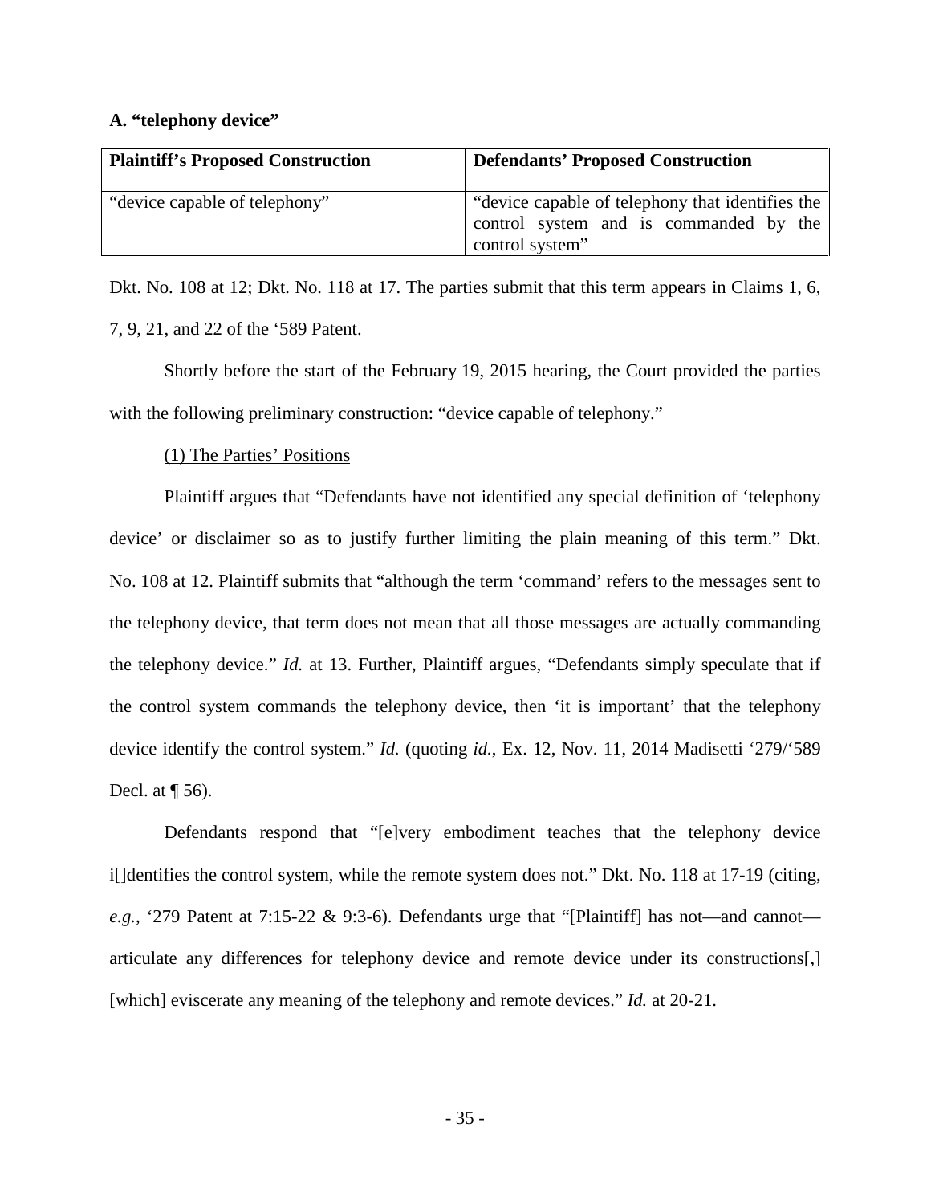### A. "telephony device"

| Plaintiff's Proposed Construction | Defendants' Proposed Construction |
|---|---|
| "device capable of telephony" | "device capable of telephony that identifies the control system and is commanded by the control system" |

Dkt. No. 108 at 12; Dkt. No. 118 at 17. The parties submit that this term appears in Claims 1, 6, 7, 9, 21, and 22 of the '589 Patent.

Shortly before the start of the February 19, 2015 hearing, the Court provided the parties with the following preliminary construction: "device capable of telephony."

(1) The Parties' Positions

Plaintiff argues that "Defendants have not identified any special definition of 'telephony device' or disclaimer so as to justify further limiting the plain meaning of this term." Dkt. No. 108 at 12. Plaintiff submits that "although the term 'command' refers to the messages sent to the telephony device, that term does not mean that all those messages are actually commanding the telephony device." *Id.* at 13. Further, Plaintiff argues, "Defendants simply speculate that if the control system commands the telephony device, then 'it is important' that the telephony device identify the control system." *Id.* (quoting *id.*, Ex. 12, Nov. 11, 2014 Madisetti '279/'589 Decl. at ¶ 56).

Defendants respond that "[e]very embodiment teaches that the telephony device i[]dentifies the control system, while the remote system does not." Dkt. No. 118 at 17-19 (citing, *e.g.*, '279 Patent at 7:15-22 & 9:3-6). Defendants urge that "[Plaintiff] has not—and cannot—articulate any differences for telephony device and remote device under its constructions[,] [which] eviscerate any meaning of the telephony and remote devices." *Id.* at 20-21.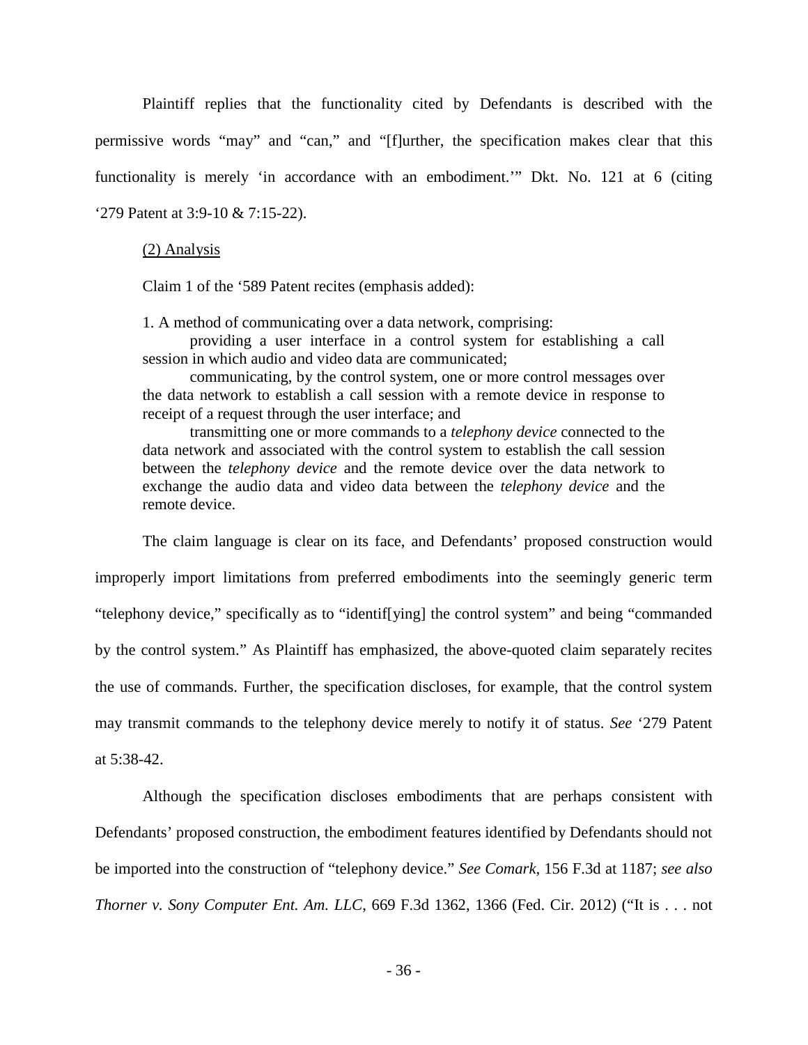Plaintiff replies that the functionality cited by Defendants is described with the permissive words "may" and "can," and "[f]urther, the specification makes clear that this functionality is merely 'in accordance with an embodiment.'" Dkt. No. 121 at 6 (citing '279 Patent at 3:9-10 & 7:15-22).

(2) Analysis

Claim 1 of the '589 Patent recites (emphasis added):

> 1. A method of communicating over a data network, comprising:
>
> providing a user interface in a control system for establishing a call session in which audio and video data are communicated;
>
> communicating, by the control system, one or more control messages over the data network to establish a call session with a remote device in response to receipt of a request through the user interface; and
>
> transmitting one or more commands to a *telephony device* connected to the data network and associated with the control system to establish the call session between the *telephony device* and the remote device over the data network to exchange the audio data and video data between the *telephony device* and the remote device.

The claim language is clear on its face, and Defendants' proposed construction would improperly import limitations from preferred embodiments into the seemingly generic term "telephony device," specifically as to "identif[ying] the control system" and being "commanded by the control system." As Plaintiff has emphasized, the above-quoted claim separately recites the use of commands. Further, the specification discloses, for example, that the control system may transmit commands to the telephony device merely to notify it of status. *See* '279 Patent at 5:38-42.

Although the specification discloses embodiments that are perhaps consistent with Defendants' proposed construction, the embodiment features identified by Defendants should not be imported into the construction of "telephony device." *See Comark*, 156 F.3d at 1187; *see also Thorner v. Sony Computer Ent. Am. LLC*, 669 F.3d 1362, 1366 (Fed. Cir. 2012) ("It is . . . not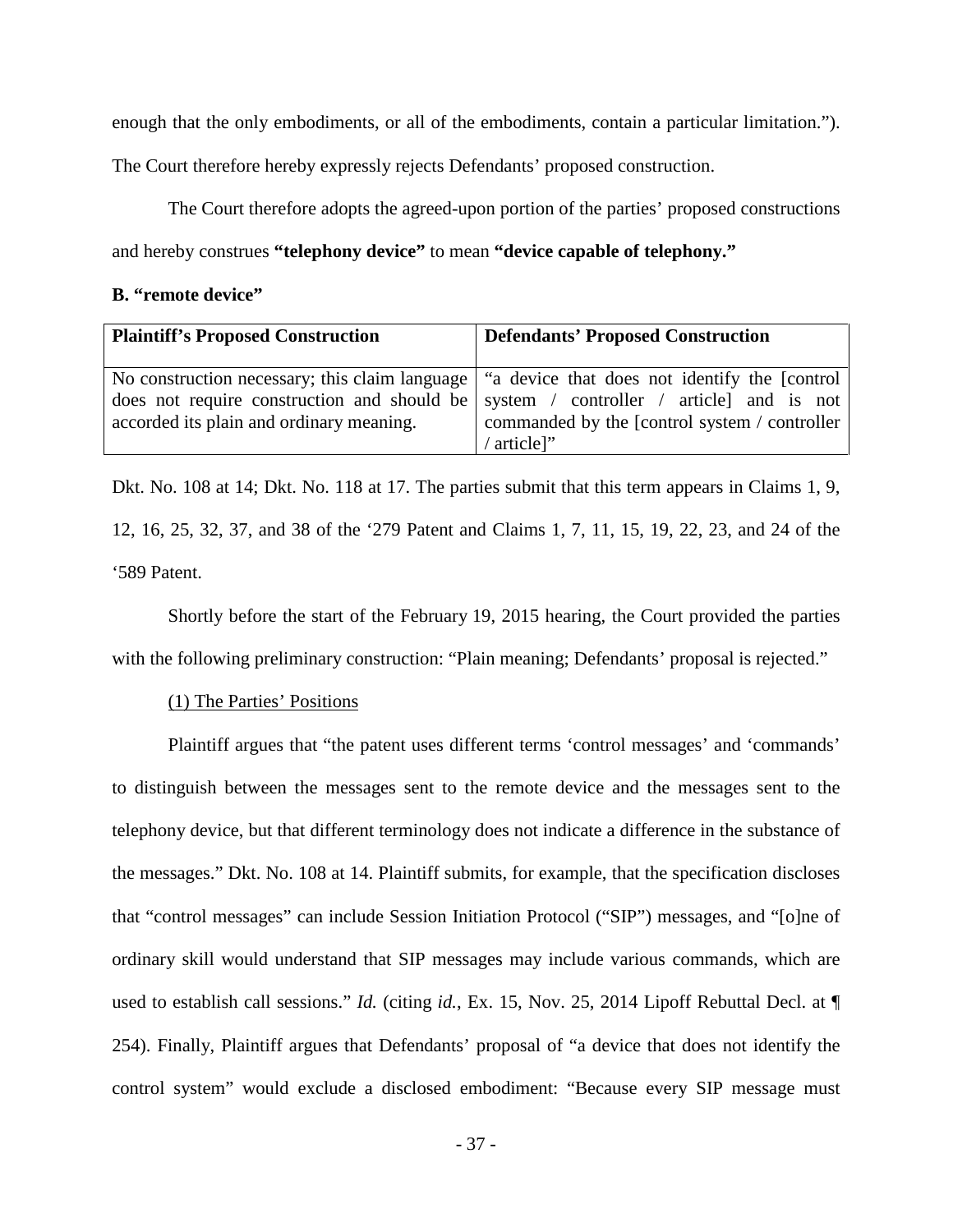enough that the only embodiments, or all of the embodiments, contain a particular limitation."). The Court therefore hereby expressly rejects Defendants' proposed construction.

The Court therefore adopts the agreed-upon portion of the parties' proposed constructions and hereby construes **"telephony device"** to mean **"device capable of telephony."**

**B. "remote device"**

| **Plaintiff's Proposed Construction** | **Defendants' Proposed Construction** |
|---|---|
| No construction necessary; this claim language does not require construction and should be accorded its plain and ordinary meaning. | "a device that does not identify the [control system / controller / article] and is not commanded by the [control system / controller / article]" |

Dkt. No. 108 at 14; Dkt. No. 118 at 17. The parties submit that this term appears in Claims 1, 9, 12, 16, 25, 32, 37, and 38 of the '279 Patent and Claims 1, 7, 11, 15, 19, 22, 23, and 24 of the '589 Patent.

Shortly before the start of the February 19, 2015 hearing, the Court provided the parties with the following preliminary construction: "Plain meaning; Defendants' proposal is rejected."

(1) The Parties' Positions

Plaintiff argues that "the patent uses different terms 'control messages' and 'commands' to distinguish between the messages sent to the remote device and the messages sent to the telephony device, but that different terminology does not indicate a difference in the substance of the messages." Dkt. No. 108 at 14. Plaintiff submits, for example, that the specification discloses that "control messages" can include Session Initiation Protocol ("SIP") messages, and "[o]ne of ordinary skill would understand that SIP messages may include various commands, which are used to establish call sessions." *Id.* (citing *id.*, Ex. 15, Nov. 25, 2014 Lipoff Rebuttal Decl. at ¶ 254). Finally, Plaintiff argues that Defendants' proposal of "a device that does not identify the control system" would exclude a disclosed embodiment: "Because every SIP message must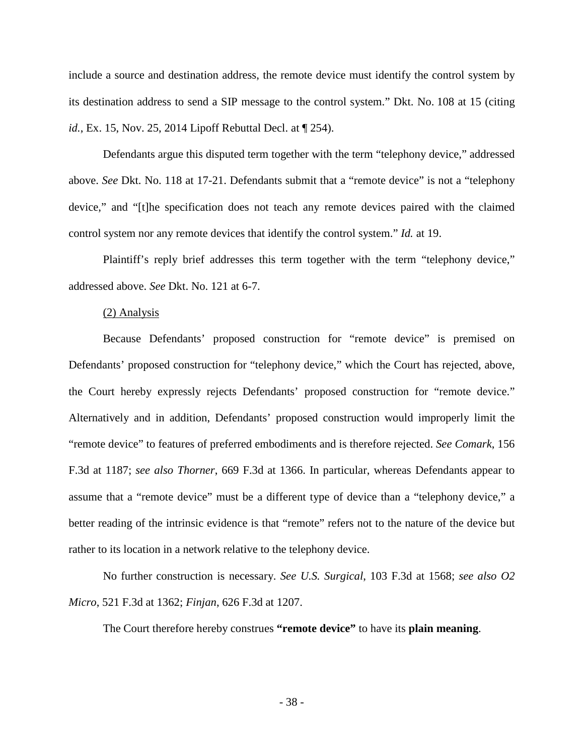include a source and destination address, the remote device must identify the control system by its destination address to send a SIP message to the control system." Dkt. No. 108 at 15 (citing *id.*, Ex. 15, Nov. 25, 2014 Lipoff Rebuttal Decl. at ¶ 254).

Defendants argue this disputed term together with the term "telephony device," addressed above. *See* Dkt. No. 118 at 17-21. Defendants submit that a "remote device" is not a "telephony device," and "[t]he specification does not teach any remote devices paired with the claimed control system nor any remote devices that identify the control system." *Id.* at 19.

Plaintiff's reply brief addresses this term together with the term "telephony device," addressed above. *See* Dkt. No. 121 at 6-7.

(2) Analysis

Because Defendants' proposed construction for "remote device" is premised on Defendants' proposed construction for "telephony device," which the Court has rejected, above, the Court hereby expressly rejects Defendants' proposed construction for "remote device." Alternatively and in addition, Defendants' proposed construction would improperly limit the "remote device" to features of preferred embodiments and is therefore rejected. *See Comark*, 156 F.3d at 1187; *see also Thorner*, 669 F.3d at 1366. In particular, whereas Defendants appear to assume that a "remote device" must be a different type of device than a "telephony device," a better reading of the intrinsic evidence is that "remote" refers not to the nature of the device but rather to its location in a network relative to the telephony device.

No further construction is necessary. *See U.S. Surgical*, 103 F.3d at 1568; *see also O2 Micro*, 521 F.3d at 1362; *Finjan*, 626 F.3d at 1207.

The Court therefore hereby construes **"remote device"** to have its **plain meaning**.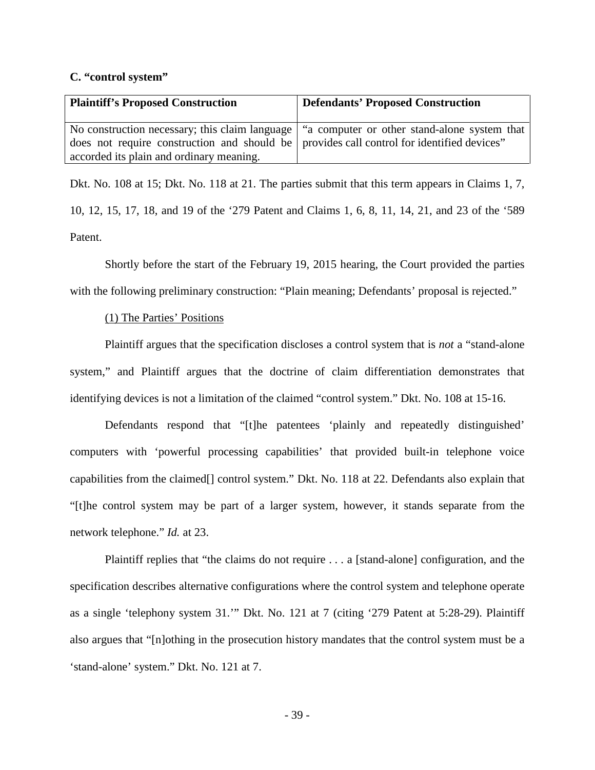**C. "control system"**

| **Plaintiff's Proposed Construction** | **Defendants' Proposed Construction** |
|---|---|
| No construction necessary; this claim language does not require construction and should be accorded its plain and ordinary meaning. | "a computer or other stand-alone system that provides call control for identified devices" |

Dkt. No. 108 at 15; Dkt. No. 118 at 21. The parties submit that this term appears in Claims 1, 7, 10, 12, 15, 17, 18, and 19 of the '279 Patent and Claims 1, 6, 8, 11, 14, 21, and 23 of the '589 Patent.

Shortly before the start of the February 19, 2015 hearing, the Court provided the parties with the following preliminary construction: "Plain meaning; Defendants' proposal is rejected."

(1) The Parties' Positions

Plaintiff argues that the specification discloses a control system that is *not* a "stand-alone system," and Plaintiff argues that the doctrine of claim differentiation demonstrates that identifying devices is not a limitation of the claimed "control system." Dkt. No. 108 at 15-16.

Defendants respond that "[t]he patentees 'plainly and repeatedly distinguished' computers with 'powerful processing capabilities' that provided built-in telephone voice capabilities from the claimed[] control system." Dkt. No. 118 at 22. Defendants also explain that "[t]he control system may be part of a larger system, however, it stands separate from the network telephone." *Id.* at 23.

Plaintiff replies that "the claims do not require . . . a [stand-alone] configuration, and the specification describes alternative configurations where the control system and telephone operate as a single 'telephony system 31.'" Dkt. No. 121 at 7 (citing '279 Patent at 5:28-29). Plaintiff also argues that "[n]othing in the prosecution history mandates that the control system must be a 'stand-alone' system." Dkt. No. 121 at 7.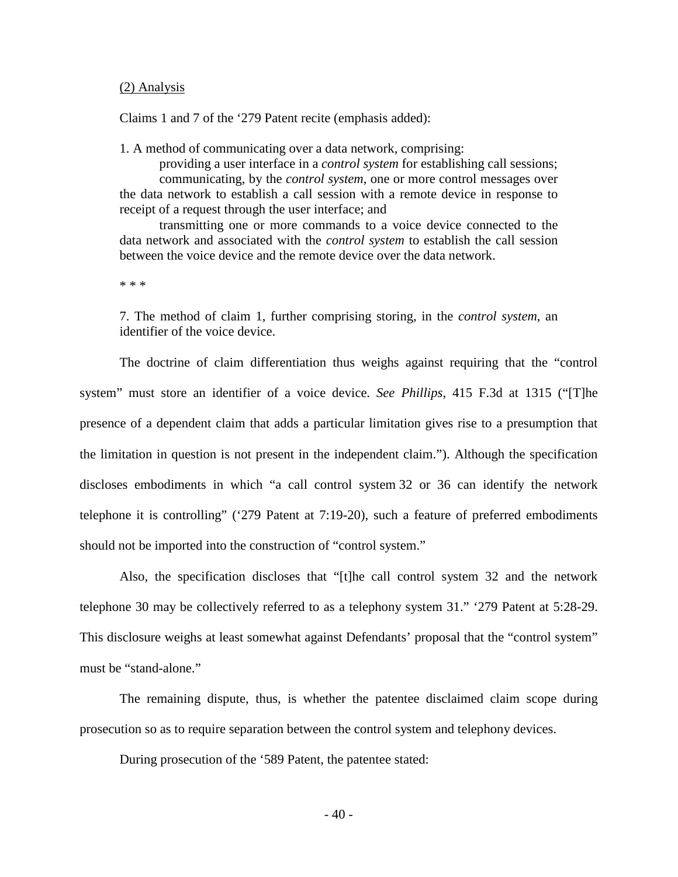(2) Analysis

Claims 1 and 7 of the '279 Patent recite (emphasis added):

> 1. A method of communicating over a data network, comprising:
>
> providing a user interface in a *control system* for establishing call sessions;
>
> communicating, by the *control system*, one or more control messages over the data network to establish a call session with a remote device in response to receipt of a request through the user interface; and
>
> transmitting one or more commands to a voice device connected to the data network and associated with the *control system* to establish the call session between the voice device and the remote device over the data network.
>
> * * *
>
> 7. The method of claim 1, further comprising storing, in the *control system*, an identifier of the voice device.

The doctrine of claim differentiation thus weighs against requiring that the "control system" must store an identifier of a voice device. *See Phillips*, 415 F.3d at 1315 ("[T]he presence of a dependent claim that adds a particular limitation gives rise to a presumption that the limitation in question is not present in the independent claim."). Although the specification discloses embodiments in which "a call control system 32 or 36 can identify the network telephone it is controlling" ('279 Patent at 7:19-20), such a feature of preferred embodiments should not be imported into the construction of "control system."

Also, the specification discloses that "[t]he call control system 32 and the network telephone 30 may be collectively referred to as a telephony system 31." '279 Patent at 5:28-29. This disclosure weighs at least somewhat against Defendants' proposal that the "control system" must be "stand-alone."

The remaining dispute, thus, is whether the patentee disclaimed claim scope during prosecution so as to require separation between the control system and telephony devices.

During prosecution of the '589 Patent, the patentee stated: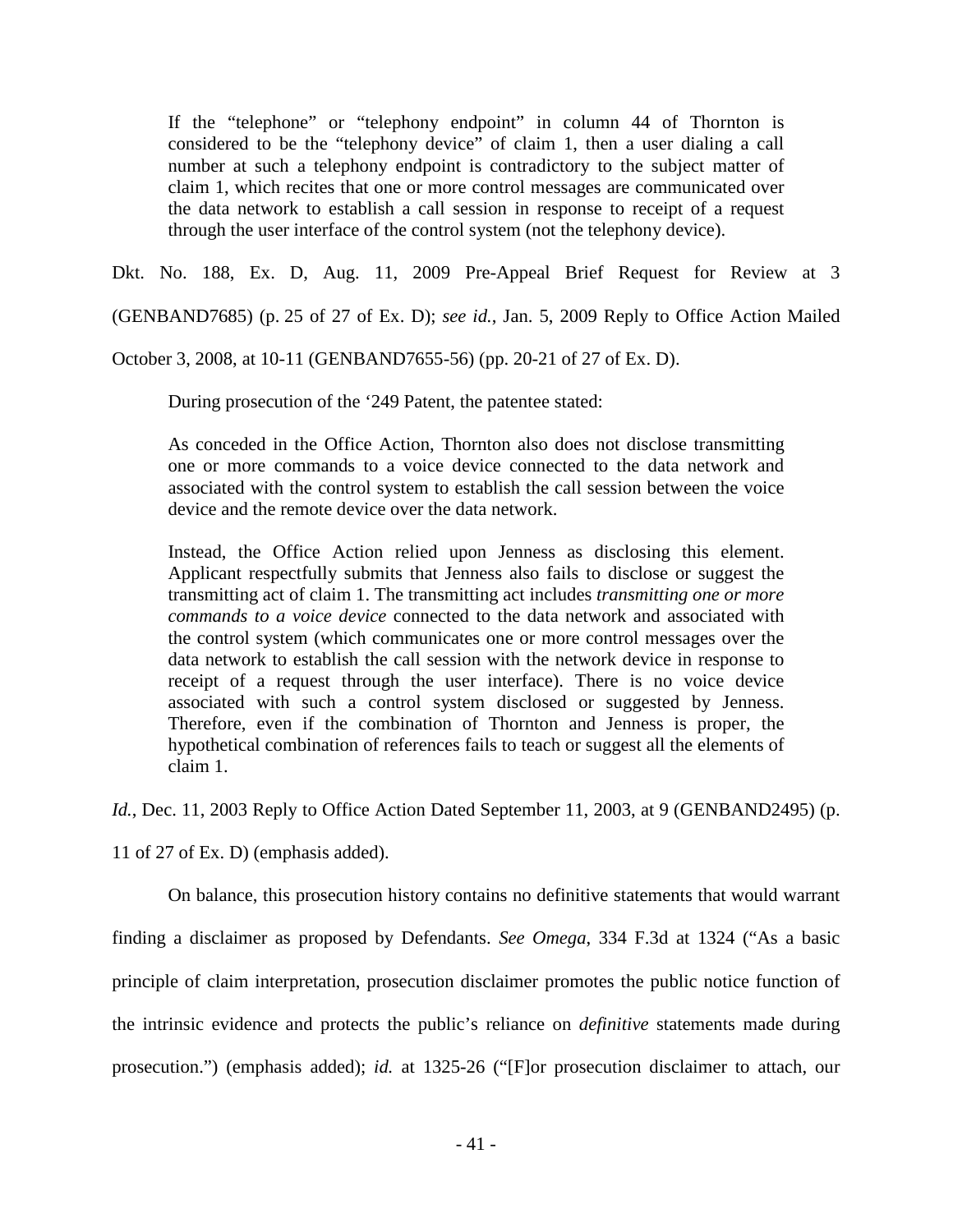> If the "telephone" or "telephony endpoint" in column 44 of Thornton is considered to be the "telephony device" of claim 1, then a user dialing a call number at such a telephony endpoint is contradictory to the subject matter of claim 1, which recites that one or more control messages are communicated over the data network to establish a call session in response to receipt of a request through the user interface of the control system (not the telephony device).

Dkt. No. 188, Ex. D, Aug. 11, 2009 Pre-Appeal Brief Request for Review at 3 (GENBAND7685) (p. 25 of 27 of Ex. D); *see id.*, Jan. 5, 2009 Reply to Office Action Mailed October 3, 2008, at 10-11 (GENBAND7655-56) (pp. 20-21 of 27 of Ex. D).

During prosecution of the '249 Patent, the patentee stated:

> As conceded in the Office Action, Thornton also does not disclose transmitting one or more commands to a voice device connected to the data network and associated with the control system to establish the call session between the voice device and the remote device over the data network.
>
> Instead, the Office Action relied upon Jenness as disclosing this element. Applicant respectfully submits that Jenness also fails to disclose or suggest the transmitting act of claim 1. The transmitting act includes *transmitting one or more commands to a voice device* connected to the data network and associated with the control system (which communicates one or more control messages over the data network to establish the call session with the network device in response to receipt of a request through the user interface). There is no voice device associated with such a control system disclosed or suggested by Jenness. Therefore, even if the combination of Thornton and Jenness is proper, the hypothetical combination of references fails to teach or suggest all the elements of claim 1.

*Id.*, Dec. 11, 2003 Reply to Office Action Dated September 11, 2003, at 9 (GENBAND2495) (p. 11 of 27 of Ex. D) (emphasis added).

On balance, this prosecution history contains no definitive statements that would warrant finding a disclaimer as proposed by Defendants. *See Omega*, 334 F.3d at 1324 ("As a basic principle of claim interpretation, prosecution disclaimer promotes the public notice function of the intrinsic evidence and protects the public's reliance on *definitive* statements made during prosecution.") (emphasis added); *id.* at 1325-26 ("[F]or prosecution disclaimer to attach, our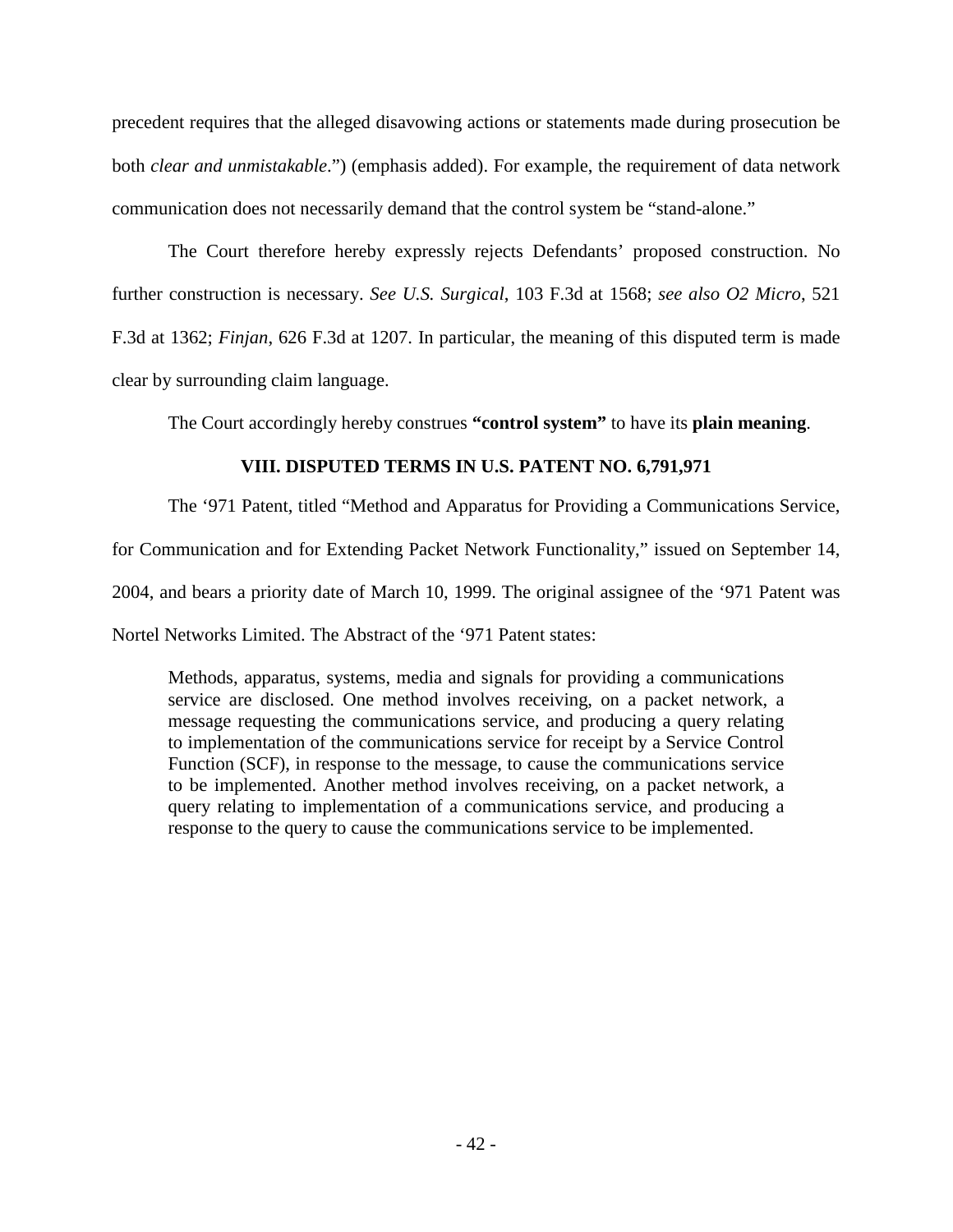precedent requires that the alleged disavowing actions or statements made during prosecution be both *clear and unmistakable*.") (emphasis added). For example, the requirement of data network communication does not necessarily demand that the control system be "stand-alone."

The Court therefore hereby expressly rejects Defendants' proposed construction. No further construction is necessary. *See U.S. Surgical*, 103 F.3d at 1568; *see also O2 Micro*, 521 F.3d at 1362; *Finjan*, 626 F.3d at 1207. In particular, the meaning of this disputed term is made clear by surrounding claim language.

The Court accordingly hereby construes **"control system"** to have its **plain meaning**.

## VIII. DISPUTED TERMS IN U.S. PATENT NO. 6,791,971

The '971 Patent, titled "Method and Apparatus for Providing a Communications Service, for Communication and for Extending Packet Network Functionality," issued on September 14, 2004, and bears a priority date of March 10, 1999. The original assignee of the '971 Patent was Nortel Networks Limited. The Abstract of the '971 Patent states:

> Methods, apparatus, systems, media and signals for providing a communications service are disclosed. One method involves receiving, on a packet network, a message requesting the communications service, and producing a query relating to implementation of the communications service for receipt by a Service Control Function (SCF), in response to the message, to cause the communications service to be implemented. Another method involves receiving, on a packet network, a query relating to implementation of a communications service, and producing a response to the query to cause the communications service to be implemented.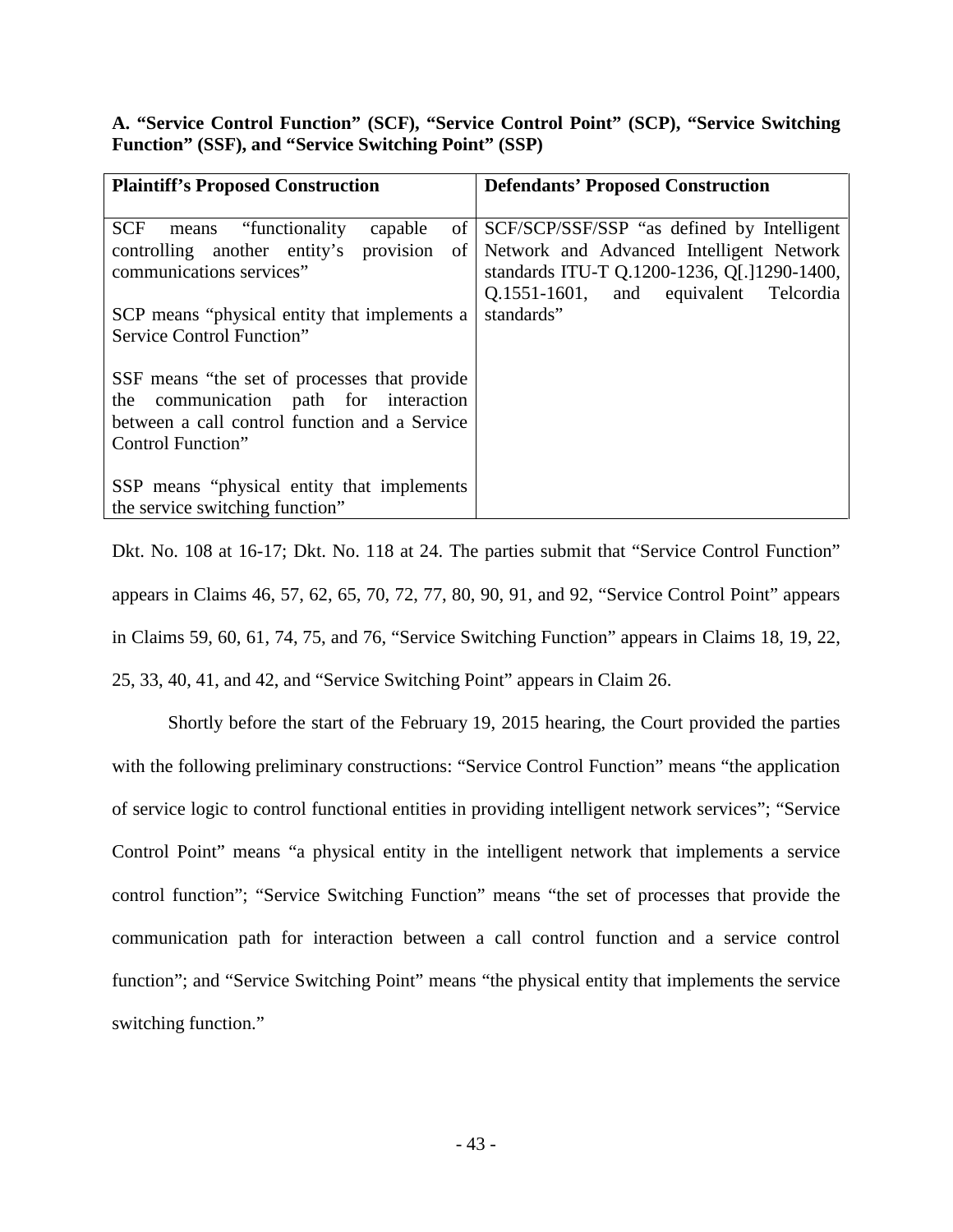**A. "Service Control Function" (SCF), "Service Control Point" (SCP), "Service Switching Function" (SSF), and "Service Switching Point" (SSP)**

| Plaintiff's Proposed Construction | Defendants' Proposed Construction |
|---|---|
| SCF means "functionality capable of controlling another entity's provision of communications services"<br><br>SCP means "physical entity that implements a Service Control Function"<br><br>SSF means "the set of processes that provide the communication path for interaction between a call control function and a Service Control Function"<br><br>SSP means "physical entity that implements the service switching function" | SCF/SCP/SSF/SSP "as defined by Intelligent Network and Advanced Intelligent Network standards ITU-T Q.1200-1236, Q[.]1290-1400, Q.1551-1601, and equivalent Telcordia standards" |

Dkt. No. 108 at 16-17; Dkt. No. 118 at 24. The parties submit that "Service Control Function" appears in Claims 46, 57, 62, 65, 70, 72, 77, 80, 90, 91, and 92, "Service Control Point" appears in Claims 59, 60, 61, 74, 75, and 76, "Service Switching Function" appears in Claims 18, 19, 22, 25, 33, 40, 41, and 42, and "Service Switching Point" appears in Claim 26.

Shortly before the start of the February 19, 2015 hearing, the Court provided the parties with the following preliminary constructions: "Service Control Function" means "the application of service logic to control functional entities in providing intelligent network services"; "Service Control Point" means "a physical entity in the intelligent network that implements a service control function"; "Service Switching Function" means "the set of processes that provide the communication path for interaction between a call control function and a service control function"; and "Service Switching Point" means "the physical entity that implements the service switching function."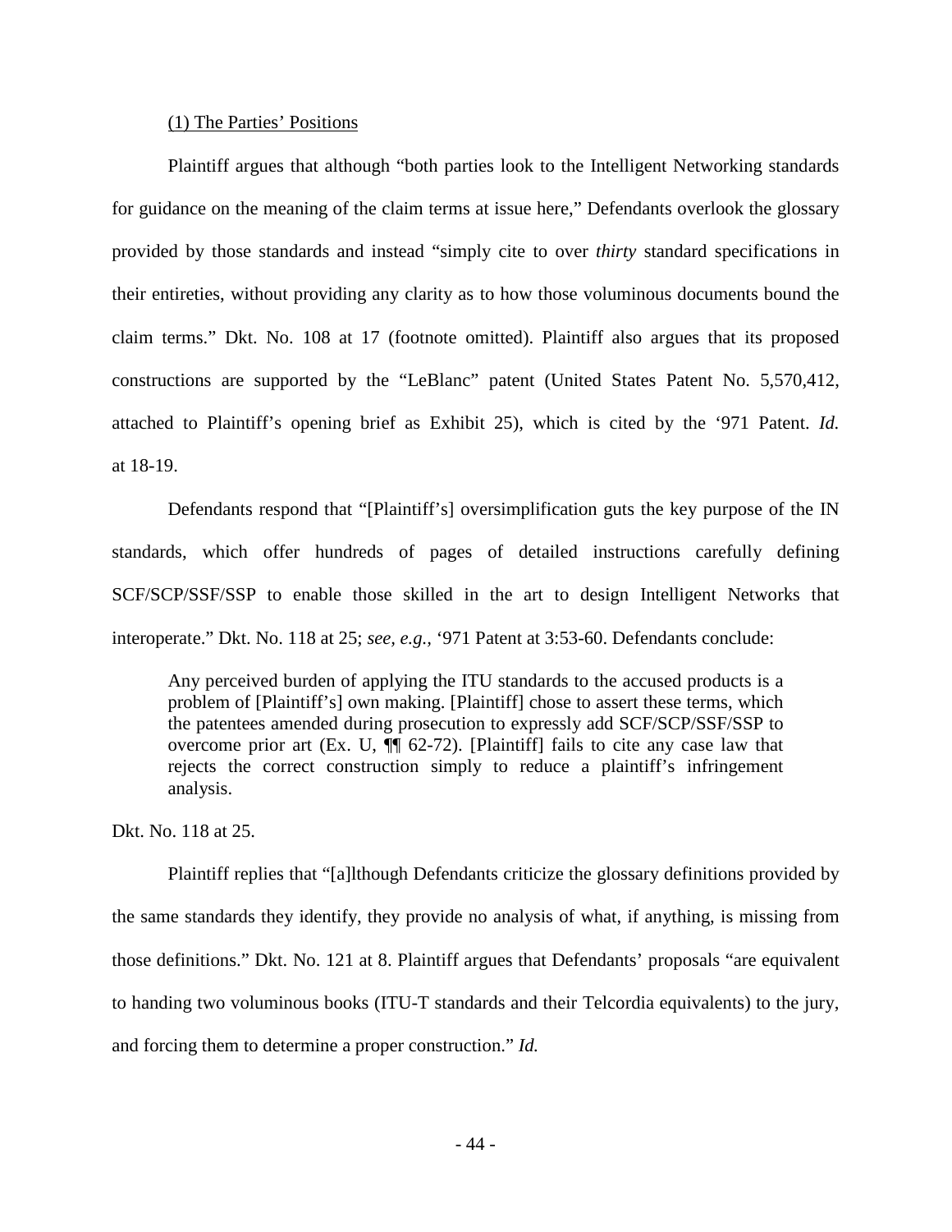(1) The Parties' Positions

Plaintiff argues that although "both parties look to the Intelligent Networking standards for guidance on the meaning of the claim terms at issue here," Defendants overlook the glossary provided by those standards and instead "simply cite to over *thirty* standard specifications in their entireties, without providing any clarity as to how those voluminous documents bound the claim terms." Dkt. No. 108 at 17 (footnote omitted). Plaintiff also argues that its proposed constructions are supported by the "LeBlanc" patent (United States Patent No. 5,570,412, attached to Plaintiff's opening brief as Exhibit 25), which is cited by the '971 Patent. *Id.* at 18-19.

Defendants respond that "[Plaintiff's] oversimplification guts the key purpose of the IN standards, which offer hundreds of pages of detailed instructions carefully defining SCF/SCP/SSF/SSP to enable those skilled in the art to design Intelligent Networks that interoperate." Dkt. No. 118 at 25; *see, e.g.,* '971 Patent at 3:53-60. Defendants conclude:

> Any perceived burden of applying the ITU standards to the accused products is a problem of [Plaintiff's] own making. [Plaintiff] chose to assert these terms, which the patentees amended during prosecution to expressly add SCF/SCP/SSF/SSP to overcome prior art (Ex. U, ¶¶ 62-72). [Plaintiff] fails to cite any case law that rejects the correct construction simply to reduce a plaintiff's infringement analysis.

Dkt. No. 118 at 25.

Plaintiff replies that "[a]lthough Defendants criticize the glossary definitions provided by the same standards they identify, they provide no analysis of what, if anything, is missing from those definitions." Dkt. No. 121 at 8. Plaintiff argues that Defendants' proposals "are equivalent to handing two voluminous books (ITU-T standards and their Telcordia equivalents) to the jury, and forcing them to determine a proper construction." *Id.*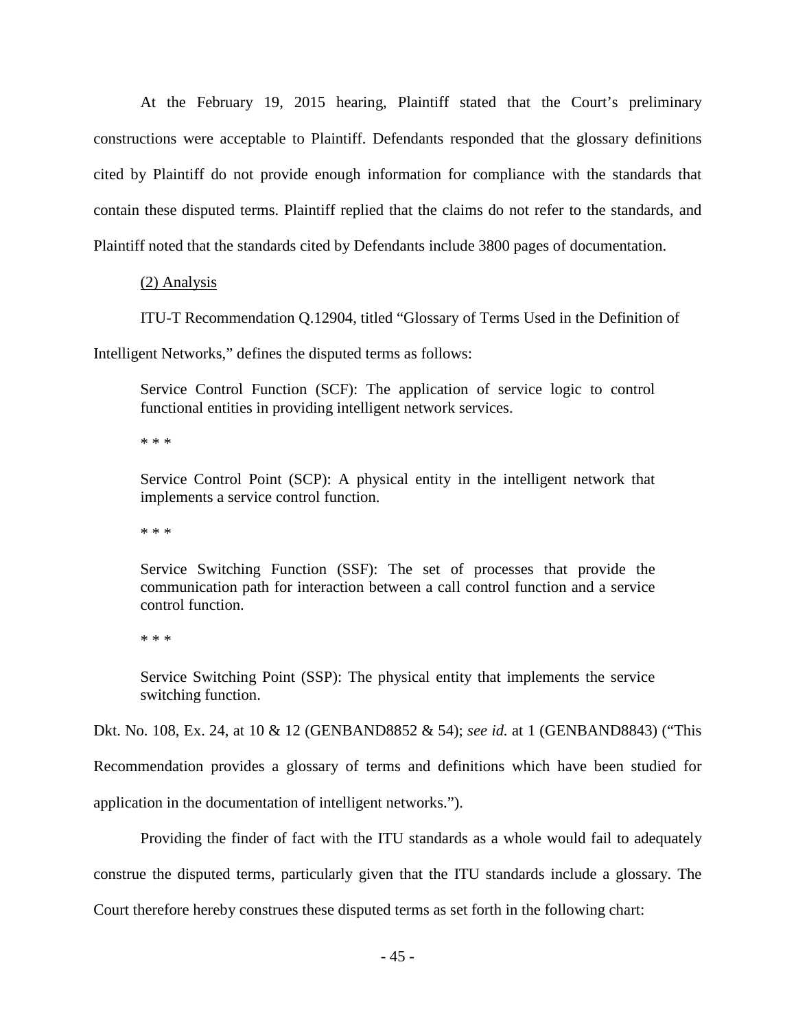At the February 19, 2015 hearing, Plaintiff stated that the Court's preliminary constructions were acceptable to Plaintiff. Defendants responded that the glossary definitions cited by Plaintiff do not provide enough information for compliance with the standards that contain these disputed terms. Plaintiff replied that the claims do not refer to the standards, and Plaintiff noted that the standards cited by Defendants include 3800 pages of documentation.

(2) Analysis

ITU-T Recommendation Q.12904, titled "Glossary of Terms Used in the Definition of Intelligent Networks," defines the disputed terms as follows:

> Service Control Function (SCF): The application of service logic to control functional entities in providing intelligent network services.
>
> * * *
>
> Service Control Point (SCP): A physical entity in the intelligent network that implements a service control function.
>
> * * *
>
> Service Switching Function (SSF): The set of processes that provide the communication path for interaction between a call control function and a service control function.
>
> * * *
>
> Service Switching Point (SSP): The physical entity that implements the service switching function.

Dkt. No. 108, Ex. 24, at 10 & 12 (GENBAND8852 & 54); *see id.* at 1 (GENBAND8843) ("This Recommendation provides a glossary of terms and definitions which have been studied for application in the documentation of intelligent networks.").

Providing the finder of fact with the ITU standards as a whole would fail to adequately construe the disputed terms, particularly given that the ITU standards include a glossary. The Court therefore hereby construes these disputed terms as set forth in the following chart: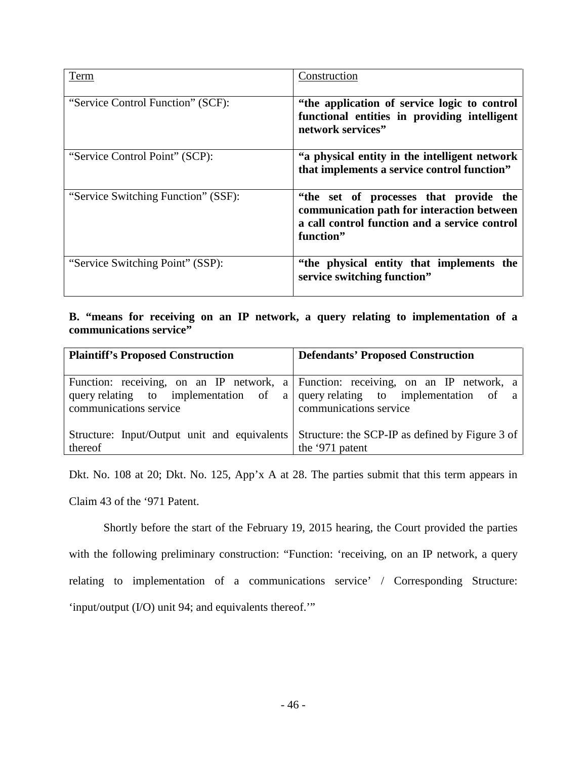| Term | Construction |
| --- | --- |
| "Service Control Function" (SCF): | **"the application of service logic to control functional entities in providing intelligent network services"** |
| "Service Control Point" (SCP): | **"a physical entity in the intelligent network that implements a service control function"** |
| "Service Switching Function" (SSF): | **"the set of processes that provide the communication path for interaction between a call control function and a service control function"** |
| "Service Switching Point" (SSP): | **"the physical entity that implements the service switching function"** |

### B. "means for receiving on an IP network, a query relating to implementation of a communications service"

| Plaintiff's Proposed Construction | Defendants' Proposed Construction |
| --- | --- |
| Function: receiving, on an IP network, a query relating to implementation of a communications service<br><br>Structure: Input/Output unit and equivalents thereof | Function: receiving, on an IP network, a query relating to implementation of a communications service<br><br>Structure: the SCP-IP as defined by Figure 3 of the '971 patent |

Dkt. No. 108 at 20; Dkt. No. 125, App'x A at 28. The parties submit that this term appears in Claim 43 of the '971 Patent.

Shortly before the start of the February 19, 2015 hearing, the Court provided the parties with the following preliminary construction: "Function: 'receiving, on an IP network, a query relating to implementation of a communications service' / Corresponding Structure: 'input/output (I/O) unit 94; and equivalents thereof.'"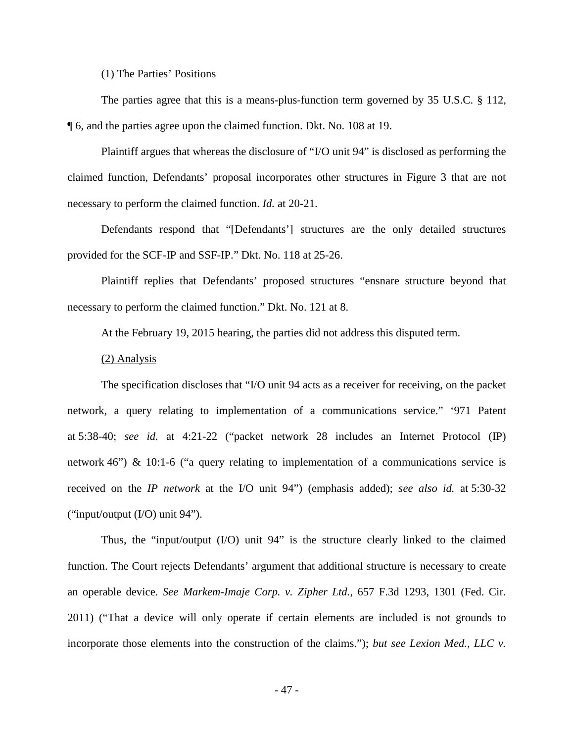(1) The Parties' Positions

The parties agree that this is a means-plus-function term governed by 35 U.S.C. § 112, ¶ 6, and the parties agree upon the claimed function. Dkt. No. 108 at 19.

Plaintiff argues that whereas the disclosure of "I/O unit 94" is disclosed as performing the claimed function, Defendants' proposal incorporates other structures in Figure 3 that are not necessary to perform the claimed function. *Id.* at 20-21.

Defendants respond that "[Defendants'] structures are the only detailed structures provided for the SCF-IP and SSF-IP." Dkt. No. 118 at 25-26.

Plaintiff replies that Defendants' proposed structures "ensnare structure beyond that necessary to perform the claimed function." Dkt. No. 121 at 8.

At the February 19, 2015 hearing, the parties did not address this disputed term.

(2) Analysis

The specification discloses that "I/O unit 94 acts as a receiver for receiving, on the packet network, a query relating to implementation of a communications service." '971 Patent at 5:38-40; *see id.* at 4:21-22 ("packet network 28 includes an Internet Protocol (IP) network 46") & 10:1-6 ("a query relating to implementation of a communications service is received on the *IP network* at the I/O unit 94") (emphasis added); *see also id.* at 5:30-32 ("input/output (I/O) unit 94").

Thus, the "input/output (I/O) unit 94" is the structure clearly linked to the claimed function. The Court rejects Defendants' argument that additional structure is necessary to create an operable device. *See Markem-Imaje Corp. v. Zipher Ltd.*, 657 F.3d 1293, 1301 (Fed. Cir. 2011) ("That a device will only operate if certain elements are included is not grounds to incorporate those elements into the construction of the claims."); *but see Lexion Med., LLC v.*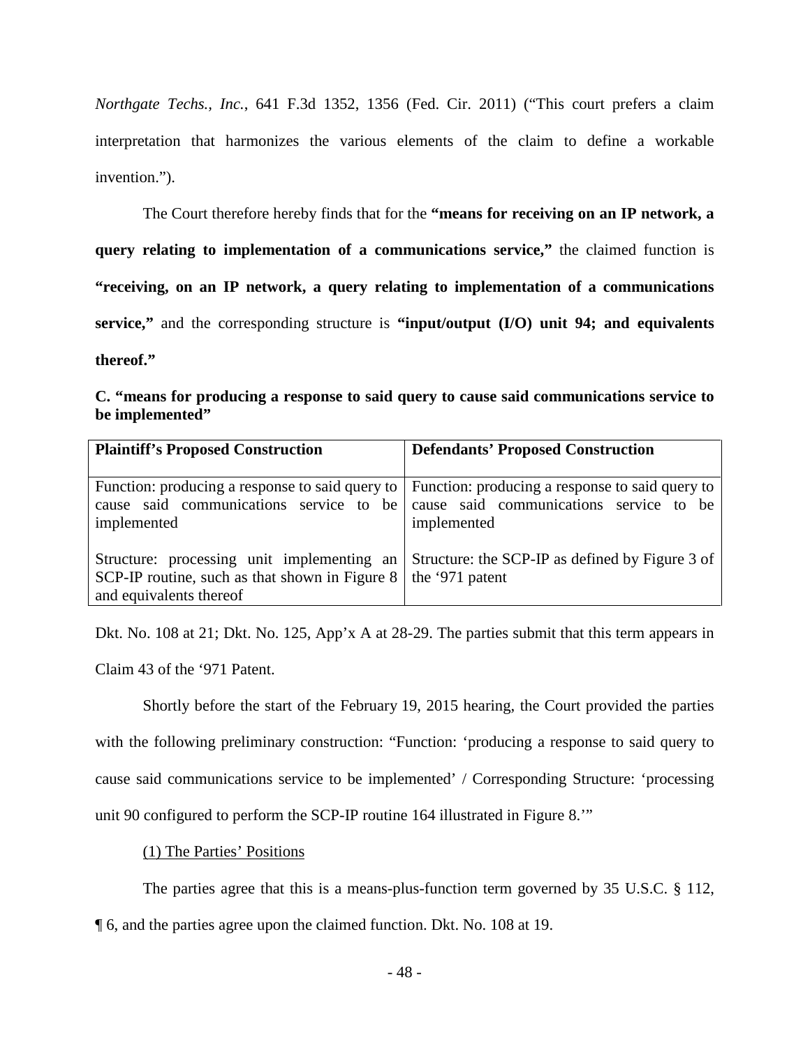*Northgate Techs., Inc.*, 641 F.3d 1352, 1356 (Fed. Cir. 2011) ("This court prefers a claim interpretation that harmonizes the various elements of the claim to define a workable invention.").

The Court therefore hereby finds that for the **"means for receiving on an IP network, a query relating to implementation of a communications service,"** the claimed function is **"receiving, on an IP network, a query relating to implementation of a communications service,"** and the corresponding structure is **"input/output (I/O) unit 94; and equivalents thereof."**

**C. "means for producing a response to said query to cause said communications service to be implemented"**

| **Plaintiff's Proposed Construction** | **Defendants' Proposed Construction** |
|---|---|
| Function: producing a response to said query to cause said communications service to be implemented<br><br>Structure: processing unit implementing an SCP-IP routine, such as that shown in Figure 8 and equivalents thereof | Function: producing a response to said query to cause said communications service to be implemented<br><br>Structure: the SCP-IP as defined by Figure 3 of the '971 patent |

Dkt. No. 108 at 21; Dkt. No. 125, App'x A at 28-29. The parties submit that this term appears in Claim 43 of the '971 Patent.

Shortly before the start of the February 19, 2015 hearing, the Court provided the parties with the following preliminary construction: "Function: 'producing a response to said query to cause said communications service to be implemented' / Corresponding Structure: 'processing unit 90 configured to perform the SCP-IP routine 164 illustrated in Figure 8.'"

(1) The Parties' Positions

The parties agree that this is a means-plus-function term governed by 35 U.S.C. § 112, ¶ 6, and the parties agree upon the claimed function. Dkt. No. 108 at 19.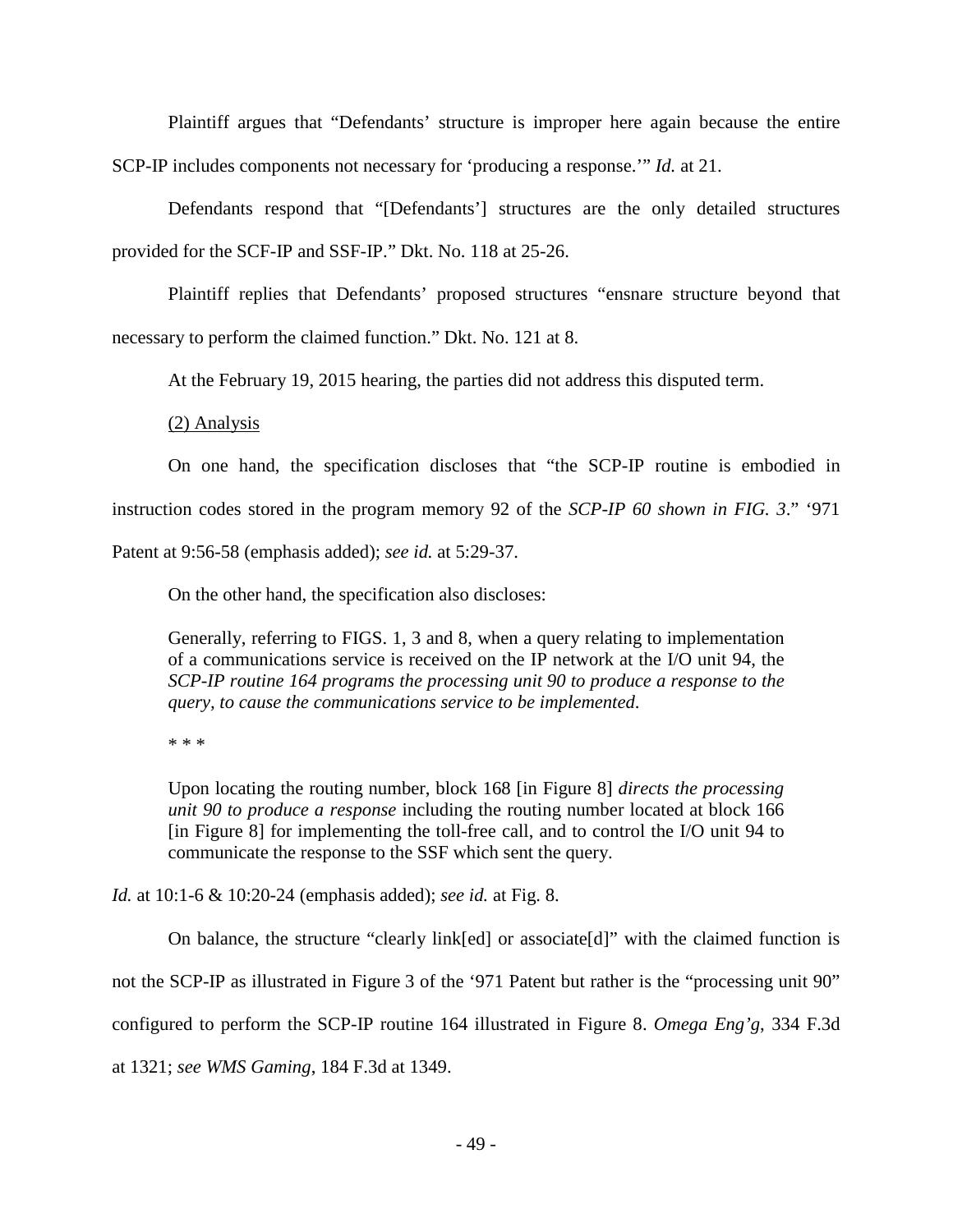Plaintiff argues that "Defendants' structure is improper here again because the entire SCP-IP includes components not necessary for 'producing a response.'" *Id.* at 21.

Defendants respond that "[Defendants'] structures are the only detailed structures provided for the SCF-IP and SSF-IP." Dkt. No. 118 at 25-26.

Plaintiff replies that Defendants' proposed structures "ensnare structure beyond that necessary to perform the claimed function." Dkt. No. 121 at 8.

At the February 19, 2015 hearing, the parties did not address this disputed term.

<u>(2) Analysis</u>

On one hand, the specification discloses that "the SCP-IP routine is embodied in instruction codes stored in the program memory 92 of the *SCP-IP 60 shown in FIG. 3*." '971 Patent at 9:56-58 (emphasis added); *see id.* at 5:29-37.

On the other hand, the specification also discloses:

> Generally, referring to FIGS. 1, 3 and 8, when a query relating to implementation of a communications service is received on the IP network at the I/O unit 94, the *SCP-IP routine 164 programs the processing unit 90 to produce a response to the query, to cause the communications service to be implemented*.
>
> \* \* \*
>
> Upon locating the routing number, block 168 [in Figure 8] *directs the processing unit 90 to produce a response* including the routing number located at block 166 [in Figure 8] for implementing the toll-free call, and to control the I/O unit 94 to communicate the response to the SSF which sent the query.

*Id.* at 10:1-6 & 10:20-24 (emphasis added); *see id.* at Fig. 8.

On balance, the structure "clearly link[ed] or associate[d]" with the claimed function is not the SCP-IP as illustrated in Figure 3 of the '971 Patent but rather is the "processing unit 90" configured to perform the SCP-IP routine 164 illustrated in Figure 8. *Omega Eng'g*, 334 F.3d at 1321; *see WMS Gaming*, 184 F.3d at 1349.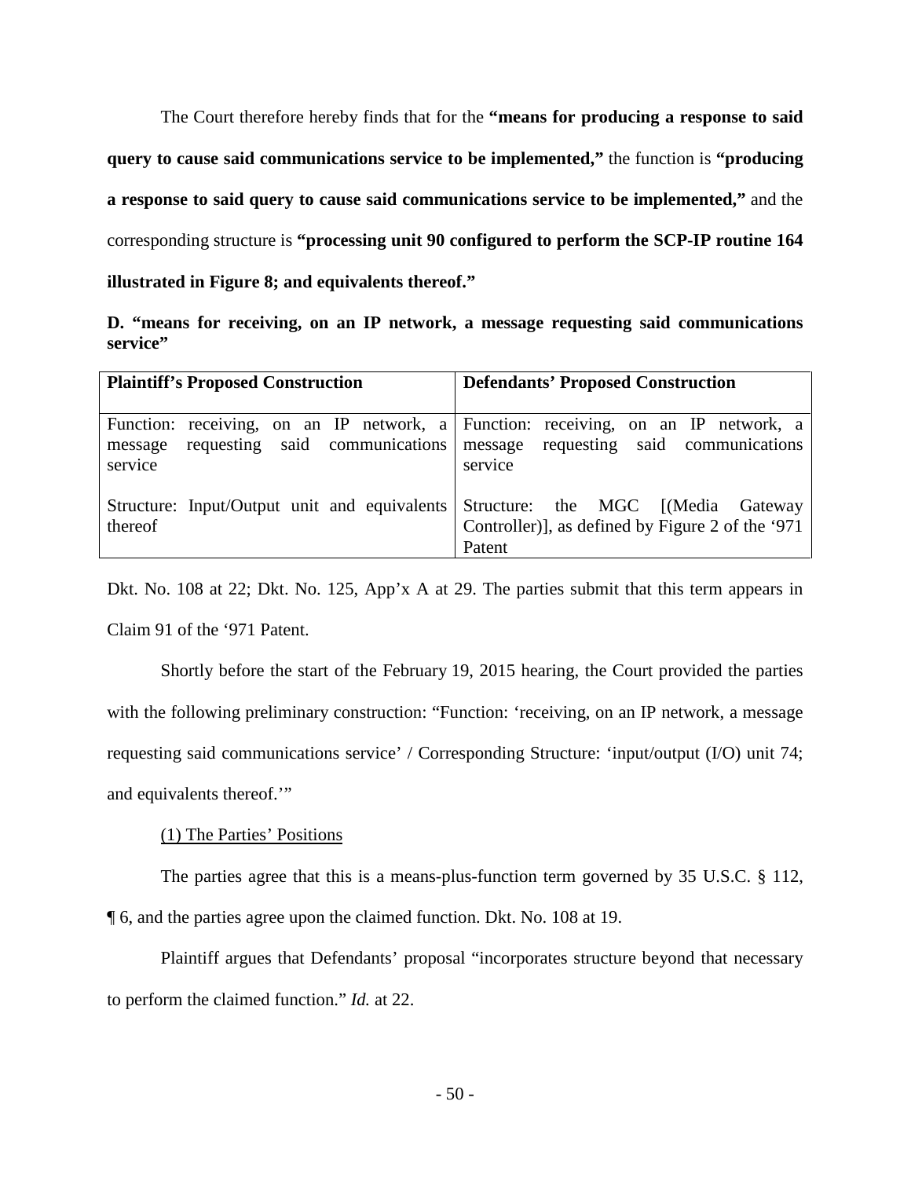The Court therefore hereby finds that for the **"means for producing a response to said query to cause said communications service to be implemented,"** the function is **"producing a response to said query to cause said communications service to be implemented,"** and the corresponding structure is **"processing unit 90 configured to perform the SCP-IP routine 164 illustrated in Figure 8; and equivalents thereof."**

**D. "means for receiving, on an IP network, a message requesting said communications service"**

| **Plaintiff's Proposed Construction** | **Defendants' Proposed Construction** |
|---|---|
| Function: receiving, on an IP network, a message requesting said communications service<br><br>Structure: Input/Output unit and equivalents thereof | Function: receiving, on an IP network, a message requesting said communications service<br><br>Structure: the MGC [(Media Gateway Controller)], as defined by Figure 2 of the '971 Patent |

Dkt. No. 108 at 22; Dkt. No. 125, App'x A at 29. The parties submit that this term appears in Claim 91 of the '971 Patent.

Shortly before the start of the February 19, 2015 hearing, the Court provided the parties with the following preliminary construction: "Function: 'receiving, on an IP network, a message requesting said communications service' / Corresponding Structure: 'input/output (I/O) unit 74; and equivalents thereof.'"

(1) The Parties' Positions

The parties agree that this is a means-plus-function term governed by 35 U.S.C. § 112, ¶ 6, and the parties agree upon the claimed function. Dkt. No. 108 at 19.

Plaintiff argues that Defendants' proposal "incorporates structure beyond that necessary to perform the claimed function." *Id.* at 22.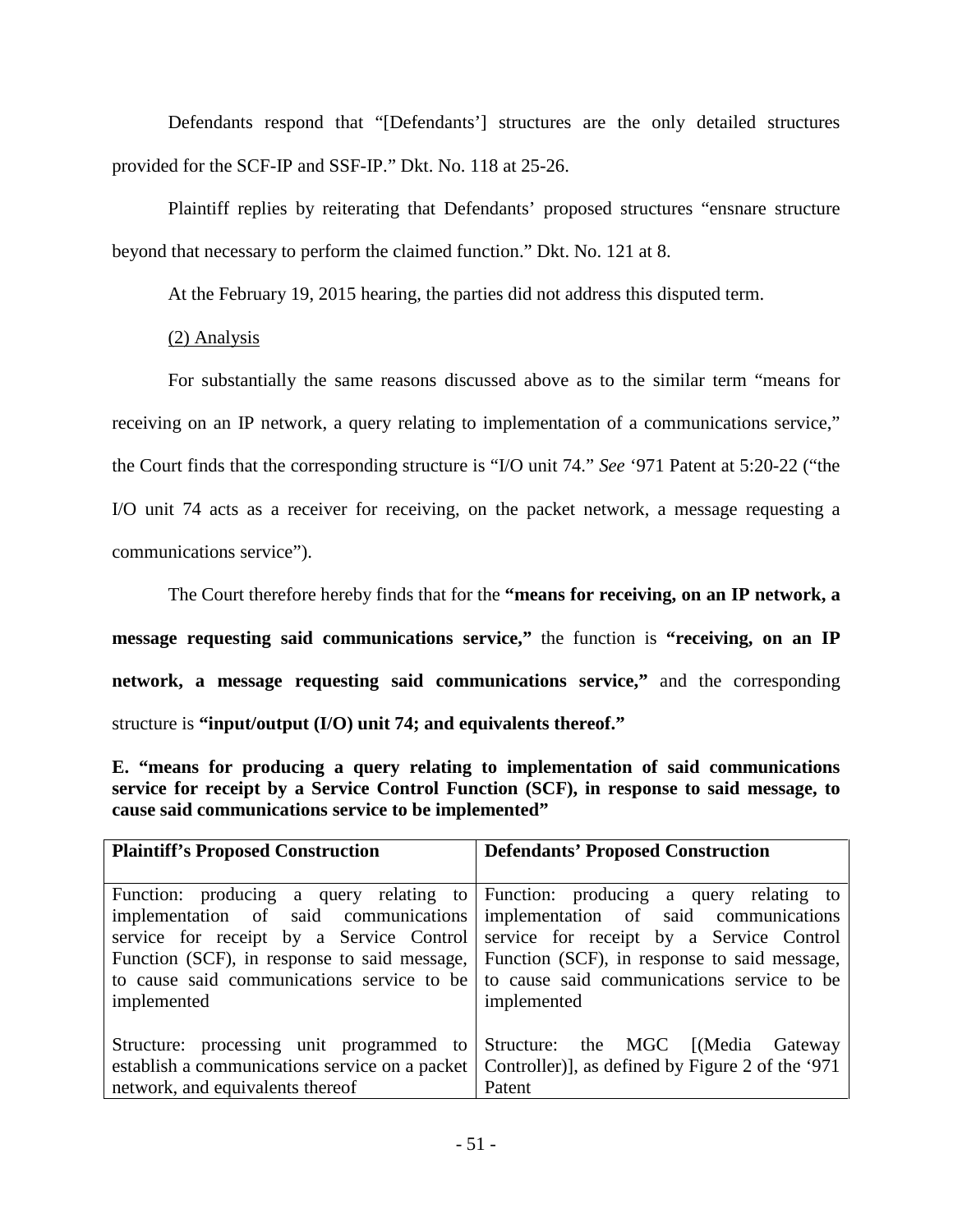Defendants respond that "[Defendants'] structures are the only detailed structures provided for the SCF-IP and SSF-IP." Dkt. No. 118 at 25-26.

Plaintiff replies by reiterating that Defendants' proposed structures "ensnare structure beyond that necessary to perform the claimed function." Dkt. No. 121 at 8.

At the February 19, 2015 hearing, the parties did not address this disputed term.

(2) Analysis

For substantially the same reasons discussed above as to the similar term "means for receiving on an IP network, a query relating to implementation of a communications service," the Court finds that the corresponding structure is "I/O unit 74." *See* '971 Patent at 5:20-22 ("the I/O unit 74 acts as a receiver for receiving, on the packet network, a message requesting a communications service").

The Court therefore hereby finds that for the **"means for receiving, on an IP network, a message requesting said communications service,"** the function is **"receiving, on an IP network, a message requesting said communications service,"** and the corresponding structure is **"input/output (I/O) unit 74; and equivalents thereof."**

**E. "means for producing a query relating to implementation of said communications service for receipt by a Service Control Function (SCF), in response to said message, to cause said communications service to be implemented"**

| Plaintiff's Proposed Construction | Defendants' Proposed Construction |
|---|---|
| Function: producing a query relating to implementation of said communications service for receipt by a Service Control Function (SCF), in response to said message, to cause said communications service to be implemented<br><br>Structure: processing unit programmed to establish a communications service on a packet network, and equivalents thereof | Function: producing a query relating to implementation of said communications service for receipt by a Service Control Function (SCF), in response to said message, to cause said communications service to be implemented<br><br>Structure: the MGC [(Media Gateway Controller)], as defined by Figure 2 of the '971 Patent |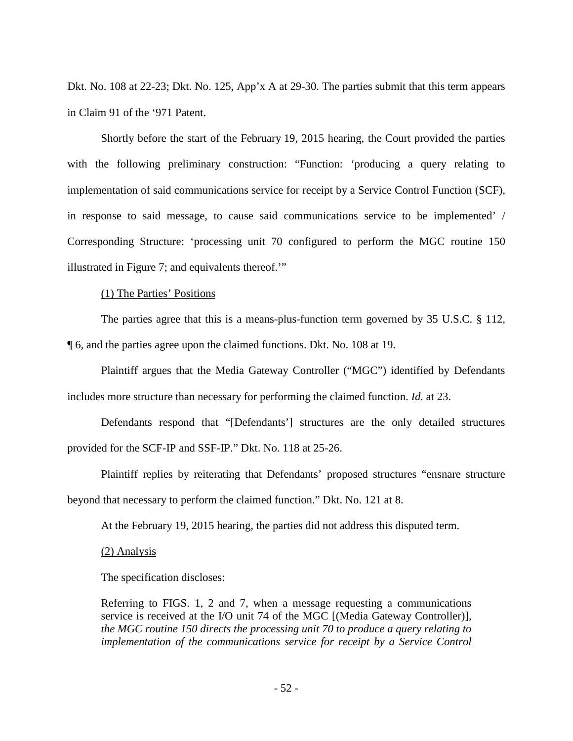Dkt. No. 108 at 22-23; Dkt. No. 125, App'x A at 29-30. The parties submit that this term appears in Claim 91 of the '971 Patent.

Shortly before the start of the February 19, 2015 hearing, the Court provided the parties with the following preliminary construction: "Function: 'producing a query relating to implementation of said communications service for receipt by a Service Control Function (SCF), in response to said message, to cause said communications service to be implemented' / Corresponding Structure: 'processing unit 70 configured to perform the MGC routine 150 illustrated in Figure 7; and equivalents thereof.'"

<u>(1) The Parties' Positions</u>

The parties agree that this is a means-plus-function term governed by 35 U.S.C. § 112, ¶ 6, and the parties agree upon the claimed functions. Dkt. No. 108 at 19.

Plaintiff argues that the Media Gateway Controller ("MGC") identified by Defendants includes more structure than necessary for performing the claimed function. *Id.* at 23.

Defendants respond that "[Defendants'] structures are the only detailed structures provided for the SCF-IP and SSF-IP." Dkt. No. 118 at 25-26.

Plaintiff replies by reiterating that Defendants' proposed structures "ensnare structure beyond that necessary to perform the claimed function." Dkt. No. 121 at 8.

At the February 19, 2015 hearing, the parties did not address this disputed term.

<u>(2) Analysis</u>

The specification discloses:

> Referring to FIGS. 1, 2 and 7, when a message requesting a communications service is received at the I/O unit 74 of the MGC [(Media Gateway Controller)], *the MGC routine 150 directs the processing unit 70 to produce a query relating to implementation of the communications service for receipt by a Service Control*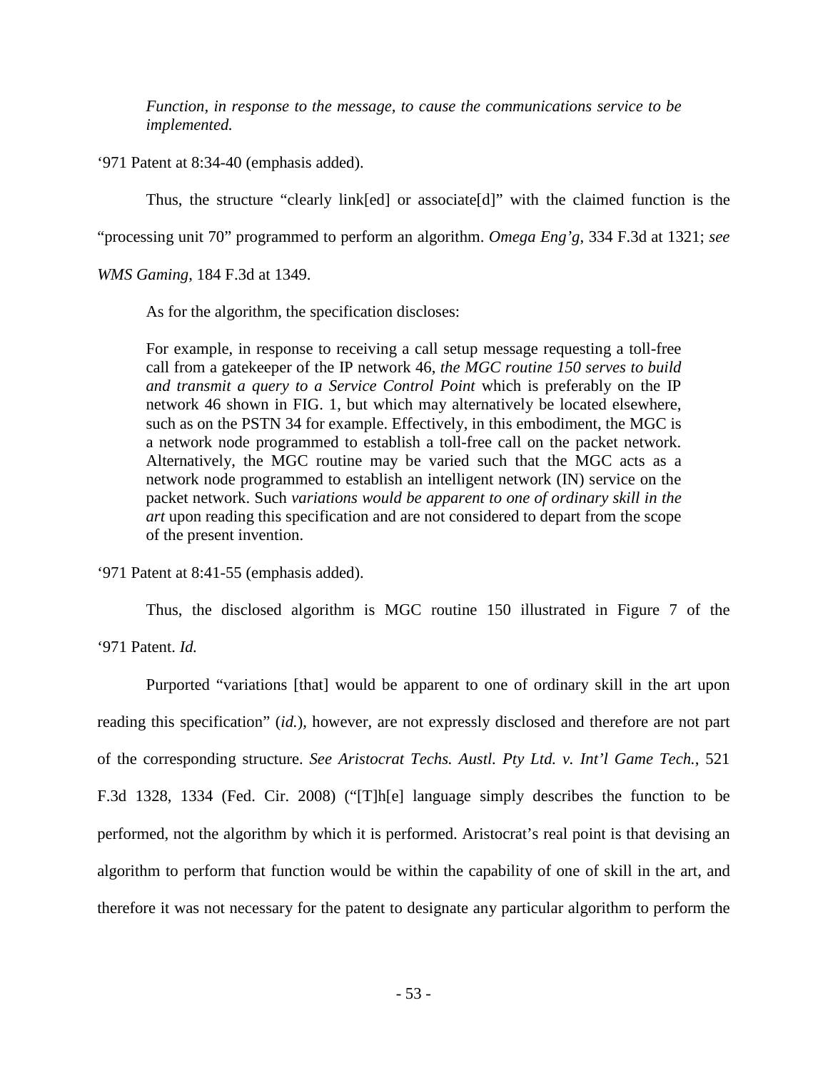> *Function, in response to the message, to cause the communications service to be implemented.*

'971 Patent at 8:34-40 (emphasis added).

Thus, the structure "clearly link[ed] or associate[d]" with the claimed function is the "processing unit 70" programmed to perform an algorithm. *Omega Eng'g*, 334 F.3d at 1321; *see WMS Gaming*, 184 F.3d at 1349.

As for the algorithm, the specification discloses:

> For example, in response to receiving a call setup message requesting a toll-free call from a gatekeeper of the IP network 46, *the MGC routine 150 serves to build and transmit a query to a Service Control Point* which is preferably on the IP network 46 shown in FIG. 1, but which may alternatively be located elsewhere, such as on the PSTN 34 for example. Effectively, in this embodiment, the MGC is a network node programmed to establish a toll-free call on the packet network. Alternatively, the MGC routine may be varied such that the MGC acts as a network node programmed to establish an intelligent network (IN) service on the packet network. Such *variations would be apparent to one of ordinary skill in the art* upon reading this specification and are not considered to depart from the scope of the present invention.

'971 Patent at 8:41-55 (emphasis added).

Thus, the disclosed algorithm is MGC routine 150 illustrated in Figure 7 of the '971 Patent. *Id.*

Purported "variations [that] would be apparent to one of ordinary skill in the art upon reading this specification" (*id.*), however, are not expressly disclosed and therefore are not part of the corresponding structure. *See Aristocrat Techs. Austl. Pty Ltd. v. Int'l Game Tech.*, 521 F.3d 1328, 1334 (Fed. Cir. 2008) ("[T]h[e] language simply describes the function to be performed, not the algorithm by which it is performed. Aristocrat's real point is that devising an algorithm to perform that function would be within the capability of one of skill in the art, and therefore it was not necessary for the patent to designate any particular algorithm to perform the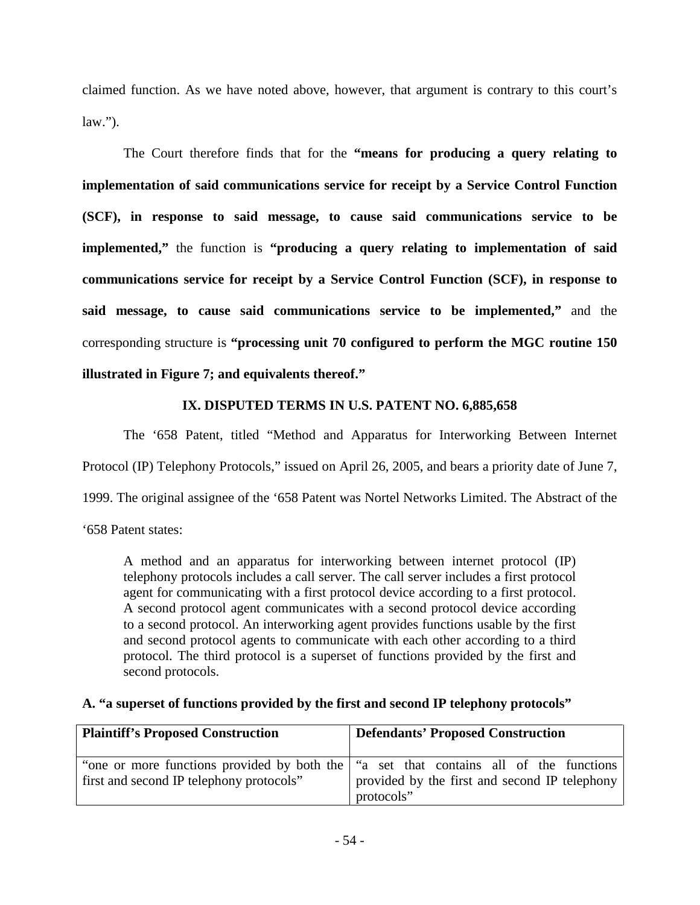claimed function. As we have noted above, however, that argument is contrary to this court's law.").

The Court therefore finds that for the **"means for producing a query relating to implementation of said communications service for receipt by a Service Control Function (SCF), in response to said message, to cause said communications service to be implemented,"** the function is **"producing a query relating to implementation of said communications service for receipt by a Service Control Function (SCF), in response to said message, to cause said communications service to be implemented,"** and the corresponding structure is **"processing unit 70 configured to perform the MGC routine 150 illustrated in Figure 7; and equivalents thereof."**

## IX. DISPUTED TERMS IN U.S. PATENT NO. 6,885,658

The '658 Patent, titled "Method and Apparatus for Interworking Between Internet Protocol (IP) Telephony Protocols," issued on April 26, 2005, and bears a priority date of June 7, 1999. The original assignee of the '658 Patent was Nortel Networks Limited. The Abstract of the '658 Patent states:

> A method and an apparatus for interworking between internet protocol (IP) telephony protocols includes a call server. The call server includes a first protocol agent for communicating with a first protocol device according to a first protocol. A second protocol agent communicates with a second protocol device according to a second protocol. An interworking agent provides functions usable by the first and second protocol agents to communicate with each other according to a third protocol. The third protocol is a superset of functions provided by the first and second protocols.

### A. "a superset of functions provided by the first and second IP telephony protocols"

| Plaintiff's Proposed Construction | Defendants' Proposed Construction |
|---|---|
| "one or more functions provided by both the first and second IP telephony protocols" | "a set that contains all of the functions provided by the first and second IP telephony protocols" |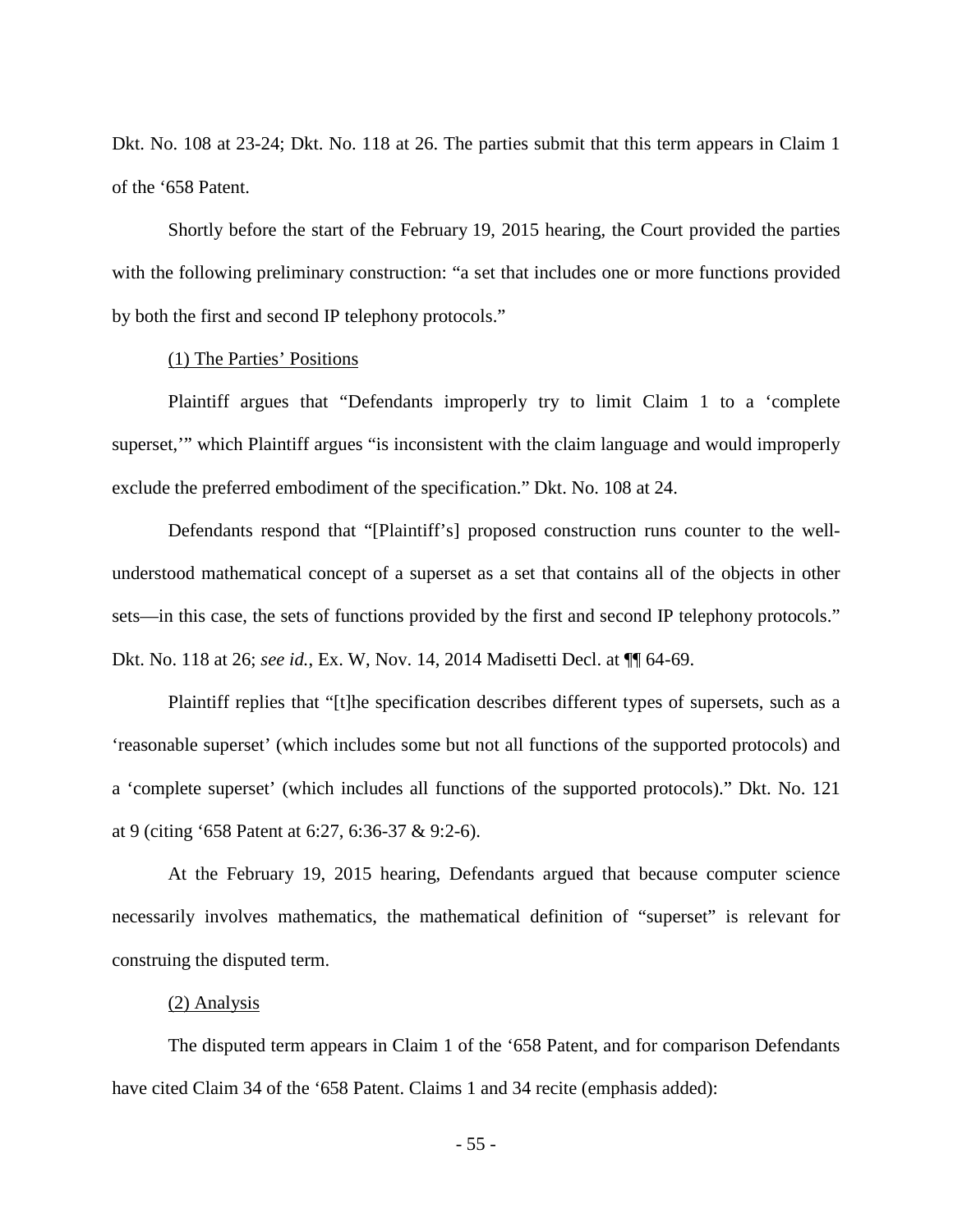Dkt. No. 108 at 23-24; Dkt. No. 118 at 26. The parties submit that this term appears in Claim 1 of the '658 Patent.

Shortly before the start of the February 19, 2015 hearing, the Court provided the parties with the following preliminary construction: "a set that includes one or more functions provided by both the first and second IP telephony protocols."

(1) The Parties' Positions

Plaintiff argues that "Defendants improperly try to limit Claim 1 to a 'complete superset,'" which Plaintiff argues "is inconsistent with the claim language and would improperly exclude the preferred embodiment of the specification." Dkt. No. 108 at 24.

Defendants respond that "[Plaintiff's] proposed construction runs counter to the well-understood mathematical concept of a superset as a set that contains all of the objects in other sets—in this case, the sets of functions provided by the first and second IP telephony protocols." Dkt. No. 118 at 26; *see id.*, Ex. W, Nov. 14, 2014 Madisetti Decl. at ¶¶ 64-69.

Plaintiff replies that "[t]he specification describes different types of supersets, such as a 'reasonable superset' (which includes some but not all functions of the supported protocols) and a 'complete superset' (which includes all functions of the supported protocols)." Dkt. No. 121 at 9 (citing '658 Patent at 6:27, 6:36-37 & 9:2-6).

At the February 19, 2015 hearing, Defendants argued that because computer science necessarily involves mathematics, the mathematical definition of "superset" is relevant for construing the disputed term.

(2) Analysis

The disputed term appears in Claim 1 of the '658 Patent, and for comparison Defendants have cited Claim 34 of the '658 Patent. Claims 1 and 34 recite (emphasis added):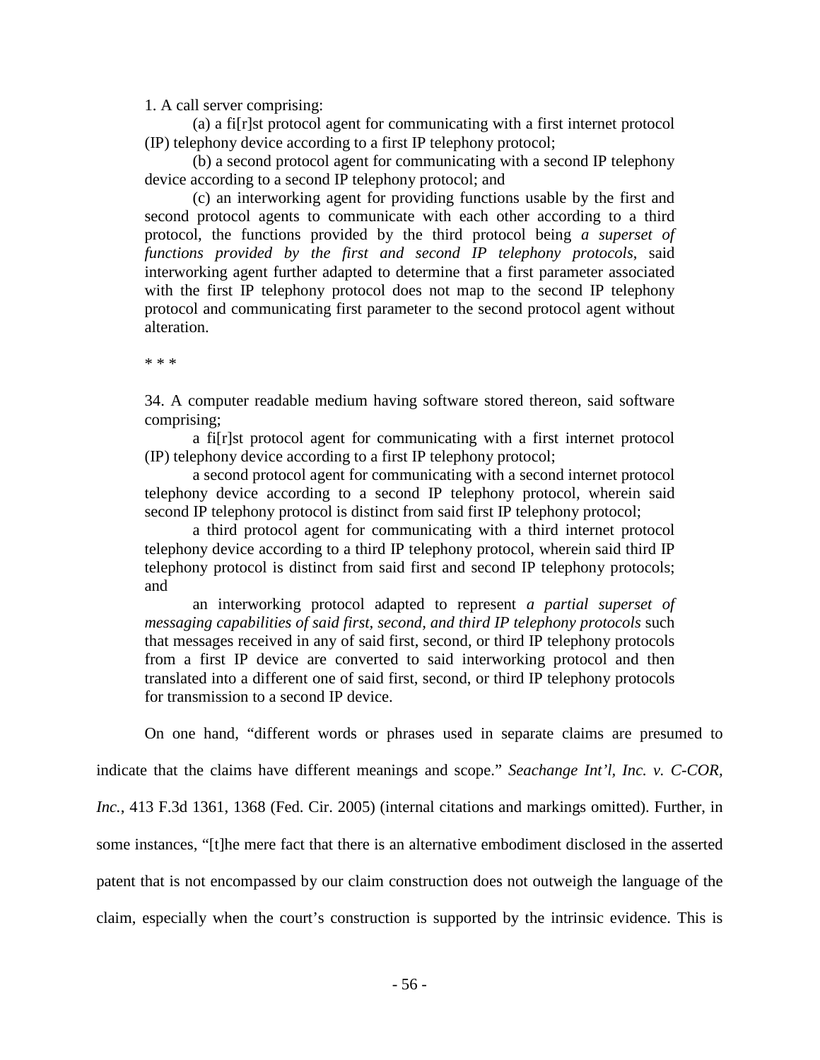1. A call server comprising:

(a) a fi[r]st protocol agent for communicating with a first internet protocol (IP) telephony device according to a first IP telephony protocol;

(b) a second protocol agent for communicating with a second IP telephony device according to a second IP telephony protocol; and

(c) an interworking agent for providing functions usable by the first and second protocol agents to communicate with each other according to a third protocol, the functions provided by the third protocol being *a superset of functions provided by the first and second IP telephony protocols*, said interworking agent further adapted to determine that a first parameter associated with the first IP telephony protocol does not map to the second IP telephony protocol and communicating first parameter to the second protocol agent without alteration.

* * *

34. A computer readable medium having software stored thereon, said software comprising;

a fi[r]st protocol agent for communicating with a first internet protocol (IP) telephony device according to a first IP telephony protocol;

a second protocol agent for communicating with a second internet protocol telephony device according to a second IP telephony protocol, wherein said second IP telephony protocol is distinct from said first IP telephony protocol;

a third protocol agent for communicating with a third internet protocol telephony device according to a third IP telephony protocol, wherein said third IP telephony protocol is distinct from said first and second IP telephony protocols; and

an interworking protocol adapted to represent *a partial superset of messaging capabilities of said first, second, and third IP telephony protocols* such that messages received in any of said first, second, or third IP telephony protocols from a first IP device are converted to said interworking protocol and then translated into a different one of said first, second, or third IP telephony protocols for transmission to a second IP device.

On one hand, "different words or phrases used in separate claims are presumed to indicate that the claims have different meanings and scope." *Seachange Int'l, Inc. v. C-COR, Inc.*, 413 F.3d 1361, 1368 (Fed. Cir. 2005) (internal citations and markings omitted). Further, in some instances, "[t]he mere fact that there is an alternative embodiment disclosed in the asserted patent that is not encompassed by our claim construction does not outweigh the language of the claim, especially when the court's construction is supported by the intrinsic evidence. This is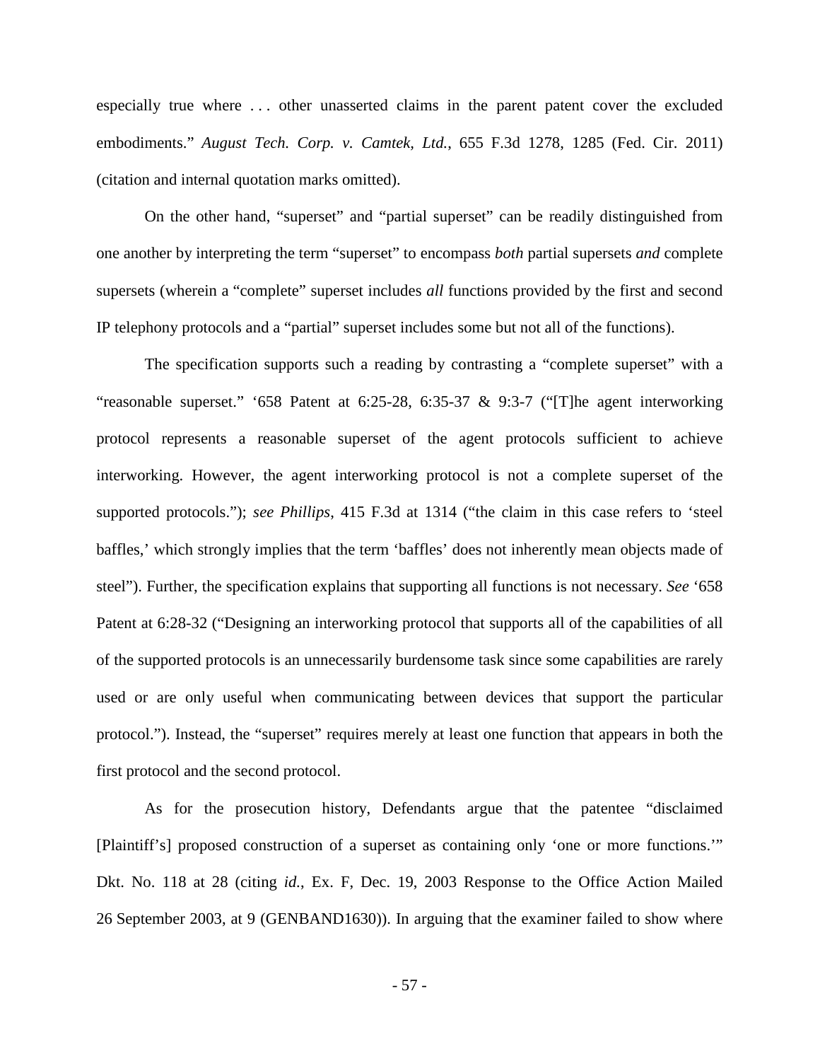especially true where . . . other unasserted claims in the parent patent cover the excluded embodiments." *August Tech. Corp. v. Camtek, Ltd.*, 655 F.3d 1278, 1285 (Fed. Cir. 2011) (citation and internal quotation marks omitted).

On the other hand, "superset" and "partial superset" can be readily distinguished from one another by interpreting the term "superset" to encompass *both* partial supersets *and* complete supersets (wherein a "complete" superset includes *all* functions provided by the first and second IP telephony protocols and a "partial" superset includes some but not all of the functions).

The specification supports such a reading by contrasting a "complete superset" with a "reasonable superset." '658 Patent at 6:25-28, 6:35-37 & 9:3-7 ("[T]he agent interworking protocol represents a reasonable superset of the agent protocols sufficient to achieve interworking. However, the agent interworking protocol is not a complete superset of the supported protocols."); *see Phillips*, 415 F.3d at 1314 ("the claim in this case refers to 'steel baffles,' which strongly implies that the term 'baffles' does not inherently mean objects made of steel"). Further, the specification explains that supporting all functions is not necessary. *See* '658 Patent at 6:28-32 ("Designing an interworking protocol that supports all of the capabilities of all of the supported protocols is an unnecessarily burdensome task since some capabilities are rarely used or are only useful when communicating between devices that support the particular protocol."). Instead, the "superset" requires merely at least one function that appears in both the first protocol and the second protocol.

As for the prosecution history, Defendants argue that the patentee "disclaimed [Plaintiff's] proposed construction of a superset as containing only 'one or more functions.'" Dkt. No. 118 at 28 (citing *id.*, Ex. F, Dec. 19, 2003 Response to the Office Action Mailed 26 September 2003, at 9 (GENBAND1630)). In arguing that the examiner failed to show where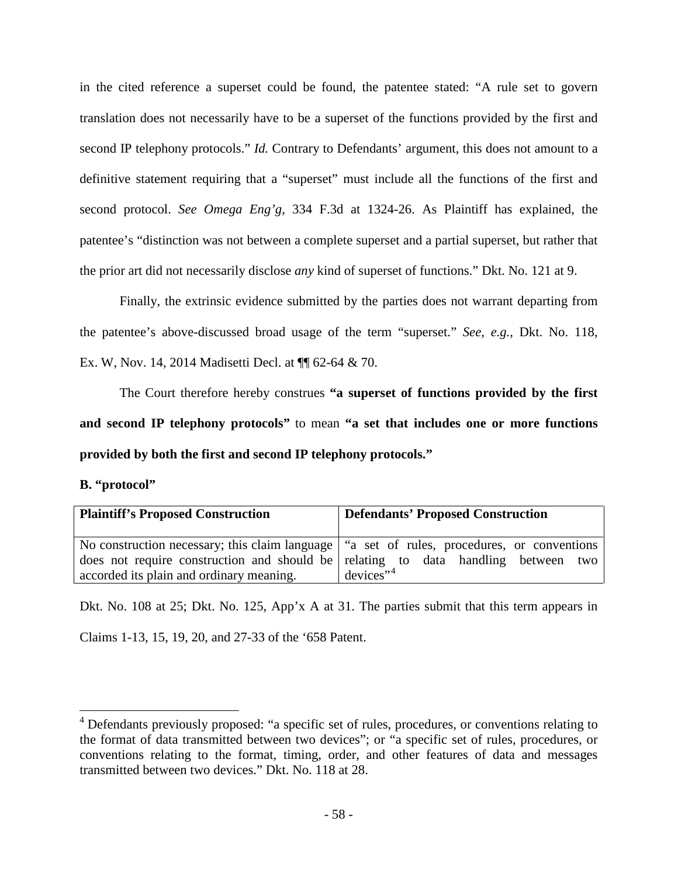in the cited reference a superset could be found, the patentee stated: "A rule set to govern translation does not necessarily have to be a superset of the functions provided by the first and second IP telephony protocols." *Id.* Contrary to Defendants' argument, this does not amount to a definitive statement requiring that a "superset" must include all the functions of the first and second protocol. *See Omega Eng'g*, 334 F.3d at 1324-26. As Plaintiff has explained, the patentee's "distinction was not between a complete superset and a partial superset, but rather that the prior art did not necessarily disclose *any* kind of superset of functions." Dkt. No. 121 at 9.

Finally, the extrinsic evidence submitted by the parties does not warrant departing from the patentee's above-discussed broad usage of the term "superset." *See, e.g.,* Dkt. No. 118, Ex. W, Nov. 14, 2014 Madisetti Decl. at ¶¶ 62-64 & 70.

The Court therefore hereby construes **"a superset of functions provided by the first and second IP telephony protocols"** to mean **"a set that includes one or more functions provided by both the first and second IP telephony protocols."**

**B. "protocol"**

| Plaintiff's Proposed Construction | Defendants' Proposed Construction |
|---|---|
| No construction necessary; this claim language does not require construction and should be accorded its plain and ordinary meaning. | "a set of rules, procedures, or conventions relating to data handling between two devices"[4] |

Dkt. No. 108 at 25; Dkt. No. 125, App'x A at 31. The parties submit that this term appears in Claims 1-13, 15, 19, 20, and 27-33 of the '658 Patent.

[4] Defendants previously proposed: "a specific set of rules, procedures, or conventions relating to the format of data transmitted between two devices"; or "a specific set of rules, procedures, or conventions relating to the format, timing, order, and other features of data and messages transmitted between two devices." Dkt. No. 118 at 28.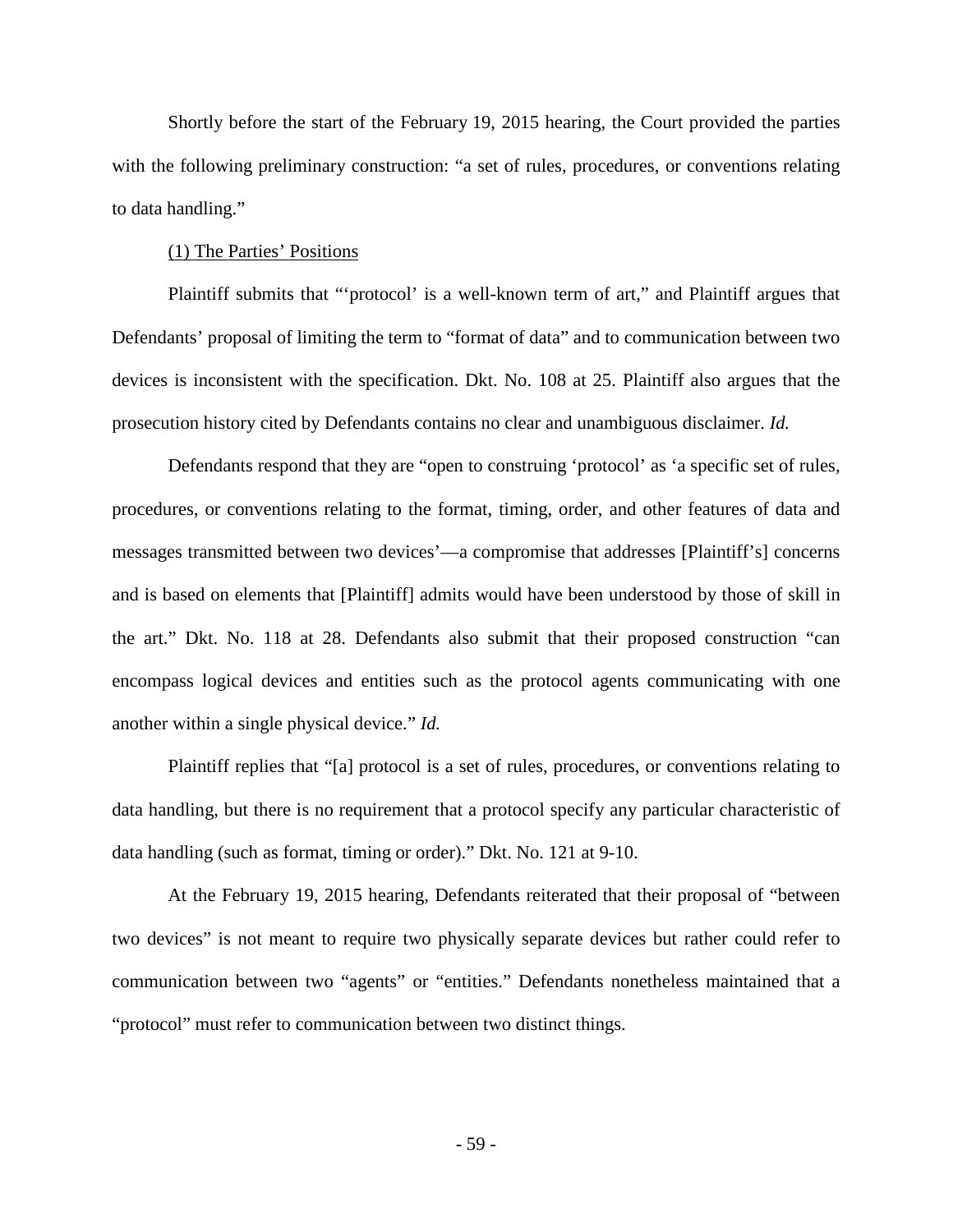Shortly before the start of the February 19, 2015 hearing, the Court provided the parties with the following preliminary construction: "a set of rules, procedures, or conventions relating to data handling."

(1) The Parties' Positions

Plaintiff submits that "'protocol' is a well-known term of art," and Plaintiff argues that Defendants' proposal of limiting the term to "format of data" and to communication between two devices is inconsistent with the specification. Dkt. No. 108 at 25. Plaintiff also argues that the prosecution history cited by Defendants contains no clear and unambiguous disclaimer. *Id.*

Defendants respond that they are "open to construing 'protocol' as 'a specific set of rules, procedures, or conventions relating to the format, timing, order, and other features of data and messages transmitted between two devices'—a compromise that addresses [Plaintiff's] concerns and is based on elements that [Plaintiff] admits would have been understood by those of skill in the art." Dkt. No. 118 at 28. Defendants also submit that their proposed construction "can encompass logical devices and entities such as the protocol agents communicating with one another within a single physical device." *Id.*

Plaintiff replies that "[a] protocol is a set of rules, procedures, or conventions relating to data handling, but there is no requirement that a protocol specify any particular characteristic of data handling (such as format, timing or order)." Dkt. No. 121 at 9-10.

At the February 19, 2015 hearing, Defendants reiterated that their proposal of "between two devices" is not meant to require two physically separate devices but rather could refer to communication between two "agents" or "entities." Defendants nonetheless maintained that a "protocol" must refer to communication between two distinct things.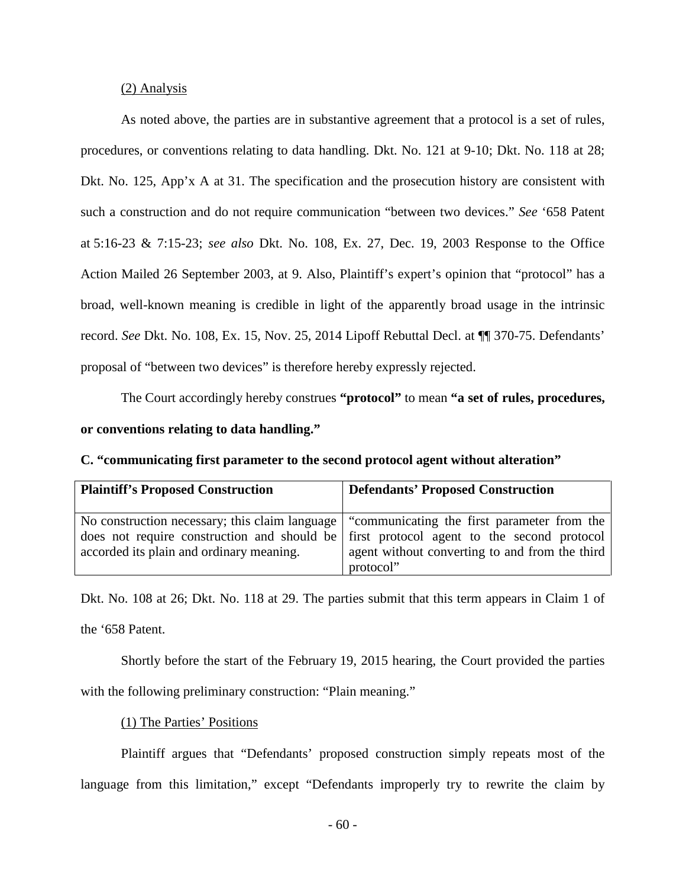(2) Analysis

As noted above, the parties are in substantive agreement that a protocol is a set of rules, procedures, or conventions relating to data handling. Dkt. No. 121 at 9-10; Dkt. No. 118 at 28; Dkt. No. 125, App'x A at 31. The specification and the prosecution history are consistent with such a construction and do not require communication "between two devices." *See* '658 Patent at 5:16-23 & 7:15-23; *see also* Dkt. No. 108, Ex. 27, Dec. 19, 2003 Response to the Office Action Mailed 26 September 2003, at 9. Also, Plaintiff's expert's opinion that "protocol" has a broad, well-known meaning is credible in light of the apparently broad usage in the intrinsic record. *See* Dkt. No. 108, Ex. 15, Nov. 25, 2014 Lipoff Rebuttal Decl. at ¶¶ 370-75. Defendants' proposal of "between two devices" is therefore hereby expressly rejected.

The Court accordingly hereby construes **"protocol"** to mean **"a set of rules, procedures, or conventions relating to data handling."**

**C. "communicating first parameter to the second protocol agent without alteration"**

| Plaintiff's Proposed Construction | Defendants' Proposed Construction |
|---|---|
| No construction necessary; this claim language does not require construction and should be accorded its plain and ordinary meaning. | "communicating the first parameter from the first protocol agent to the second protocol agent without converting to and from the third protocol" |

Dkt. No. 108 at 26; Dkt. No. 118 at 29. The parties submit that this term appears in Claim 1 of the '658 Patent.

Shortly before the start of the February 19, 2015 hearing, the Court provided the parties with the following preliminary construction: "Plain meaning."

(1) The Parties' Positions

Plaintiff argues that "Defendants' proposed construction simply repeats most of the language from this limitation," except "Defendants improperly try to rewrite the claim by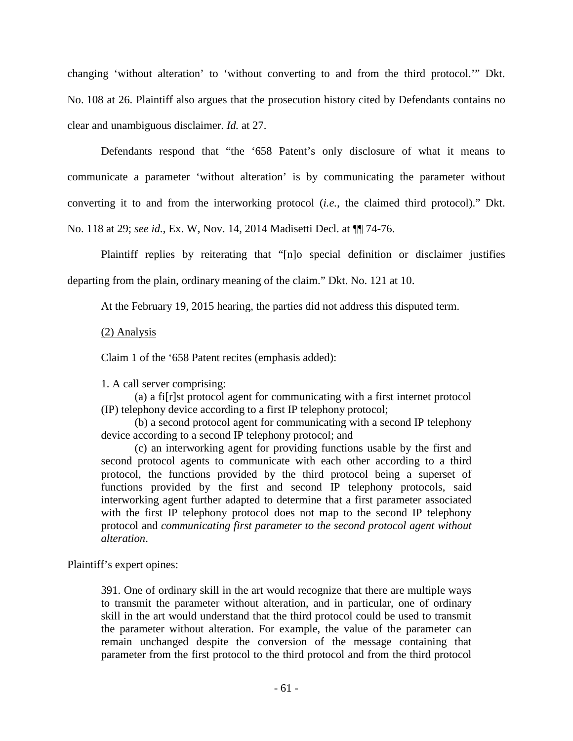changing 'without alteration' to 'without converting to and from the third protocol.'" Dkt. No. 108 at 26. Plaintiff also argues that the prosecution history cited by Defendants contains no clear and unambiguous disclaimer. *Id.* at 27.

Defendants respond that "the '658 Patent's only disclosure of what it means to communicate a parameter 'without alteration' is by communicating the parameter without converting it to and from the interworking protocol (*i.e.*, the claimed third protocol)." Dkt. No. 118 at 29; *see id.*, Ex. W, Nov. 14, 2014 Madisetti Decl. at ¶¶ 74-76.

Plaintiff replies by reiterating that "[n]o special definition or disclaimer justifies departing from the plain, ordinary meaning of the claim." Dkt. No. 121 at 10.

At the February 19, 2015 hearing, the parties did not address this disputed term.

<u>(2) Analysis</u>

Claim 1 of the '658 Patent recites (emphasis added):

> 1. A call server comprising:
>
> (a) a fi[r]st protocol agent for communicating with a first internet protocol (IP) telephony device according to a first IP telephony protocol;
>
> (b) a second protocol agent for communicating with a second IP telephony device according to a second IP telephony protocol; and
>
> (c) an interworking agent for providing functions usable by the first and second protocol agents to communicate with each other according to a third protocol, the functions provided by the third protocol being a superset of functions provided by the first and second IP telephony protocols, said interworking agent further adapted to determine that a first parameter associated with the first IP telephony protocol does not map to the second IP telephony protocol and *communicating first parameter to the second protocol agent without alteration*.

Plaintiff's expert opines:

> 391. One of ordinary skill in the art would recognize that there are multiple ways to transmit the parameter without alteration, and in particular, one of ordinary skill in the art would understand that the third protocol could be used to transmit the parameter without alteration. For example, the value of the parameter can remain unchanged despite the conversion of the message containing that parameter from the first protocol to the third protocol and from the third protocol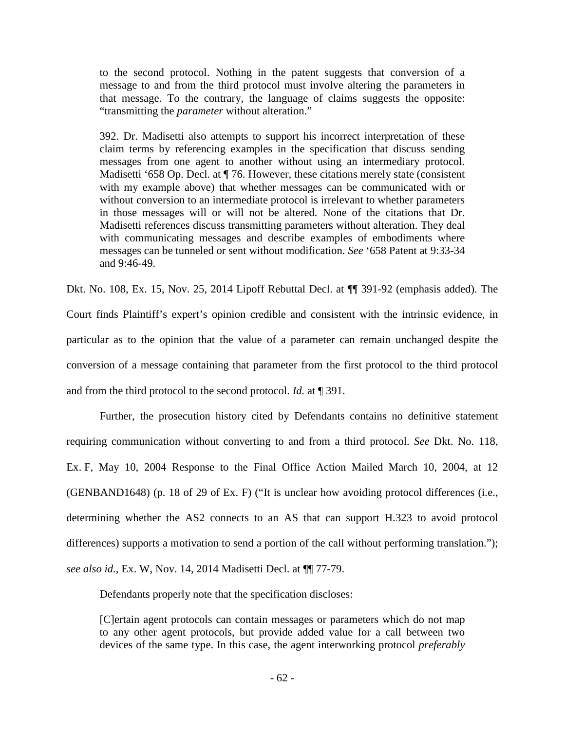> to the second protocol. Nothing in the patent suggests that conversion of a message to and from the third protocol must involve altering the parameters in that message. To the contrary, the language of claims suggests the opposite: "transmitting the *parameter* without alteration."
>
> 392. Dr. Madisetti also attempts to support his incorrect interpretation of these claim terms by referencing examples in the specification that discuss sending messages from one agent to another without using an intermediary protocol. Madisetti '658 Op. Decl. at ¶ 76. However, these citations merely state (consistent with my example above) that whether messages can be communicated with or without conversion to an intermediate protocol is irrelevant to whether parameters in those messages will or will not be altered. None of the citations that Dr. Madisetti references discuss transmitting parameters without alteration. They deal with communicating messages and describe examples of embodiments where messages can be tunneled or sent without modification. *See* '658 Patent at 9:33-34 and 9:46-49.

Dkt. No. 108, Ex. 15, Nov. 25, 2014 Lipoff Rebuttal Decl. at ¶¶ 391-92 (emphasis added). The Court finds Plaintiff's expert's opinion credible and consistent with the intrinsic evidence, in particular as to the opinion that the value of a parameter can remain unchanged despite the conversion of a message containing that parameter from the first protocol to the third protocol and from the third protocol to the second protocol. *Id.* at ¶ 391.

Further, the prosecution history cited by Defendants contains no definitive statement requiring communication without converting to and from a third protocol. *See* Dkt. No. 118, Ex. F, May 10, 2004 Response to the Final Office Action Mailed March 10, 2004, at 12 (GENBAND1648) (p. 18 of 29 of Ex. F) ("It is unclear how avoiding protocol differences (i.e., determining whether the AS2 connects to an AS that can support H.323 to avoid protocol differences) supports a motivation to send a portion of the call without performing translation."); *see also id.*, Ex. W, Nov. 14, 2014 Madisetti Decl. at ¶¶ 77-79.

Defendants properly note that the specification discloses:

> [C]ertain agent protocols can contain messages or parameters which do not map to any other agent protocols, but provide added value for a call between two devices of the same type. In this case, the agent interworking protocol *preferably*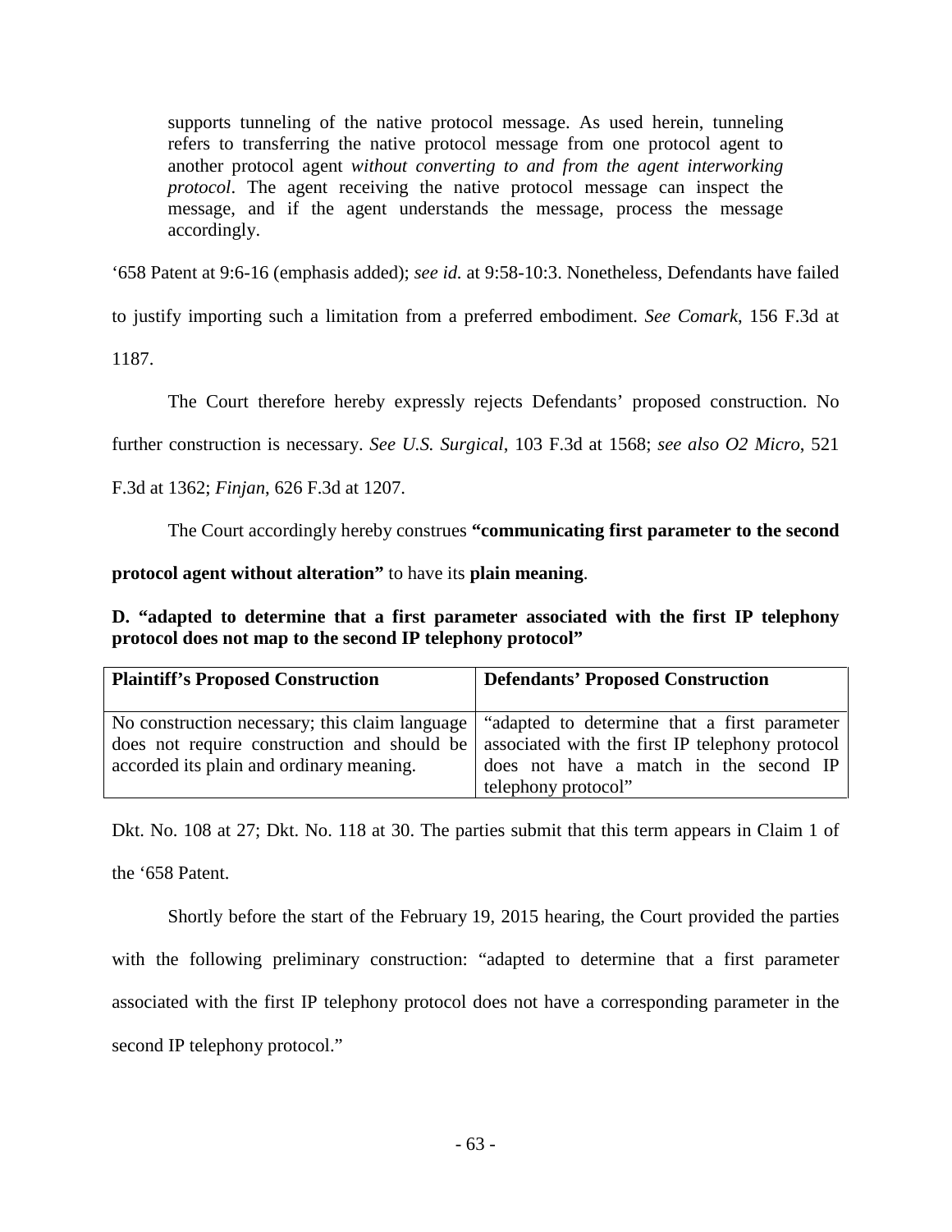> supports tunneling of the native protocol message. As used herein, tunneling refers to transferring the native protocol message from one protocol agent to another protocol agent *without converting to and from the agent interworking protocol*. The agent receiving the native protocol message can inspect the message, and if the agent understands the message, process the message accordingly.

'658 Patent at 9:6-16 (emphasis added); *see id.* at 9:58-10:3. Nonetheless, Defendants have failed to justify importing such a limitation from a preferred embodiment. *See Comark*, 156 F.3d at 1187.

The Court therefore hereby expressly rejects Defendants' proposed construction. No further construction is necessary. *See U.S. Surgical*, 103 F.3d at 1568; *see also O2 Micro*, 521 F.3d at 1362; *Finjan*, 626 F.3d at 1207.

The Court accordingly hereby construes **"communicating first parameter to the second protocol agent without alteration"** to have its **plain meaning**.

**D. "adapted to determine that a first parameter associated with the first IP telephony protocol does not map to the second IP telephony protocol"**

| Plaintiff's Proposed Construction | Defendants' Proposed Construction |
|---|---|
| No construction necessary; this claim language does not require construction and should be accorded its plain and ordinary meaning. | "adapted to determine that a first parameter associated with the first IP telephony protocol does not have a match in the second IP telephony protocol" |

Dkt. No. 108 at 27; Dkt. No. 118 at 30. The parties submit that this term appears in Claim 1 of the '658 Patent.

Shortly before the start of the February 19, 2015 hearing, the Court provided the parties with the following preliminary construction: "adapted to determine that a first parameter associated with the first IP telephony protocol does not have a corresponding parameter in the second IP telephony protocol."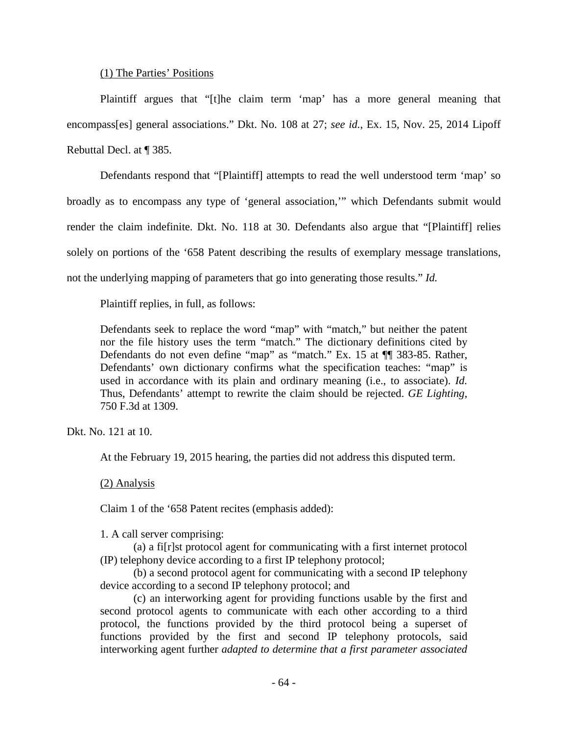<u>(1) The Parties' Positions</u>

Plaintiff argues that "[t]he claim term 'map' has a more general meaning that encompass[es] general associations." Dkt. No. 108 at 27; *see id.*, Ex. 15, Nov. 25, 2014 Lipoff Rebuttal Decl. at ¶ 385.

Defendants respond that "[Plaintiff] attempts to read the well understood term 'map' so broadly as to encompass any type of 'general association,'" which Defendants submit would render the claim indefinite. Dkt. No. 118 at 30. Defendants also argue that "[Plaintiff] relies solely on portions of the '658 Patent describing the results of exemplary message translations, not the underlying mapping of parameters that go into generating those results." *Id.*

Plaintiff replies, in full, as follows:

> Defendants seek to replace the word "map" with "match," but neither the patent nor the file history uses the term "match." The dictionary definitions cited by Defendants do not even define "map" as "match." Ex. 15 at ¶¶ 383-85. Rather, Defendants' own dictionary confirms what the specification teaches: "map" is used in accordance with its plain and ordinary meaning (i.e., to associate). *Id.* Thus, Defendants' attempt to rewrite the claim should be rejected. *GE Lighting*, 750 F.3d at 1309.

Dkt. No. 121 at 10.

At the February 19, 2015 hearing, the parties did not address this disputed term.

<u>(2) Analysis</u>

Claim 1 of the '658 Patent recites (emphasis added):

> 1. A call server comprising:
>
> (a) a fi[r]st protocol agent for communicating with a first internet protocol (IP) telephony device according to a first IP telephony protocol;
>
> (b) a second protocol agent for communicating with a second IP telephony device according to a second IP telephony protocol; and
>
> (c) an interworking agent for providing functions usable by the first and second protocol agents to communicate with each other according to a third protocol, the functions provided by the third protocol being a superset of functions provided by the first and second IP telephony protocols, said interworking agent further *adapted to determine that a first parameter associated*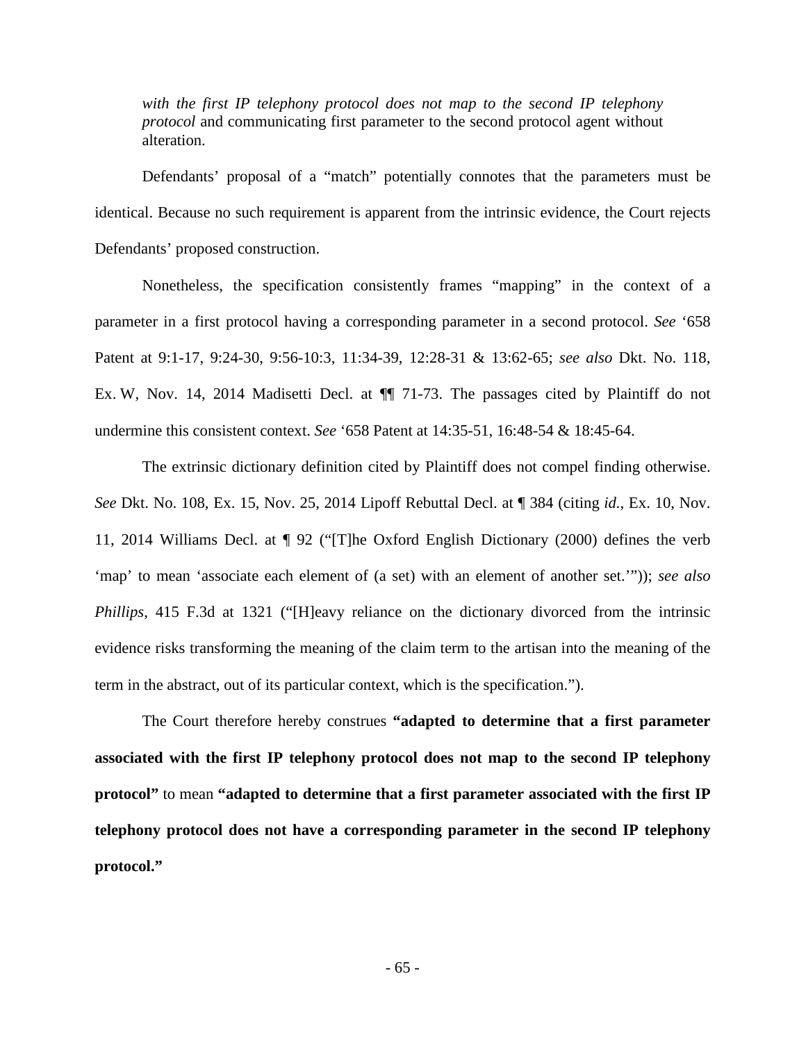*with the first IP telephony protocol does not map to the second IP telephony protocol* and communicating first parameter to the second protocol agent without alteration.

Defendants' proposal of a "match" potentially connotes that the parameters must be identical. Because no such requirement is apparent from the intrinsic evidence, the Court rejects Defendants' proposed construction.

Nonetheless, the specification consistently frames "mapping" in the context of a parameter in a first protocol having a corresponding parameter in a second protocol. *See* '658 Patent at 9:1-17, 9:24-30, 9:56-10:3, 11:34-39, 12:28-31 & 13:62-65; *see also* Dkt. No. 118, Ex. W, Nov. 14, 2014 Madisetti Decl. at ¶¶ 71-73. The passages cited by Plaintiff do not undermine this consistent context. *See* '658 Patent at 14:35-51, 16:48-54 & 18:45-64.

The extrinsic dictionary definition cited by Plaintiff does not compel finding otherwise. *See* Dkt. No. 108, Ex. 15, Nov. 25, 2014 Lipoff Rebuttal Decl. at ¶ 384 (citing *id.*, Ex. 10, Nov. 11, 2014 Williams Decl. at ¶ 92 ("[T]he Oxford English Dictionary (2000) defines the verb 'map' to mean 'associate each element of (a set) with an element of another set.'")); *see also Phillips*, 415 F.3d at 1321 ("[H]eavy reliance on the dictionary divorced from the intrinsic evidence risks transforming the meaning of the claim term to the artisan into the meaning of the term in the abstract, out of its particular context, which is the specification.").

The Court therefore hereby construes **"adapted to determine that a first parameter associated with the first IP telephony protocol does not map to the second IP telephony protocol"** to mean **"adapted to determine that a first parameter associated with the first IP telephony protocol does not have a corresponding parameter in the second IP telephony protocol."**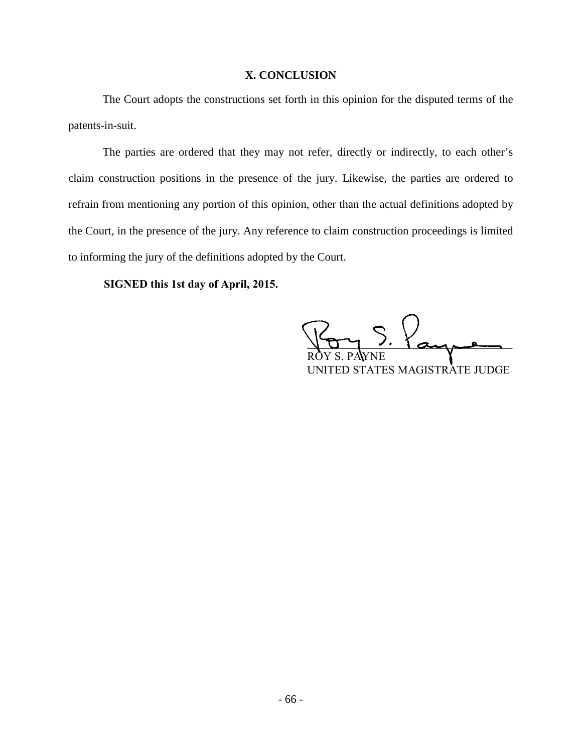## X. CONCLUSION

The Court adopts the constructions set forth in this opinion for the disputed terms of the patents-in-suit.

The parties are ordered that they may not refer, directly or indirectly, to each other's claim construction positions in the presence of the jury. Likewise, the parties are ordered to refrain from mentioning any portion of this opinion, other than the actual definitions adopted by the Court, in the presence of the jury. Any reference to claim construction proceedings is limited to informing the jury of the definitions adopted by the Court.

**SIGNED this 1st day of April, 2015.**

ROY S. PAYNE
UNITED STATES MAGISTRATE JUDGE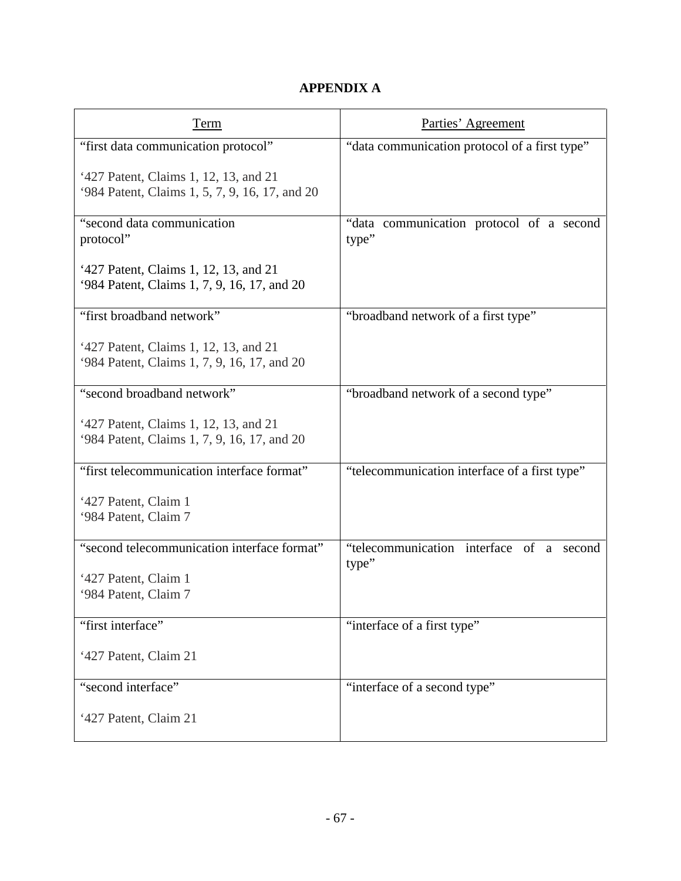**APPENDIX A**

| Term | Parties' Agreement |
|---|---|
| "first data communication protocol"<br><br>'427 Patent, Claims 1, 12, 13, and 21<br>'984 Patent, Claims 1, 5, 7, 9, 16, 17, and 20 | "data communication protocol of a first type" |
| "second data communication protocol"<br><br>'427 Patent, Claims 1, 12, 13, and 21<br>'984 Patent, Claims 1, 7, 9, 16, 17, and 20 | "data communication protocol of a second type" |
| "first broadband network"<br><br>'427 Patent, Claims 1, 12, 13, and 21<br>'984 Patent, Claims 1, 7, 9, 16, 17, and 20 | "broadband network of a first type" |
| "second broadband network"<br><br>'427 Patent, Claims 1, 12, 13, and 21<br>'984 Patent, Claims 1, 7, 9, 16, 17, and 20 | "broadband network of a second type" |
| "first telecommunication interface format"<br><br>'427 Patent, Claim 1<br>'984 Patent, Claim 7 | "telecommunication interface of a first type" |
| "second telecommunication interface format"<br><br>'427 Patent, Claim 1<br>'984 Patent, Claim 7 | "telecommunication interface of a second type" |
| "first interface"<br><br>'427 Patent, Claim 21 | "interface of a first type" |
| "second interface"<br><br>'427 Patent, Claim 21 | "interface of a second type" |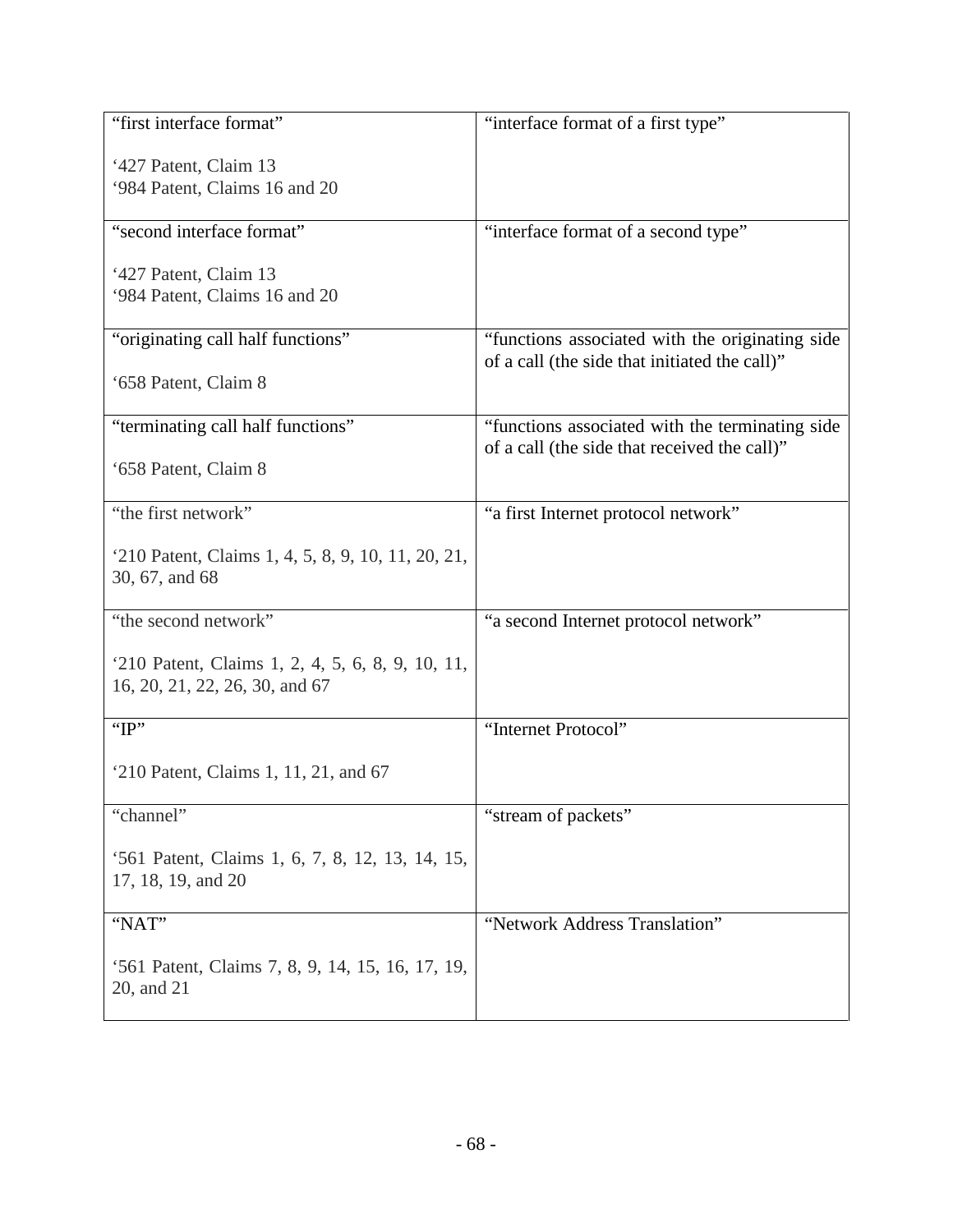| | |
|---|---|
| "first interface format"<br><br>'427 Patent, Claim 13<br>'984 Patent, Claims 16 and 20 | "interface format of a first type" |
| "second interface format"<br><br>'427 Patent, Claim 13<br>'984 Patent, Claims 16 and 20 | "interface format of a second type" |
| "originating call half functions"<br><br>'658 Patent, Claim 8 | "functions associated with the originating side of a call (the side that initiated the call)" |
| "terminating call half functions"<br><br>'658 Patent, Claim 8 | "functions associated with the terminating side of a call (the side that received the call)" |
| "the first network"<br><br>'210 Patent, Claims 1, 4, 5, 8, 9, 10, 11, 20, 21, 30, 67, and 68 | "a first Internet protocol network" |
| "the second network"<br><br>'210 Patent, Claims 1, 2, 4, 5, 6, 8, 9, 10, 11, 16, 20, 21, 22, 26, 30, and 67 | "a second Internet protocol network" |
| "IP"<br><br>'210 Patent, Claims 1, 11, 21, and 67 | "Internet Protocol" |
| "channel"<br><br>'561 Patent, Claims 1, 6, 7, 8, 12, 13, 14, 15, 17, 18, 19, and 20 | "stream of packets" |
| "NAT"<br><br>'561 Patent, Claims 7, 8, 9, 14, 15, 16, 17, 19, 20, and 21 | "Network Address Translation" |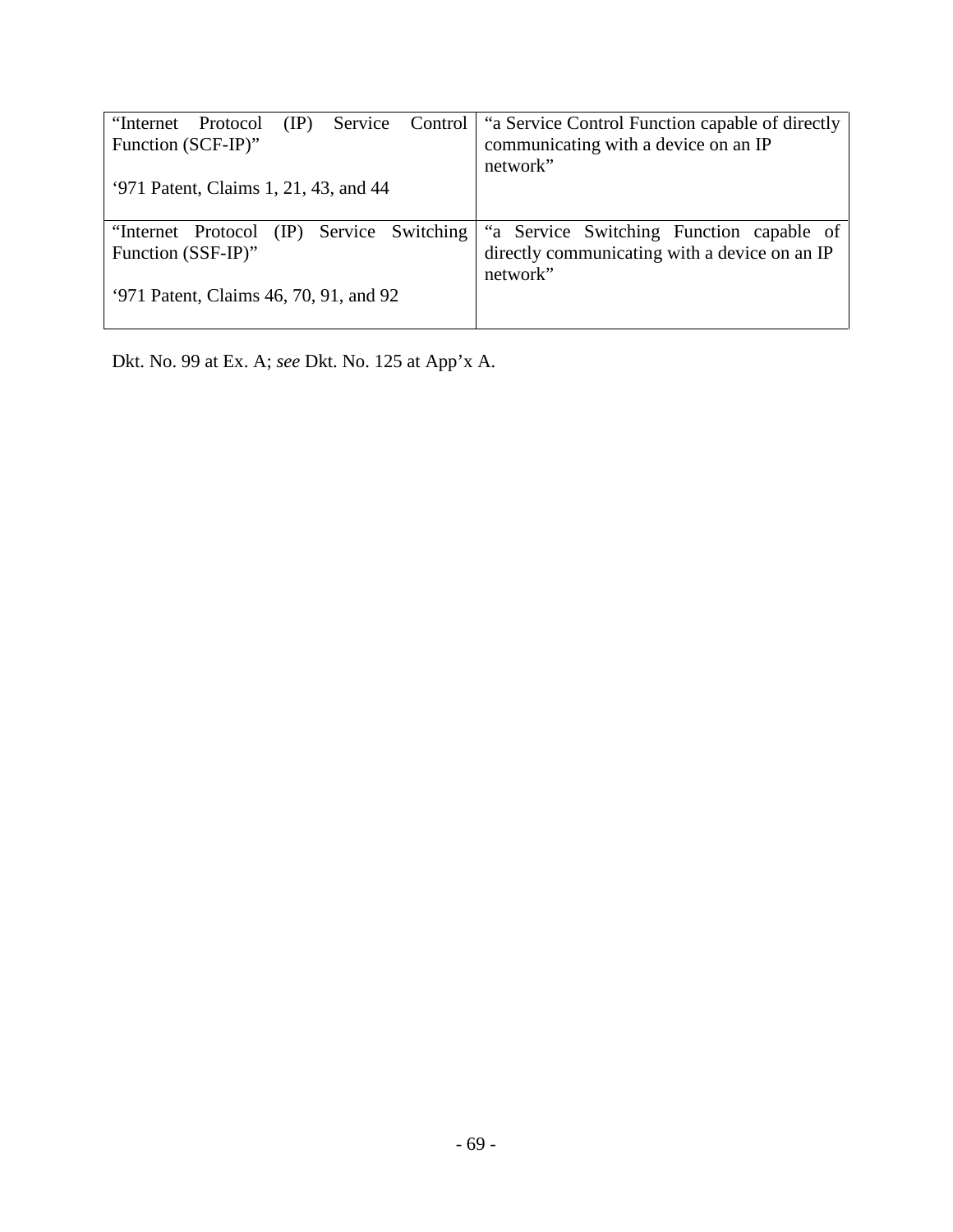| | |
|---|---|
| "Internet Protocol (IP) Service Control Function (SCF-IP)"<br><br>'971 Patent, Claims 1, 21, 43, and 44 | "a Service Control Function capable of directly communicating with a device on an IP network" |
| "Internet Protocol (IP) Service Switching Function (SSF-IP)"<br><br>'971 Patent, Claims 46, 70, 91, and 92 | "a Service Switching Function capable of directly communicating with a device on an IP network" |

Dkt. No. 99 at Ex. A; *see* Dkt. No. 125 at App'x A.